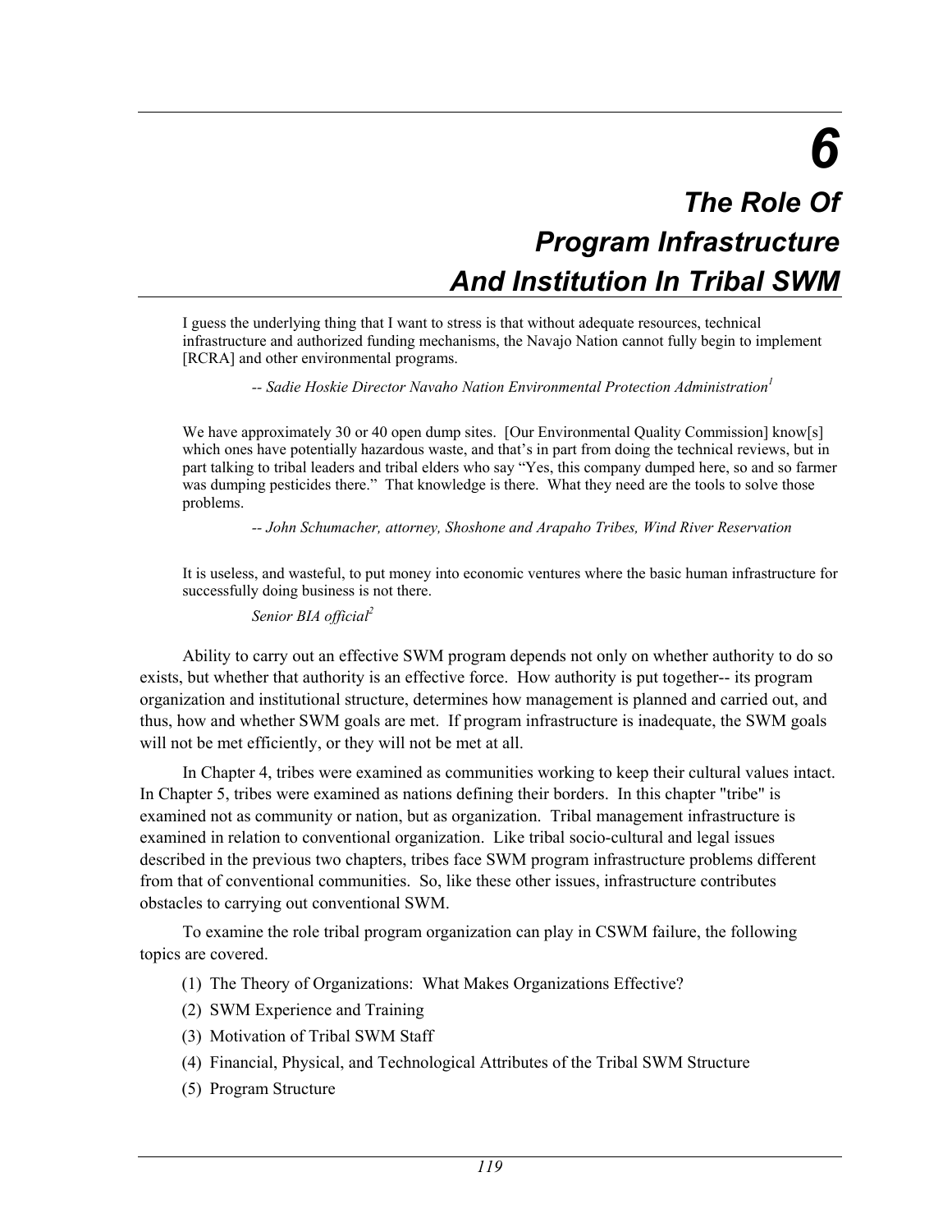# 6

# *The Role Of Program Infrastructure And Institution In Tribal SWM*

> I guess the underlying thing that I want to stress is that without adequate resources, technical infrastructure and authorized funding mechanisms, the Navajo Nation cannot fully begin to implement [RCRA] and other environmental programs.
>
> *-- Sadie Hoskie Director Navaho Nation Environmental Protection Administration*[1]

> We have approximately 30 or 40 open dump sites. [Our Environmental Quality Commission] know[s] which ones have potentially hazardous waste, and that's in part from doing the technical reviews, but in part talking to tribal leaders and tribal elders who say "Yes, this company dumped here, so and so farmer was dumping pesticides there." That knowledge is there. What they need are the tools to solve those problems.
>
> *-- John Schumacher, attorney, Shoshone and Arapaho Tribes, Wind River Reservation*

> It is useless, and wasteful, to put money into economic ventures where the basic human infrastructure for successfully doing business is not there.
>
> *Senior BIA official*[2]

Ability to carry out an effective SWM program depends not only on whether authority to do so exists, but whether that authority is an effective force. How authority is put together-- its program organization and institutional structure, determines how management is planned and carried out, and thus, how and whether SWM goals are met. If program infrastructure is inadequate, the SWM goals will not be met efficiently, or they will not be met at all.

In Chapter 4, tribes were examined as communities working to keep their cultural values intact. In Chapter 5, tribes were examined as nations defining their borders. In this chapter "tribe" is examined not as community or nation, but as organization. Tribal management infrastructure is examined in relation to conventional organization. Like tribal socio-cultural and legal issues described in the previous two chapters, tribes face SWM program infrastructure problems different from that of conventional communities. So, like these other issues, infrastructure contributes obstacles to carrying out conventional SWM.

To examine the role tribal program organization can play in CSWM failure, the following topics are covered.

(1) The Theory of Organizations: What Makes Organizations Effective?

(2) SWM Experience and Training

(3) Motivation of Tribal SWM Staff

(4) Financial, Physical, and Technological Attributes of the Tribal SWM Structure

(5) Program Structure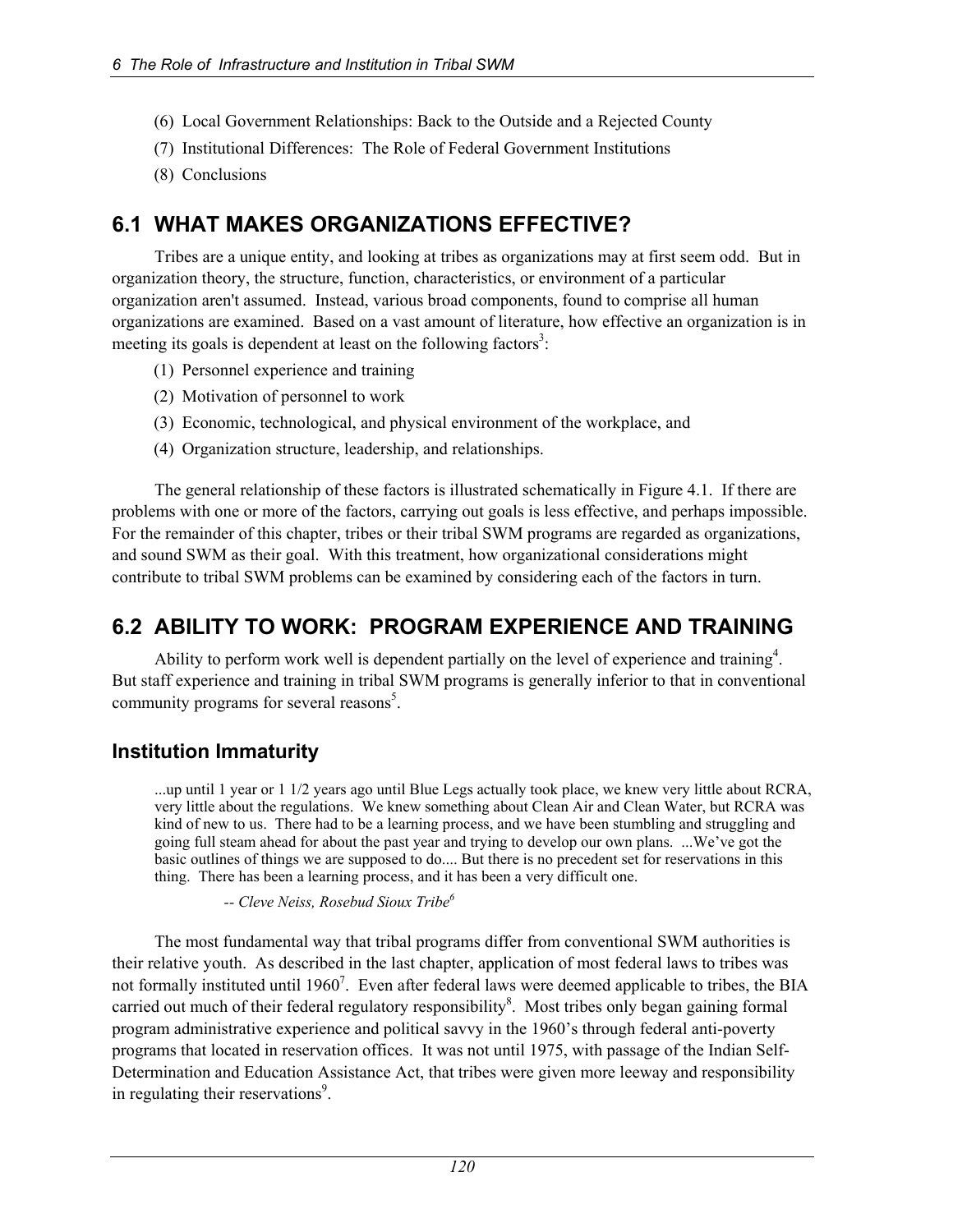(6) Local Government Relationships: Back to the Outside and a Rejected County

(7) Institutional Differences: The Role of Federal Government Institutions

(8) Conclusions

## 6.1 WHAT MAKES ORGANIZATIONS EFFECTIVE?

Tribes are a unique entity, and looking at tribes as organizations may at first seem odd. But in organization theory, the structure, function, characteristics, or environment of a particular organization aren't assumed. Instead, various broad components, found to comprise all human organizations are examined. Based on a vast amount of literature, how effective an organization is in meeting its goals is dependent at least on the following factors[3]:

(1) Personnel experience and training

(2) Motivation of personnel to work

(3) Economic, technological, and physical environment of the workplace, and

(4) Organization structure, leadership, and relationships.

The general relationship of these factors is illustrated schematically in Figure 4.1. If there are problems with one or more of the factors, carrying out goals is less effective, and perhaps impossible. For the remainder of this chapter, tribes or their tribal SWM programs are regarded as organizations, and sound SWM as their goal. With this treatment, how organizational considerations might contribute to tribal SWM problems can be examined by considering each of the factors in turn.

## 6.2 ABILITY TO WORK: PROGRAM EXPERIENCE AND TRAINING

Ability to perform work well is dependent partially on the level of experience and training[4]. But staff experience and training in tribal SWM programs is generally inferior to that in conventional community programs for several reasons[5].

### Institution Immaturity

> ...up until 1 year or 1 1/2 years ago until Blue Legs actually took place, we knew very little about RCRA, very little about the regulations. We knew something about Clean Air and Clean Water, but RCRA was kind of new to us. There had to be a learning process, and we have been stumbling and struggling and going full steam ahead for about the past year and trying to develop our own plans. ...We've got the basic outlines of things we are supposed to do.... But there is no precedent set for reservations in this thing. There has been a learning process, and it has been a very difficult one.
>
> *-- Cleve Neiss, Rosebud Sioux Tribe*[6]

The most fundamental way that tribal programs differ from conventional SWM authorities is their relative youth. As described in the last chapter, application of most federal laws to tribes was not formally instituted until 1960[7]. Even after federal laws were deemed applicable to tribes, the BIA carried out much of their federal regulatory responsibility[8]. Most tribes only began gaining formal program administrative experience and political savvy in the 1960's through federal anti-poverty programs that located in reservation offices. It was not until 1975, with passage of the Indian Self-Determination and Education Assistance Act, that tribes were given more leeway and responsibility in regulating their reservations[9].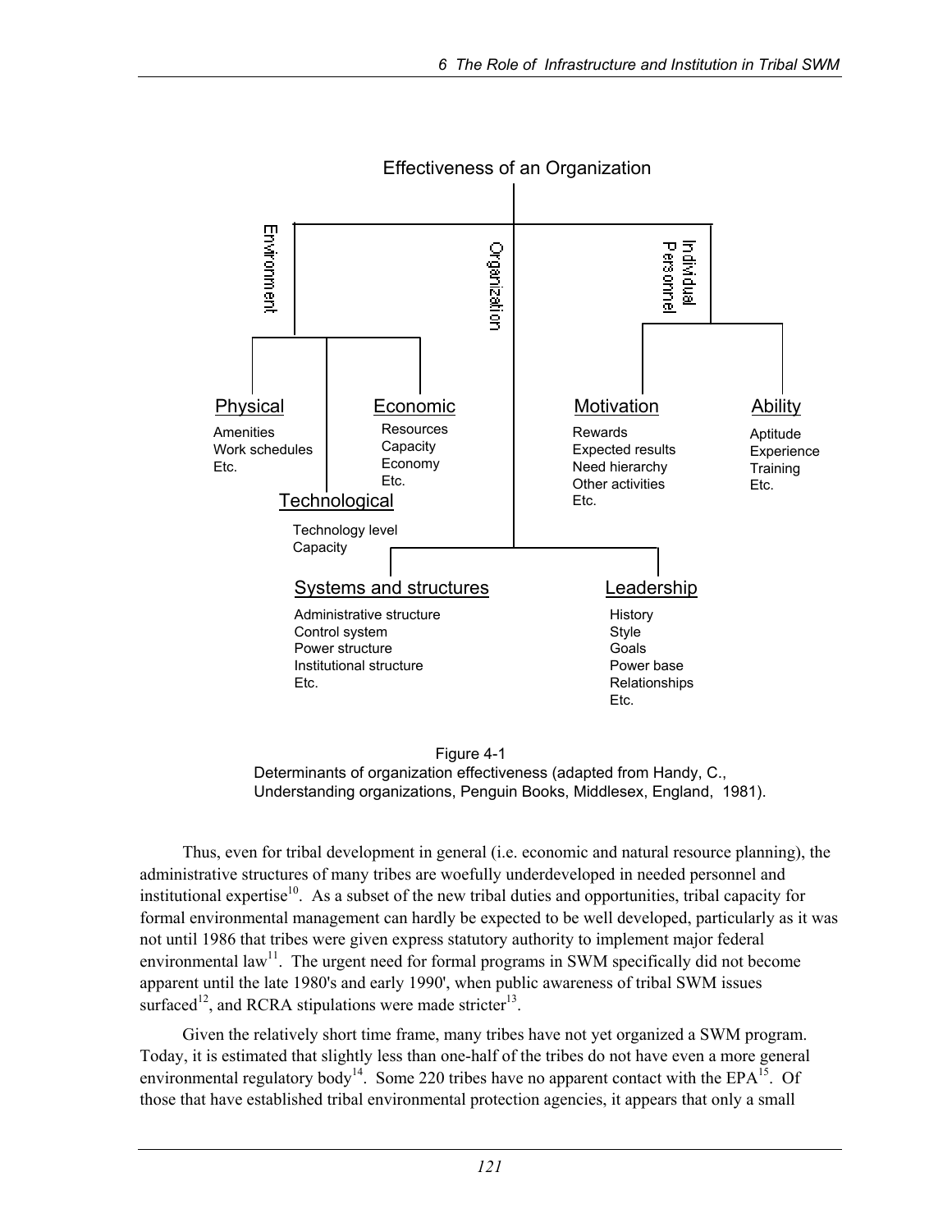Effectiveness of an Organization

- Environment
  - Physical
    - Amenities
    - Work schedules
    - Etc.
  - Technological
    - Technology level
    - Capacity
  - Economic
    - Resources
    - Capacity
    - Economy
    - Etc.
- Organization
  - Systems and structures
    - Administrative structure
    - Control system
    - Power structure
    - Institutional structure
    - Etc.
  - Leadership
    - History
    - Style
    - Goals
    - Power base
    - Relationships
    - Etc.
- Individual Personnel
  - Motivation
    - Rewards
    - Expected results
    - Need hierarchy
    - Other activities
    - Etc.
  - Ability
    - Aptitude
    - Experience
    - Training
    - Etc.

Figure 4-1
Determinants of organization effectiveness (adapted from Handy, C., Understanding organizations, Penguin Books, Middlesex, England, 1981).

Thus, even for tribal development in general (i.e. economic and natural resource planning), the administrative structures of many tribes are woefully underdeveloped in needed personnel and institutional expertise[10]. As a subset of the new tribal duties and opportunities, tribal capacity for formal environmental management can hardly be expected to be well developed, particularly as it was not until 1986 that tribes were given express statutory authority to implement major federal environmental law[11]. The urgent need for formal programs in SWM specifically did not become apparent until the late 1980's and early 1990', when public awareness of tribal SWM issues surfaced[12], and RCRA stipulations were made stricter[13].

Given the relatively short time frame, many tribes have not yet organized a SWM program. Today, it is estimated that slightly less than one-half of the tribes do not have even a more general environmental regulatory body[14]. Some 220 tribes have no apparent contact with the EPA[15]. Of those that have established tribal environmental protection agencies, it appears that only a small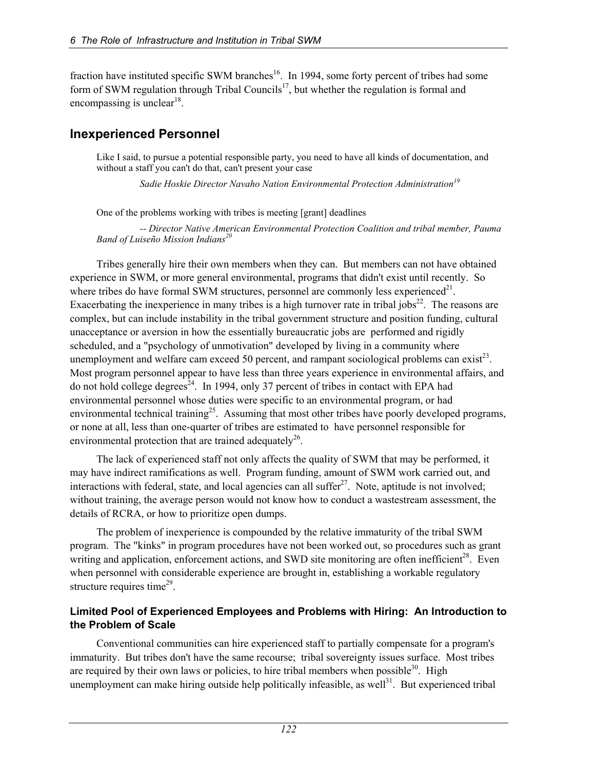fraction have instituted specific SWM branches[16]. In 1994, some forty percent of tribes had some form of SWM regulation through Tribal Councils[17], but whether the regulation is formal and encompassing is unclear[18].

## Inexperienced Personnel

> Like I said, to pursue a potential responsible party, you need to have all kinds of documentation, and without a staff you can't do that, can't present your case
>
> *Sadie Hoskie Director Navaho Nation Environmental Protection Administration*[19]

> One of the problems working with tribes is meeting [grant] deadlines
>
> *-- Director Native American Environmental Protection Coalition and tribal member, Pauma Band of Luiseño Mission Indians*[20]

Tribes generally hire their own members when they can. But members can not have obtained experience in SWM, or more general environmental, programs that didn't exist until recently. So where tribes do have formal SWM structures, personnel are commonly less experienced[21]. Exacerbating the inexperience in many tribes is a high turnover rate in tribal jobs[22]. The reasons are complex, but can include instability in the tribal government structure and position funding, cultural unacceptance or aversion in how the essentially bureaucratic jobs are performed and rigidly scheduled, and a "psychology of unmotivation" developed by living in a community where unemployment and welfare cam exceed 50 percent, and rampant sociological problems can exist[23]. Most program personnel appear to have less than three years experience in environmental affairs, and do not hold college degrees[24]. In 1994, only 37 percent of tribes in contact with EPA had environmental personnel whose duties were specific to an environmental program, or had environmental technical training[25]. Assuming that most other tribes have poorly developed programs, or none at all, less than one-quarter of tribes are estimated to have personnel responsible for environmental protection that are trained adequately[26].

The lack of experienced staff not only affects the quality of SWM that may be performed, it may have indirect ramifications as well. Program funding, amount of SWM work carried out, and interactions with federal, state, and local agencies can all suffer[27]. Note, aptitude is not involved; without training, the average person would not know how to conduct a wastestream assessment, the details of RCRA, or how to prioritize open dumps.

The problem of inexperience is compounded by the relative immaturity of the tribal SWM program. The "kinks" in program procedures have not been worked out, so procedures such as grant writing and application, enforcement actions, and SWD site monitoring are often inefficient[28]. Even when personnel with considerable experience are brought in, establishing a workable regulatory structure requires time[29].

### Limited Pool of Experienced Employees and Problems with Hiring: An Introduction to the Problem of Scale

Conventional communities can hire experienced staff to partially compensate for a program's immaturity. But tribes don't have the same recourse; tribal sovereignty issues surface. Most tribes are required by their own laws or policies, to hire tribal members when possible[30]. High unemployment can make hiring outside help politically infeasible, as well[31]. But experienced tribal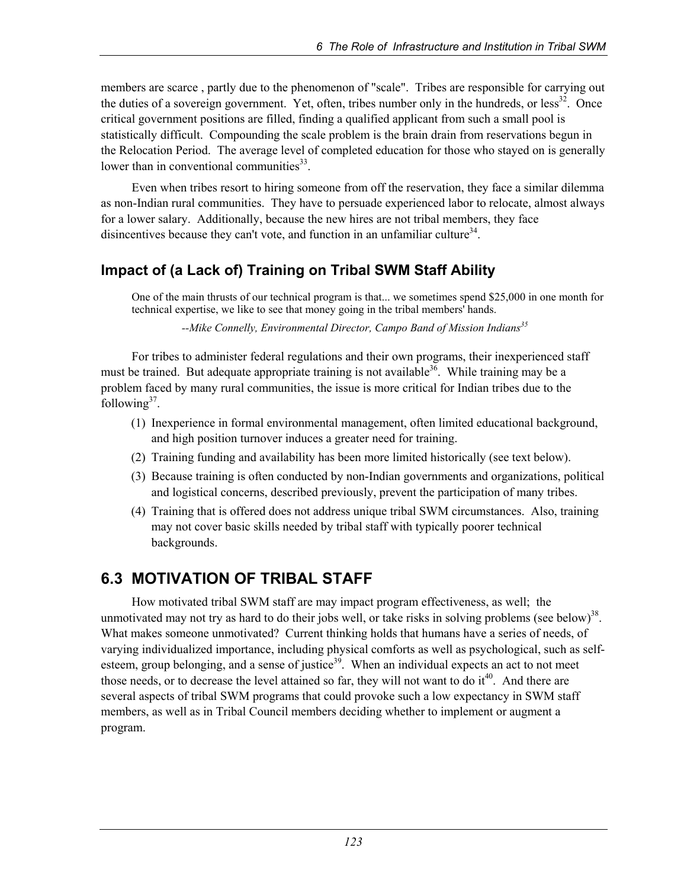members are scarce , partly due to the phenomenon of "scale". Tribes are responsible for carrying out the duties of a sovereign government. Yet, often, tribes number only in the hundreds, or less[32]. Once critical government positions are filled, finding a qualified applicant from such a small pool is statistically difficult. Compounding the scale problem is the brain drain from reservations begun in the Relocation Period. The average level of completed education for those who stayed on is generally lower than in conventional communities[33].

Even when tribes resort to hiring someone from off the reservation, they face a similar dilemma as non-Indian rural communities. They have to persuade experienced labor to relocate, almost always for a lower salary. Additionally, because the new hires are not tribal members, they face disincentives because they can't vote, and function in an unfamiliar culture[34].

### Impact of (a Lack of) Training on Tribal SWM Staff Ability

> One of the main thrusts of our technical program is that... we sometimes spend $25,000 in one month for technical expertise, we like to see that money going in the tribal members' hands.
>
> *--Mike Connelly, Environmental Director, Campo Band of Mission Indians[35]*

For tribes to administer federal regulations and their own programs, their inexperienced staff must be trained. But adequate appropriate training is not available[36]. While training may be a problem faced by many rural communities, the issue is more critical for Indian tribes due to the following[37].

(1) Inexperience in formal environmental management, often limited educational background, and high position turnover induces a greater need for training.

(2) Training funding and availability has been more limited historically (see text below).

(3) Because training is often conducted by non-Indian governments and organizations, political and logistical concerns, described previously, prevent the participation of many tribes.

(4) Training that is offered does not address unique tribal SWM circumstances. Also, training may not cover basic skills needed by tribal staff with typically poorer technical backgrounds.

## 6.3 MOTIVATION OF TRIBAL STAFF

How motivated tribal SWM staff are may impact program effectiveness, as well; the unmotivated may not try as hard to do their jobs well, or take risks in solving problems (see below)[38]. What makes someone unmotivated? Current thinking holds that humans have a series of needs, of varying individualized importance, including physical comforts as well as psychological, such as self-esteem, group belonging, and a sense of justice[39]. When an individual expects an act to not meet those needs, or to decrease the level attained so far, they will not want to do it[40]. And there are several aspects of tribal SWM programs that could provoke such a low expectancy in SWM staff members, as well as in Tribal Council members deciding whether to implement or augment a program.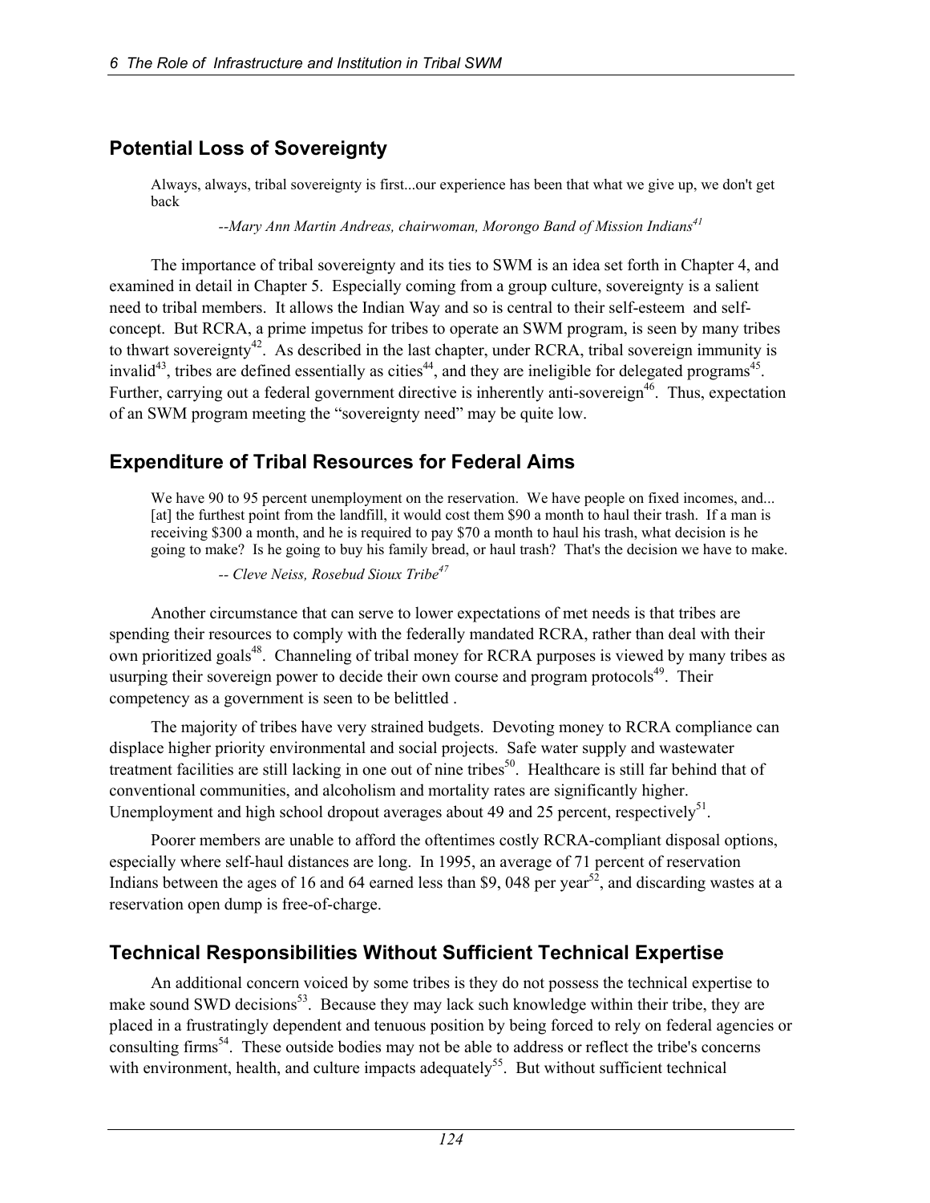## Potential Loss of Sovereignty

> Always, always, tribal sovereignty is first...our experience has been that what we give up, we don't get back
>
> *--Mary Ann Martin Andreas, chairwoman, Morongo Band of Mission Indians*[41]

The importance of tribal sovereignty and its ties to SWM is an idea set forth in Chapter 4, and examined in detail in Chapter 5. Especially coming from a group culture, sovereignty is a salient need to tribal members. It allows the Indian Way and so is central to their self-esteem and self-concept. But RCRA, a prime impetus for tribes to operate an SWM program, is seen by many tribes to thwart sovereignty[42]. As described in the last chapter, under RCRA, tribal sovereign immunity is invalid[43], tribes are defined essentially as cities[44], and they are ineligible for delegated programs[45]. Further, carrying out a federal government directive is inherently anti-sovereign[46]. Thus, expectation of an SWM program meeting the "sovereignty need" may be quite low.

## Expenditure of Tribal Resources for Federal Aims

> We have 90 to 95 percent unemployment on the reservation. We have people on fixed incomes, and... [at] the furthest point from the landfill, it would cost them $90 a month to haul their trash. If a man is receiving $300 a month, and he is required to pay $70 a month to haul his trash, what decision is he going to make? Is he going to buy his family bread, or haul trash? That's the decision we have to make.
>
> *-- Cleve Neiss, Rosebud Sioux Tribe*[47]

Another circumstance that can serve to lower expectations of met needs is that tribes are spending their resources to comply with the federally mandated RCRA, rather than deal with their own prioritized goals[48]. Channeling of tribal money for RCRA purposes is viewed by many tribes as usurping their sovereign power to decide their own course and program protocols[49]. Their competency as a government is seen to be belittled .

The majority of tribes have very strained budgets. Devoting money to RCRA compliance can displace higher priority environmental and social projects. Safe water supply and wastewater treatment facilities are still lacking in one out of nine tribes[50]. Healthcare is still far behind that of conventional communities, and alcoholism and mortality rates are significantly higher. Unemployment and high school dropout averages about 49 and 25 percent, respectively[51].

Poorer members are unable to afford the oftentimes costly RCRA-compliant disposal options, especially where self-haul distances are long. In 1995, an average of 71 percent of reservation Indians between the ages of 16 and 64 earned less than $9, 048 per year[52], and discarding wastes at a reservation open dump is free-of-charge.

## Technical Responsibilities Without Sufficient Technical Expertise

An additional concern voiced by some tribes is they do not possess the technical expertise to make sound SWD decisions[53]. Because they may lack such knowledge within their tribe, they are placed in a frustratingly dependent and tenuous position by being forced to rely on federal agencies or consulting firms[54]. These outside bodies may not be able to address or reflect the tribe's concerns with environment, health, and culture impacts adequately[55]. But without sufficient technical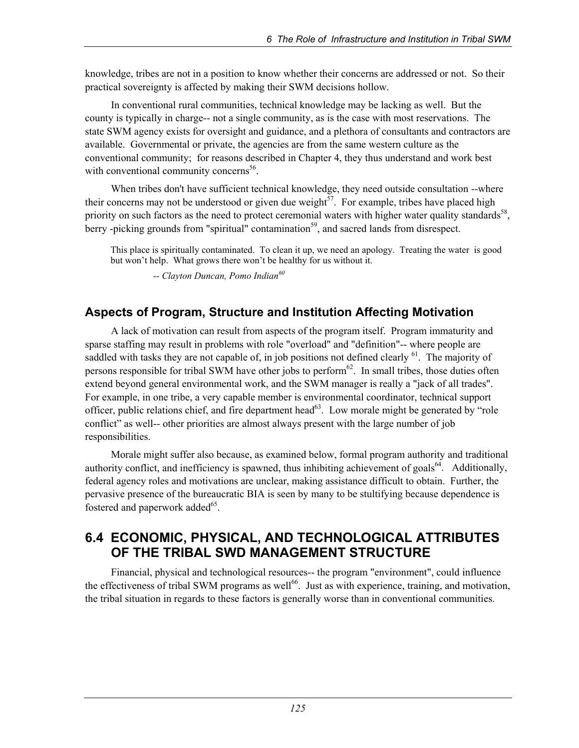knowledge, tribes are not in a position to know whether their concerns are addressed or not. So their practical sovereignty is affected by making their SWM decisions hollow.

In conventional rural communities, technical knowledge may be lacking as well. But the county is typically in charge-- not a single community, as is the case with most reservations. The state SWM agency exists for oversight and guidance, and a plethora of consultants and contractors are available. Governmental or private, the agencies are from the same western culture as the conventional community; for reasons described in Chapter 4, they thus understand and work best with conventional community concerns[56].

When tribes don't have sufficient technical knowledge, they need outside consultation --where their concerns may not be understood or given due weight[57]. For example, tribes have placed high priority on such factors as the need to protect ceremonial waters with higher water quality standards[58], berry -picking grounds from "spiritual" contamination[59], and sacred lands from disrespect.

> This place is spiritually contaminated. To clean it up, we need an apology. Treating the water is good but won't help. What grows there won't be healthy for us without it.
>
> *-- Clayton Duncan, Pomo Indian[60]*

### Aspects of Program, Structure and Institution Affecting Motivation

A lack of motivation can result from aspects of the program itself. Program immaturity and sparse staffing may result in problems with role "overload" and "definition"-- where people are saddled with tasks they are not capable of, in job positions not defined clearly [61]. The majority of persons responsible for tribal SWM have other jobs to perform[62]. In small tribes, those duties often extend beyond general environmental work, and the SWM manager is really a "jack of all trades". For example, in one tribe, a very capable member is environmental coordinator, technical support officer, public relations chief, and fire department head[63]. Low morale might be generated by "role conflict" as well-- other priorities are almost always present with the large number of job responsibilities.

Morale might suffer also because, as examined below, formal program authority and traditional authority conflict, and inefficiency is spawned, thus inhibiting achievement of goals[64]. Additionally, federal agency roles and motivations are unclear, making assistance difficult to obtain. Further, the pervasive presence of the bureaucratic BIA is seen by many to be stultifying because dependence is fostered and paperwork added[65].

## 6.4 ECONOMIC, PHYSICAL, AND TECHNOLOGICAL ATTRIBUTES OF THE TRIBAL SWD MANAGEMENT STRUCTURE

Financial, physical and technological resources-- the program "environment", could influence the effectiveness of tribal SWM programs as well[66]. Just as with experience, training, and motivation, the tribal situation in regards to these factors is generally worse than in conventional communities.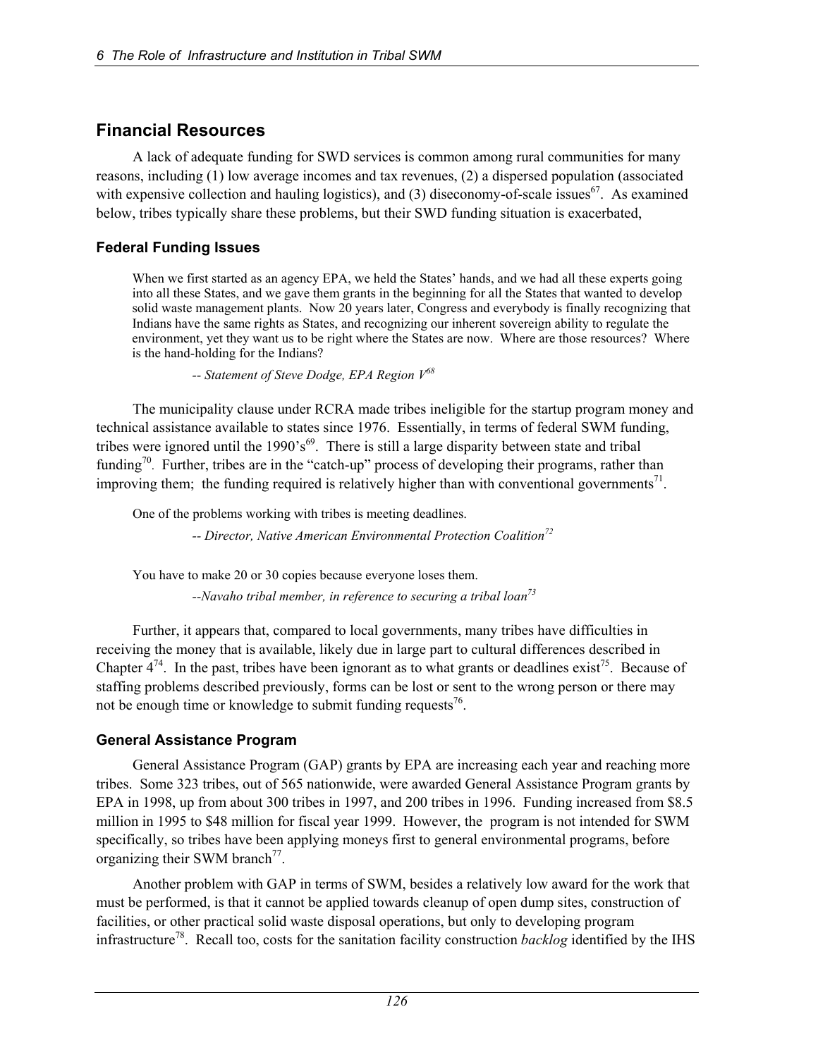## Financial Resources

A lack of adequate funding for SWD services is common among rural communities for many reasons, including (1) low average incomes and tax revenues, (2) a dispersed population (associated with expensive collection and hauling logistics), and (3) diseconomy-of-scale issues[67]. As examined below, tribes typically share these problems, but their SWD funding situation is exacerbated,

### Federal Funding Issues

> When we first started as an agency EPA, we held the States' hands, and we had all these experts going into all these States, and we gave them grants in the beginning for all the States that wanted to develop solid waste management plants. Now 20 years later, Congress and everybody is finally recognizing that Indians have the same rights as States, and recognizing our inherent sovereign ability to regulate the environment, yet they want us to be right where the States are now. Where are those resources? Where is the hand-holding for the Indians?
>
> *-- Statement of Steve Dodge, EPA Region V*[68]

The municipality clause under RCRA made tribes ineligible for the startup program money and technical assistance available to states since 1976. Essentially, in terms of federal SWM funding, tribes were ignored until the 1990's[69]. There is still a large disparity between state and tribal funding[70]. Further, tribes are in the "catch-up" process of developing their programs, rather than improving them; the funding required is relatively higher than with conventional governments[71].

> One of the problems working with tribes is meeting deadlines.
>
> *-- Director, Native American Environmental Protection Coalition*[72]

> You have to make 20 or 30 copies because everyone loses them.
>
> *--Navaho tribal member, in reference to securing a tribal loan*[73]

Further, it appears that, compared to local governments, many tribes have difficulties in receiving the money that is available, likely due in large part to cultural differences described in Chapter 4[74]. In the past, tribes have been ignorant as to what grants or deadlines exist[75]. Because of staffing problems described previously, forms can be lost or sent to the wrong person or there may not be enough time or knowledge to submit funding requests[76].

### General Assistance Program

General Assistance Program (GAP) grants by EPA are increasing each year and reaching more tribes. Some 323 tribes, out of 565 nationwide, were awarded General Assistance Program grants by EPA in 1998, up from about 300 tribes in 1997, and 200 tribes in 1996. Funding increased from $8.5 million in 1995 to $48 million for fiscal year 1999. However, the program is not intended for SWM specifically, so tribes have been applying moneys first to general environmental programs, before organizing their SWM branch[77].

Another problem with GAP in terms of SWM, besides a relatively low award for the work that must be performed, is that it cannot be applied towards cleanup of open dump sites, construction of facilities, or other practical solid waste disposal operations, but only to developing program infrastructure[78]. Recall too, costs for the sanitation facility construction *backlog* identified by the IHS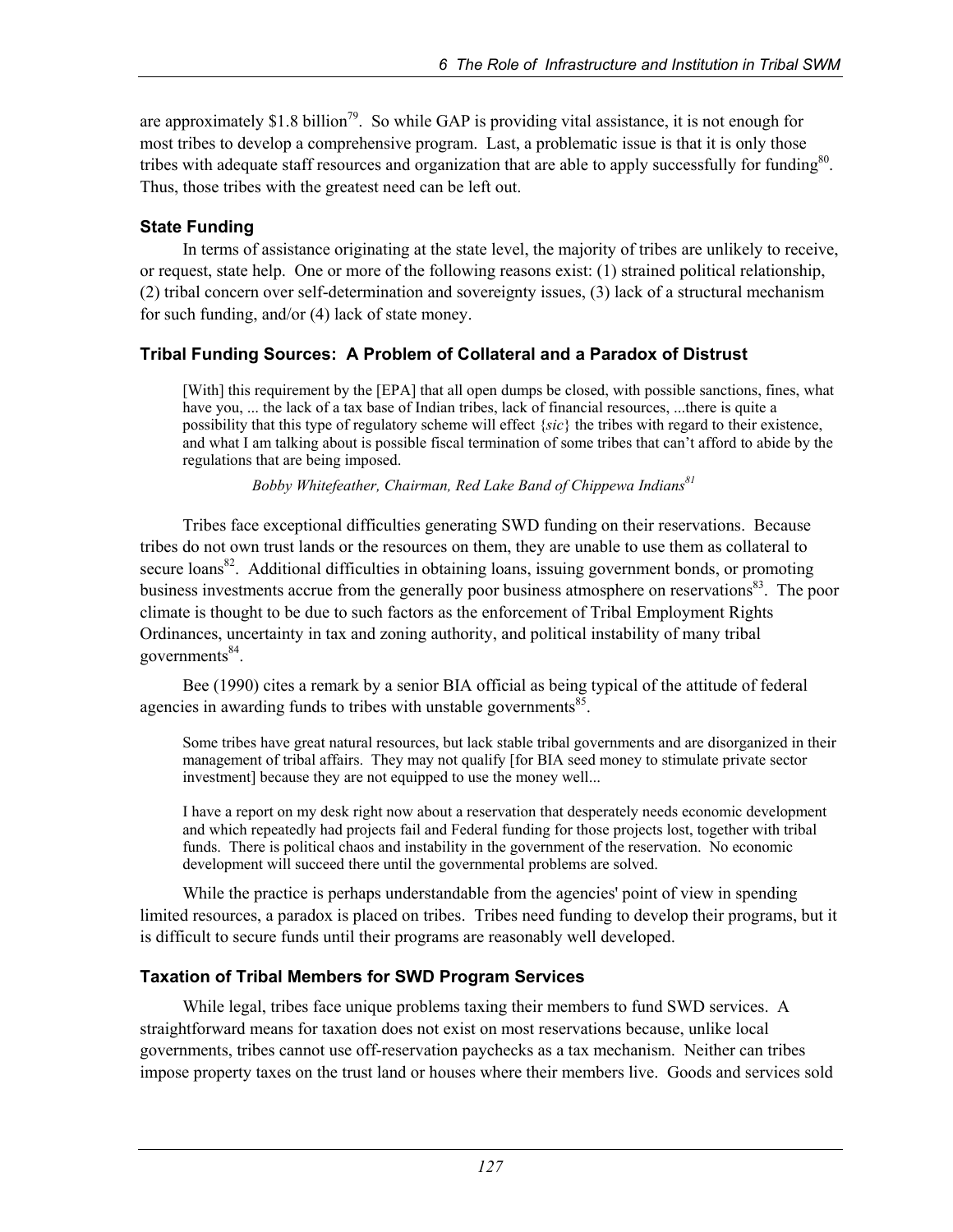are approximately $1.8 billion[79]. So while GAP is providing vital assistance, it is not enough for most tribes to develop a comprehensive program. Last, a problematic issue is that it is only those tribes with adequate staff resources and organization that are able to apply successfully for funding[80]. Thus, those tribes with the greatest need can be left out.

### State Funding

In terms of assistance originating at the state level, the majority of tribes are unlikely to receive, or request, state help. One or more of the following reasons exist: (1) strained political relationship, (2) tribal concern over self-determination and sovereignty issues, (3) lack of a structural mechanism for such funding, and/or (4) lack of state money.

### Tribal Funding Sources: A Problem of Collateral and a Paradox of Distrust

> [With] this requirement by the [EPA] that all open dumps be closed, with possible sanctions, fines, what have you, ... the lack of a tax base of Indian tribes, lack of financial resources, ...there is quite a possibility that this type of regulatory scheme will effect {*sic*} the tribes with regard to their existence, and what I am talking about is possible fiscal termination of some tribes that can't afford to abide by the regulations that are being imposed.
>
> *Bobby Whitefeather, Chairman, Red Lake Band of Chippewa Indians[81]*

Tribes face exceptional difficulties generating SWD funding on their reservations. Because tribes do not own trust lands or the resources on them, they are unable to use them as collateral to secure loans[82]. Additional difficulties in obtaining loans, issuing government bonds, or promoting business investments accrue from the generally poor business atmosphere on reservations[83]. The poor climate is thought to be due to such factors as the enforcement of Tribal Employment Rights Ordinances, uncertainty in tax and zoning authority, and political instability of many tribal governments[84].

Bee (1990) cites a remark by a senior BIA official as being typical of the attitude of federal agencies in awarding funds to tribes with unstable governments[85].

> Some tribes have great natural resources, but lack stable tribal governments and are disorganized in their management of tribal affairs. They may not qualify [for BIA seed money to stimulate private sector investment] because they are not equipped to use the money well...
>
> I have a report on my desk right now about a reservation that desperately needs economic development and which repeatedly had projects fail and Federal funding for those projects lost, together with tribal funds. There is political chaos and instability in the government of the reservation. No economic development will succeed there until the governmental problems are solved.

While the practice is perhaps understandable from the agencies' point of view in spending limited resources, a paradox is placed on tribes. Tribes need funding to develop their programs, but it is difficult to secure funds until their programs are reasonably well developed.

### Taxation of Tribal Members for SWD Program Services

While legal, tribes face unique problems taxing their members to fund SWD services. A straightforward means for taxation does not exist on most reservations because, unlike local governments, tribes cannot use off-reservation paychecks as a tax mechanism. Neither can tribes impose property taxes on the trust land or houses where their members live. Goods and services sold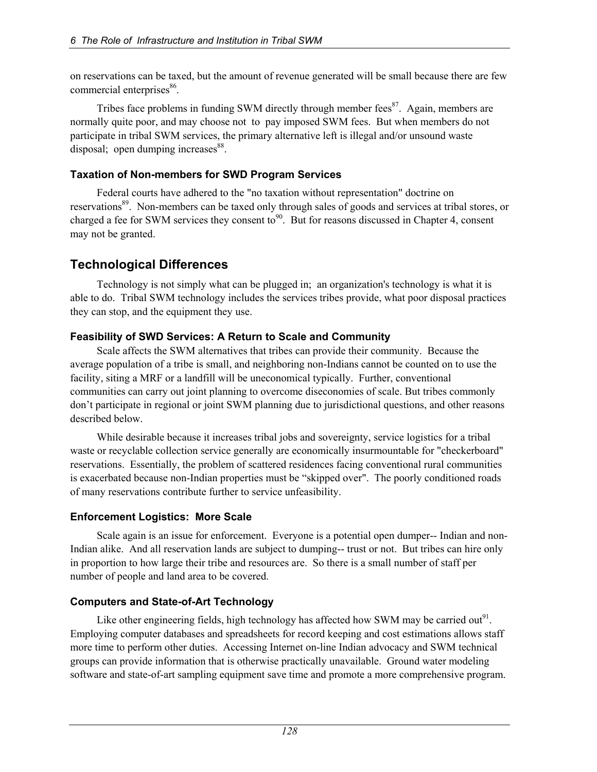on reservations can be taxed, but the amount of revenue generated will be small because there are few commercial enterprises[86].

Tribes face problems in funding SWM directly through member fees[87]. Again, members are normally quite poor, and may choose not to pay imposed SWM fees. But when members do not participate in tribal SWM services, the primary alternative left is illegal and/or unsound waste disposal; open dumping increases[88].

### Taxation of Non-members for SWD Program Services

Federal courts have adhered to the "no taxation without representation" doctrine on reservations[89]. Non-members can be taxed only through sales of goods and services at tribal stores, or charged a fee for SWM services they consent to[90]. But for reasons discussed in Chapter 4, consent may not be granted.

## Technological Differences

Technology is not simply what can be plugged in; an organization's technology is what it is able to do. Tribal SWM technology includes the services tribes provide, what poor disposal practices they can stop, and the equipment they use.

### Feasibility of SWD Services: A Return to Scale and Community

Scale affects the SWM alternatives that tribes can provide their community. Because the average population of a tribe is small, and neighboring non-Indians cannot be counted on to use the facility, siting a MRF or a landfill will be uneconomical typically. Further, conventional communities can carry out joint planning to overcome diseconomies of scale. But tribes commonly don't participate in regional or joint SWM planning due to jurisdictional questions, and other reasons described below.

While desirable because it increases tribal jobs and sovereignty, service logistics for a tribal waste or recyclable collection service generally are economically insurmountable for "checkerboard" reservations. Essentially, the problem of scattered residences facing conventional rural communities is exacerbated because non-Indian properties must be "skipped over". The poorly conditioned roads of many reservations contribute further to service unfeasibility.

### Enforcement Logistics: More Scale

Scale again is an issue for enforcement. Everyone is a potential open dumper-- Indian and non-Indian alike. And all reservation lands are subject to dumping-- trust or not. But tribes can hire only in proportion to how large their tribe and resources are. So there is a small number of staff per number of people and land area to be covered.

### Computers and State-of-Art Technology

Like other engineering fields, high technology has affected how SWM may be carried out[91]. Employing computer databases and spreadsheets for record keeping and cost estimations allows staff more time to perform other duties. Accessing Internet on-line Indian advocacy and SWM technical groups can provide information that is otherwise practically unavailable. Ground water modeling software and state-of-art sampling equipment save time and promote a more comprehensive program.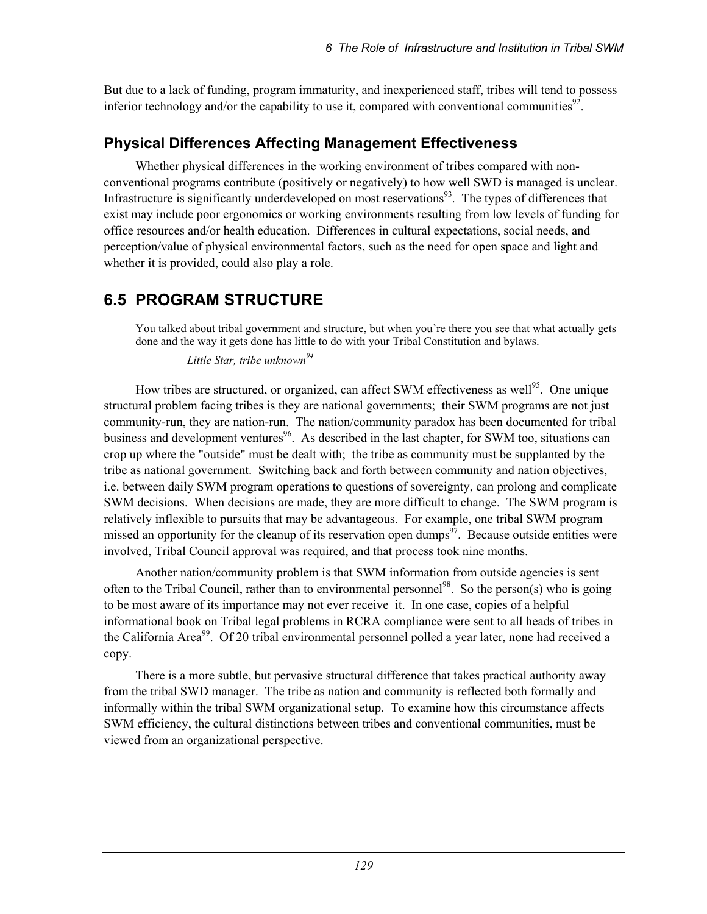But due to a lack of funding, program immaturity, and inexperienced staff, tribes will tend to possess inferior technology and/or the capability to use it, compared with conventional communities[92].

### Physical Differences Affecting Management Effectiveness

Whether physical differences in the working environment of tribes compared with non-conventional programs contribute (positively or negatively) to how well SWD is managed is unclear. Infrastructure is significantly underdeveloped on most reservations[93]. The types of differences that exist may include poor ergonomics or working environments resulting from low levels of funding for office resources and/or health education. Differences in cultural expectations, social needs, and perception/value of physical environmental factors, such as the need for open space and light and whether it is provided, could also play a role.

## 6.5 PROGRAM STRUCTURE

> You talked about tribal government and structure, but when you're there you see that what actually gets done and the way it gets done has little to do with your Tribal Constitution and bylaws.
>
> *Little Star, tribe unknown*[94]

How tribes are structured, or organized, can affect SWM effectiveness as well[95]. One unique structural problem facing tribes is they are national governments; their SWM programs are not just community-run, they are nation-run. The nation/community paradox has been documented for tribal business and development ventures[96]. As described in the last chapter, for SWM too, situations can crop up where the "outside" must be dealt with; the tribe as community must be supplanted by the tribe as national government. Switching back and forth between community and nation objectives, i.e. between daily SWM program operations to questions of sovereignty, can prolong and complicate SWM decisions. When decisions are made, they are more difficult to change. The SWM program is relatively inflexible to pursuits that may be advantageous. For example, one tribal SWM program missed an opportunity for the cleanup of its reservation open dumps[97]. Because outside entities were involved, Tribal Council approval was required, and that process took nine months.

Another nation/community problem is that SWM information from outside agencies is sent often to the Tribal Council, rather than to environmental personnel[98]. So the person(s) who is going to be most aware of its importance may not ever receive it. In one case, copies of a helpful informational book on Tribal legal problems in RCRA compliance were sent to all heads of tribes in the California Area[99]. Of 20 tribal environmental personnel polled a year later, none had received a copy.

There is a more subtle, but pervasive structural difference that takes practical authority away from the tribal SWD manager. The tribe as nation and community is reflected both formally and informally within the tribal SWM organizational setup. To examine how this circumstance affects SWM efficiency, the cultural distinctions between tribes and conventional communities, must be viewed from an organizational perspective.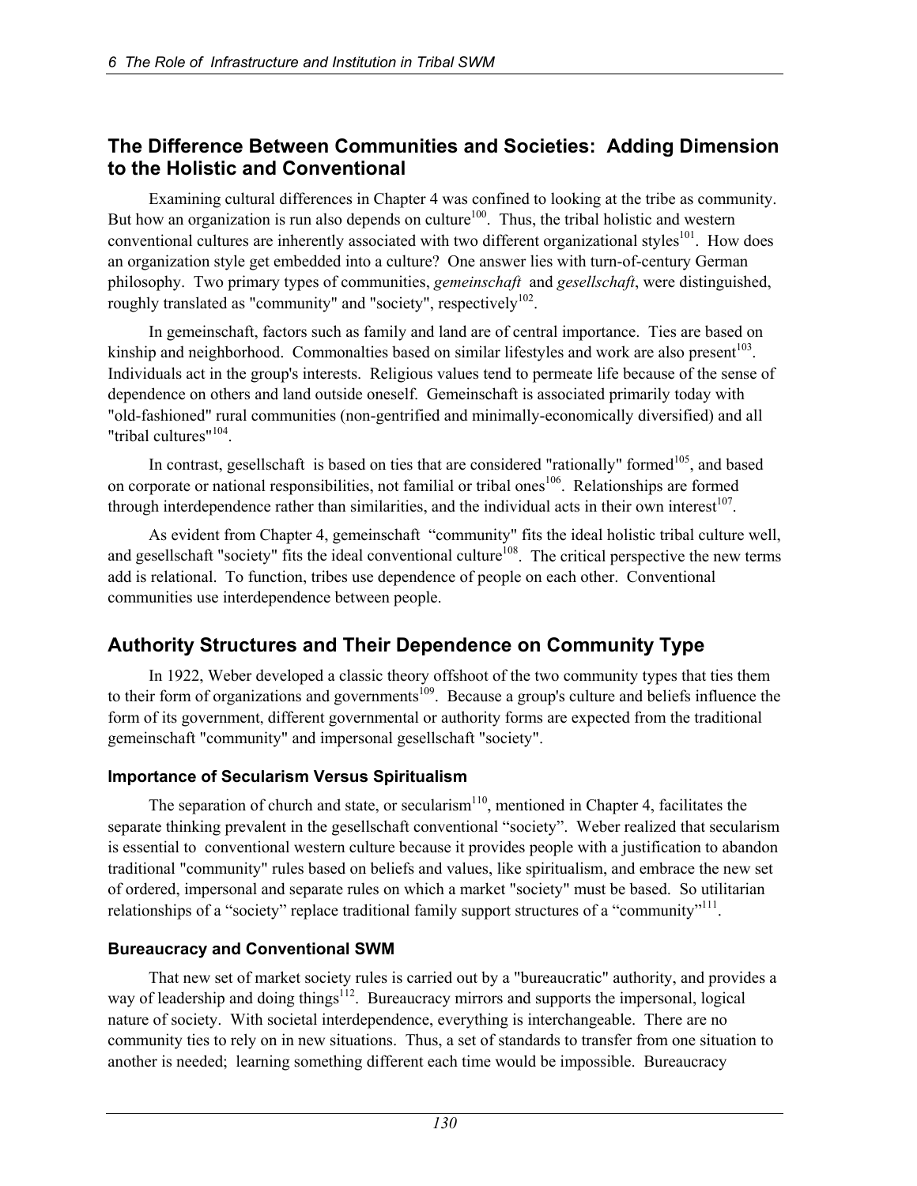## The Difference Between Communities and Societies: Adding Dimension to the Holistic and Conventional

Examining cultural differences in Chapter 4 was confined to looking at the tribe as community. But how an organization is run also depends on culture[100]. Thus, the tribal holistic and western conventional cultures are inherently associated with two different organizational styles[101]. How does an organization style get embedded into a culture? One answer lies with turn-of-century German philosophy. Two primary types of communities, *gemeinschaft* and *gesellschaft*, were distinguished, roughly translated as "community" and "society", respectively[102].

In gemeinschaft, factors such as family and land are of central importance. Ties are based on kinship and neighborhood. Commonalties based on similar lifestyles and work are also present[103]. Individuals act in the group's interests. Religious values tend to permeate life because of the sense of dependence on others and land outside oneself. Gemeinschaft is associated primarily today with "old-fashioned" rural communities (non-gentrified and minimally-economically diversified) and all "tribal cultures"[104].

In contrast, gesellschaft is based on ties that are considered "rationally" formed[105], and based on corporate or national responsibilities, not familial or tribal ones[106]. Relationships are formed through interdependence rather than similarities, and the individual acts in their own interest[107].

As evident from Chapter 4, gemeinschaft "community" fits the ideal holistic tribal culture well, and gesellschaft "society" fits the ideal conventional culture[108]. The critical perspective the new terms add is relational. To function, tribes use dependence of people on each other. Conventional communities use interdependence between people.

## Authority Structures and Their Dependence on Community Type

In 1922, Weber developed a classic theory offshoot of the two community types that ties them to their form of organizations and governments[109]. Because a group's culture and beliefs influence the form of its government, different governmental or authority forms are expected from the traditional gemeinschaft "community" and impersonal gesellschaft "society".

### Importance of Secularism Versus Spiritualism

The separation of church and state, or secularism[110], mentioned in Chapter 4, facilitates the separate thinking prevalent in the gesellschaft conventional "society". Weber realized that secularism is essential to conventional western culture because it provides people with a justification to abandon traditional "community" rules based on beliefs and values, like spiritualism, and embrace the new set of ordered, impersonal and separate rules on which a market "society" must be based. So utilitarian relationships of a "society" replace traditional family support structures of a "community"[111].

### Bureaucracy and Conventional SWM

That new set of market society rules is carried out by a "bureaucratic" authority, and provides a way of leadership and doing things[112]. Bureaucracy mirrors and supports the impersonal, logical nature of society. With societal interdependence, everything is interchangeable. There are no community ties to rely on in new situations. Thus, a set of standards to transfer from one situation to another is needed; learning something different each time would be impossible. Bureaucracy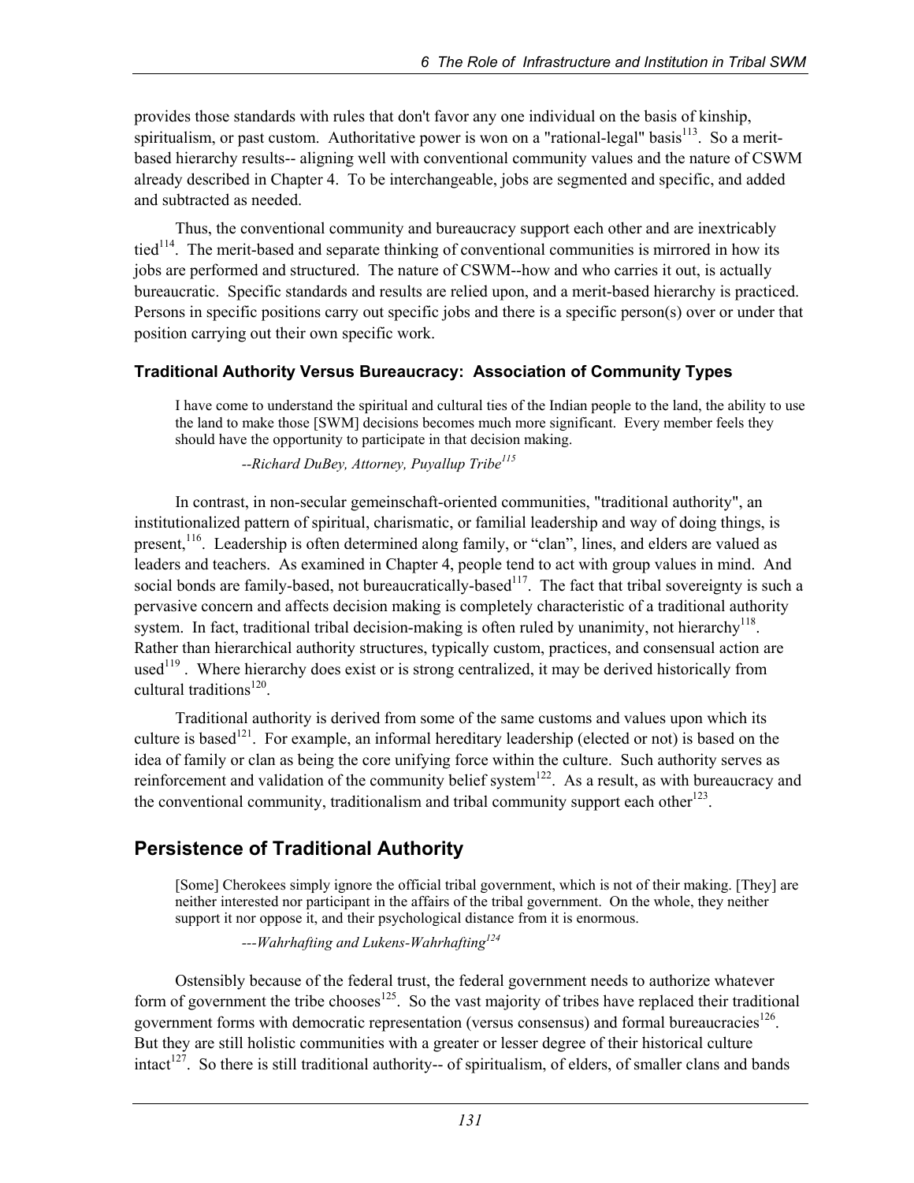provides those standards with rules that don't favor any one individual on the basis of kinship, spiritualism, or past custom. Authoritative power is won on a "rational-legal" basis[113]. So a merit-based hierarchy results-- aligning well with conventional community values and the nature of CSWM already described in Chapter 4. To be interchangeable, jobs are segmented and specific, and added and subtracted as needed.

Thus, the conventional community and bureaucracy support each other and are inextricably tied[114]. The merit-based and separate thinking of conventional communities is mirrored in how its jobs are performed and structured. The nature of CSWM--how and who carries it out, is actually bureaucratic. Specific standards and results are relied upon, and a merit-based hierarchy is practiced. Persons in specific positions carry out specific jobs and there is a specific person(s) over or under that position carrying out their own specific work.

### Traditional Authority Versus Bureaucracy: Association of Community Types

> I have come to understand the spiritual and cultural ties of the Indian people to the land, the ability to use the land to make those [SWM] decisions becomes much more significant. Every member feels they should have the opportunity to participate in that decision making.
>
> *--Richard DuBey, Attorney, Puyallup Tribe[115]*

In contrast, in non-secular gemeinschaft-oriented communities, "traditional authority", an institutionalized pattern of spiritual, charismatic, or familial leadership and way of doing things, is present,[116]. Leadership is often determined along family, or "clan", lines, and elders are valued as leaders and teachers. As examined in Chapter 4, people tend to act with group values in mind. And social bonds are family-based, not bureaucratically-based[117]. The fact that tribal sovereignty is such a pervasive concern and affects decision making is completely characteristic of a traditional authority system. In fact, traditional tribal decision-making is often ruled by unanimity, not hierarchy[118]. Rather than hierarchical authority structures, typically custom, practices, and consensual action are used[119] . Where hierarchy does exist or is strong centralized, it may be derived historically from cultural traditions[120].

Traditional authority is derived from some of the same customs and values upon which its culture is based[121]. For example, an informal hereditary leadership (elected or not) is based on the idea of family or clan as being the core unifying force within the culture. Such authority serves as reinforcement and validation of the community belief system[122]. As a result, as with bureaucracy and the conventional community, traditionalism and tribal community support each other[123].

## Persistence of Traditional Authority

> [Some] Cherokees simply ignore the official tribal government, which is not of their making. [They] are neither interested nor participant in the affairs of the tribal government. On the whole, they neither support it nor oppose it, and their psychological distance from it is enormous.
>
> *---Wahrhafting and Lukens-Wahrhafting[124]*

Ostensibly because of the federal trust, the federal government needs to authorize whatever form of government the tribe chooses[125]. So the vast majority of tribes have replaced their traditional government forms with democratic representation (versus consensus) and formal bureaucracies[126]. But they are still holistic communities with a greater or lesser degree of their historical culture intact[127]. So there is still traditional authority-- of spiritualism, of elders, of smaller clans and bands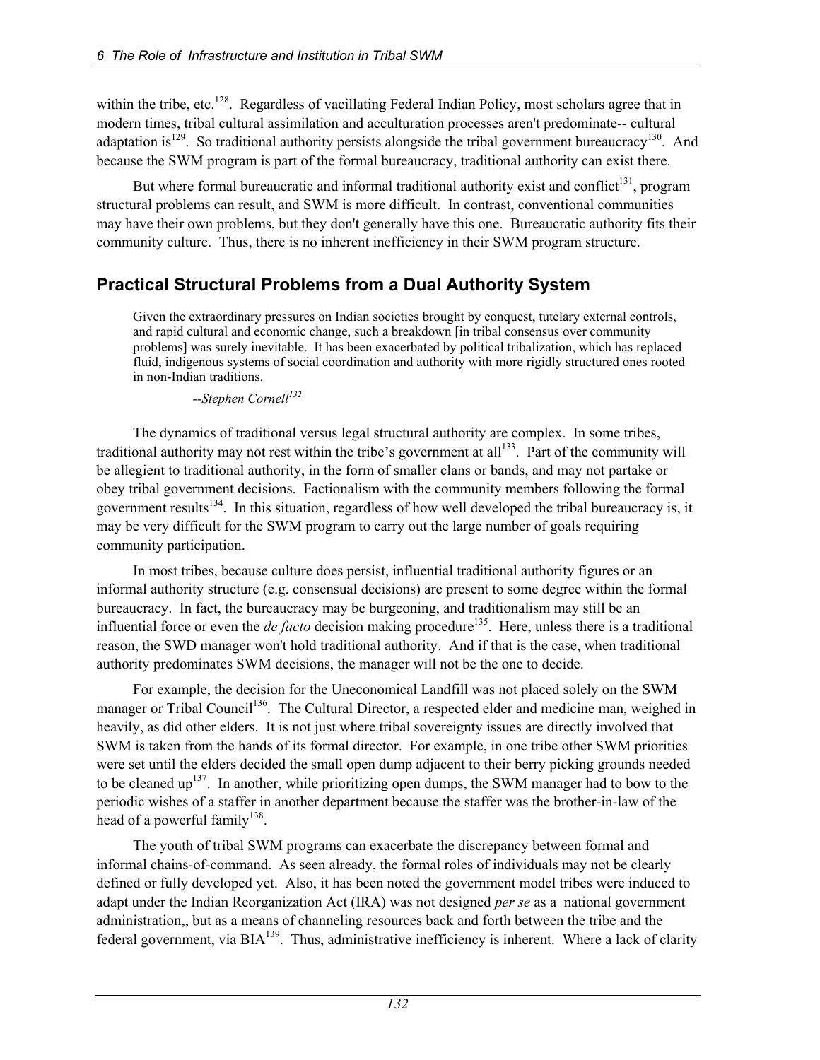within the tribe, etc.[128]. Regardless of vacillating Federal Indian Policy, most scholars agree that in modern times, tribal cultural assimilation and acculturation processes aren't predominate-- cultural adaptation is[129]. So traditional authority persists alongside the tribal government bureaucracy[130]. And because the SWM program is part of the formal bureaucracy, traditional authority can exist there.

But where formal bureaucratic and informal traditional authority exist and conflict[131], program structural problems can result, and SWM is more difficult. In contrast, conventional communities may have their own problems, but they don't generally have this one. Bureaucratic authority fits their community culture. Thus, there is no inherent inefficiency in their SWM program structure.

## Practical Structural Problems from a Dual Authority System

> Given the extraordinary pressures on Indian societies brought by conquest, tutelary external controls, and rapid cultural and economic change, such a breakdown [in tribal consensus over community problems] was surely inevitable. It has been exacerbated by political tribalization, which has replaced fluid, indigenous systems of social coordination and authority with more rigidly structured ones rooted in non-Indian traditions.
>
> *--Stephen Cornell*[132]

The dynamics of traditional versus legal structural authority are complex. In some tribes, traditional authority may not rest within the tribe's government at all[133]. Part of the community will be allegient to traditional authority, in the form of smaller clans or bands, and may not partake or obey tribal government decisions. Factionalism with the community members following the formal government results[134]. In this situation, regardless of how well developed the tribal bureaucracy is, it may be very difficult for the SWM program to carry out the large number of goals requiring community participation.

In most tribes, because culture does persist, influential traditional authority figures or an informal authority structure (e.g. consensual decisions) are present to some degree within the formal bureaucracy. In fact, the bureaucracy may be burgeoning, and traditionalism may still be an influential force or even the *de facto* decision making procedure[135]. Here, unless there is a traditional reason, the SWD manager won't hold traditional authority. And if that is the case, when traditional authority predominates SWM decisions, the manager will not be the one to decide.

For example, the decision for the Uneconomical Landfill was not placed solely on the SWM manager or Tribal Council[136]. The Cultural Director, a respected elder and medicine man, weighed in heavily, as did other elders. It is not just where tribal sovereignty issues are directly involved that SWM is taken from the hands of its formal director. For example, in one tribe other SWM priorities were set until the elders decided the small open dump adjacent to their berry picking grounds needed to be cleaned up[137]. In another, while prioritizing open dumps, the SWM manager had to bow to the periodic wishes of a staffer in another department because the staffer was the brother-in-law of the head of a powerful family[138].

The youth of tribal SWM programs can exacerbate the discrepancy between formal and informal chains-of-command. As seen already, the formal roles of individuals may not be clearly defined or fully developed yet. Also, it has been noted the government model tribes were induced to adapt under the Indian Reorganization Act (IRA) was not designed *per se* as a national government administration,, but as a means of channeling resources back and forth between the tribe and the federal government, via BIA[139]. Thus, administrative inefficiency is inherent. Where a lack of clarity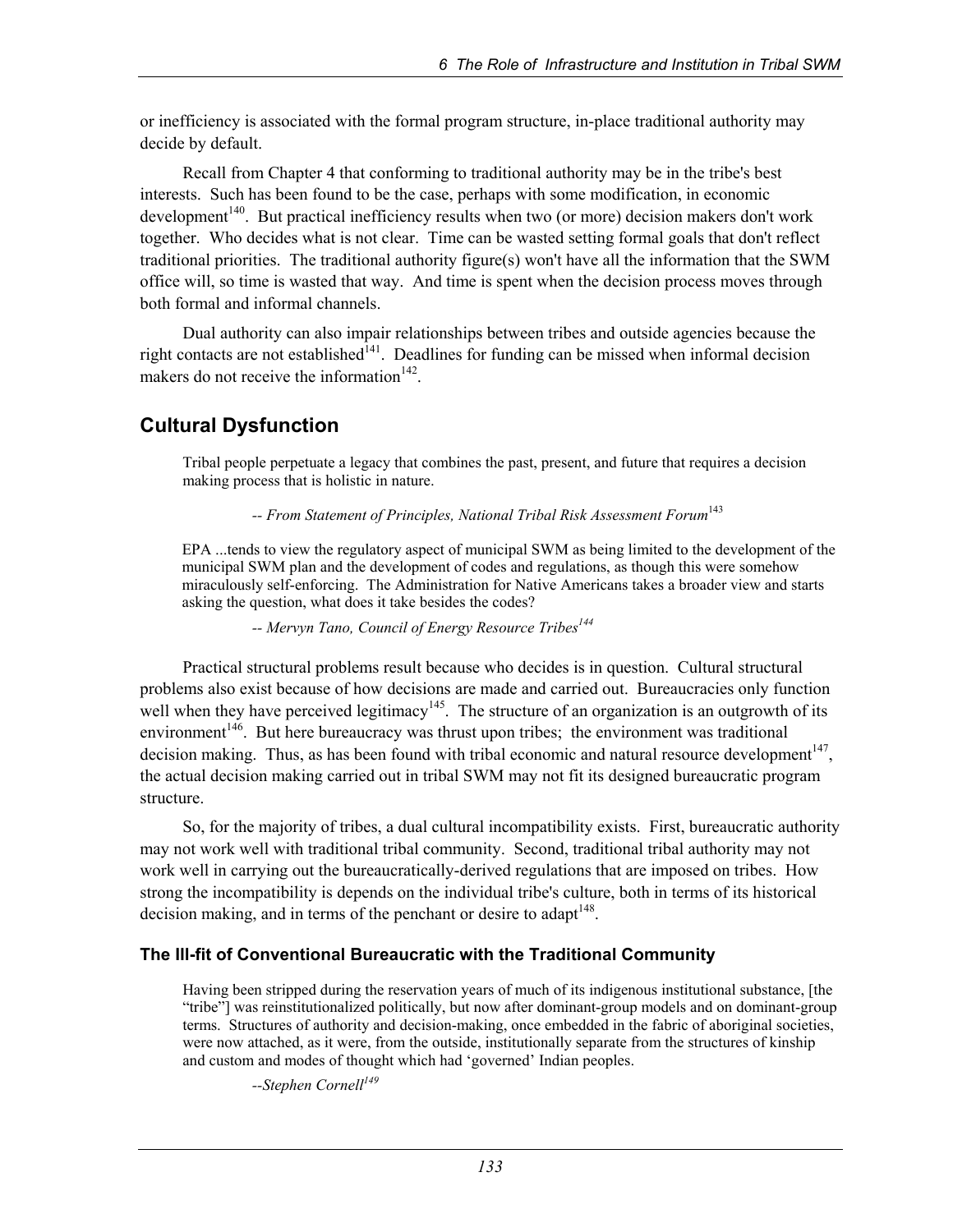or inefficiency is associated with the formal program structure, in-place traditional authority may decide by default.

Recall from Chapter 4 that conforming to traditional authority may be in the tribe's best interests. Such has been found to be the case, perhaps with some modification, in economic development[140]. But practical inefficiency results when two (or more) decision makers don't work together. Who decides what is not clear. Time can be wasted setting formal goals that don't reflect traditional priorities. The traditional authority figure(s) won't have all the information that the SWM office will, so time is wasted that way. And time is spent when the decision process moves through both formal and informal channels.

Dual authority can also impair relationships between tribes and outside agencies because the right contacts are not established[141]. Deadlines for funding can be missed when informal decision makers do not receive the information[142].

## Cultural Dysfunction

> Tribal people perpetuate a legacy that combines the past, present, and future that requires a decision making process that is holistic in nature.
>
> *-- From Statement of Principles, National Tribal Risk Assessment Forum*[143]

> EPA ...tends to view the regulatory aspect of municipal SWM as being limited to the development of the municipal SWM plan and the development of codes and regulations, as though this were somehow miraculously self-enforcing. The Administration for Native Americans takes a broader view and starts asking the question, what does it take besides the codes?
>
> *-- Mervyn Tano, Council of Energy Resource Tribes*[144]

Practical structural problems result because who decides is in question. Cultural structural problems also exist because of how decisions are made and carried out. Bureaucracies only function well when they have perceived legitimacy[145]. The structure of an organization is an outgrowth of its environment[146]. But here bureaucracy was thrust upon tribes; the environment was traditional decision making. Thus, as has been found with tribal economic and natural resource development[147], the actual decision making carried out in tribal SWM may not fit its designed bureaucratic program structure.

So, for the majority of tribes, a dual cultural incompatibility exists. First, bureaucratic authority may not work well with traditional tribal community. Second, traditional tribal authority may not work well in carrying out the bureaucratically-derived regulations that are imposed on tribes. How strong the incompatibility is depends on the individual tribe's culture, both in terms of its historical decision making, and in terms of the penchant or desire to adapt[148].

### The Ill-fit of Conventional Bureaucratic with the Traditional Community

> Having been stripped during the reservation years of much of its indigenous institutional substance, [the "tribe"] was reinstitutionalized politically, but now after dominant-group models and on dominant-group terms. Structures of authority and decision-making, once embedded in the fabric of aboriginal societies, were now attached, as it were, from the outside, institutionally separate from the structures of kinship and custom and modes of thought which had 'governed' Indian peoples.
>
> *--Stephen Cornell*[149]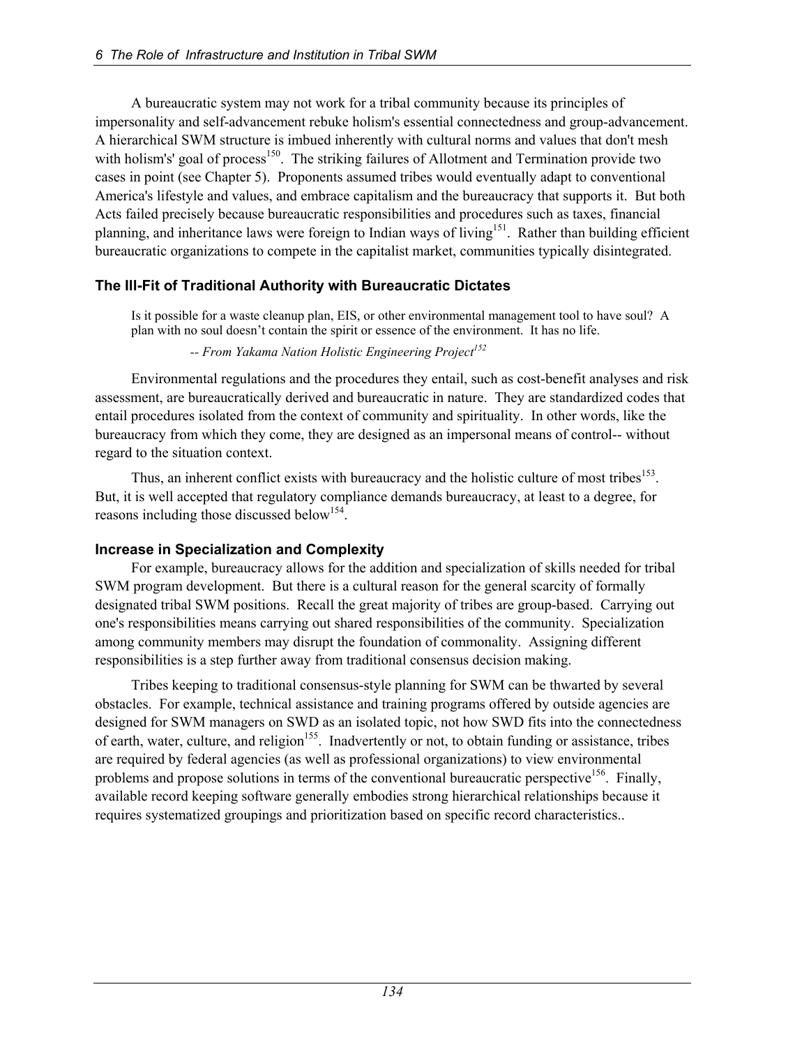A bureaucratic system may not work for a tribal community because its principles of impersonality and self-advancement rebuke holism's essential connectedness and group-advancement. A hierarchical SWM structure is imbued inherently with cultural norms and values that don't mesh with holism's' goal of process[150]. The striking failures of Allotment and Termination provide two cases in point (see Chapter 5). Proponents assumed tribes would eventually adapt to conventional America's lifestyle and values, and embrace capitalism and the bureaucracy that supports it. But both Acts failed precisely because bureaucratic responsibilities and procedures such as taxes, financial planning, and inheritance laws were foreign to Indian ways of living[151]. Rather than building efficient bureaucratic organizations to compete in the capitalist market, communities typically disintegrated.

### The Ill-Fit of Traditional Authority with Bureaucratic Dictates

> Is it possible for a waste cleanup plan, EIS, or other environmental management tool to have soul? A plan with no soul doesn't contain the spirit or essence of the environment. It has no life.
>
> *-- From Yakama Nation Holistic Engineering Project[152]*

Environmental regulations and the procedures they entail, such as cost-benefit analyses and risk assessment, are bureaucratically derived and bureaucratic in nature. They are standardized codes that entail procedures isolated from the context of community and spirituality. In other words, like the bureaucracy from which they come, they are designed as an impersonal means of control-- without regard to the situation context.

Thus, an inherent conflict exists with bureaucracy and the holistic culture of most tribes[153]. But, it is well accepted that regulatory compliance demands bureaucracy, at least to a degree, for reasons including those discussed below[154].

### Increase in Specialization and Complexity

For example, bureaucracy allows for the addition and specialization of skills needed for tribal SWM program development. But there is a cultural reason for the general scarcity of formally designated tribal SWM positions. Recall the great majority of tribes are group-based. Carrying out one's responsibilities means carrying out shared responsibilities of the community. Specialization among community members may disrupt the foundation of commonality. Assigning different responsibilities is a step further away from traditional consensus decision making.

Tribes keeping to traditional consensus-style planning for SWM can be thwarted by several obstacles. For example, technical assistance and training programs offered by outside agencies are designed for SWM managers on SWD as an isolated topic, not how SWD fits into the connectedness of earth, water, culture, and religion[155]. Inadvertently or not, to obtain funding or assistance, tribes are required by federal agencies (as well as professional organizations) to view environmental problems and propose solutions in terms of the conventional bureaucratic perspective[156]. Finally, available record keeping software generally embodies strong hierarchical relationships because it requires systematized groupings and prioritization based on specific record characteristics..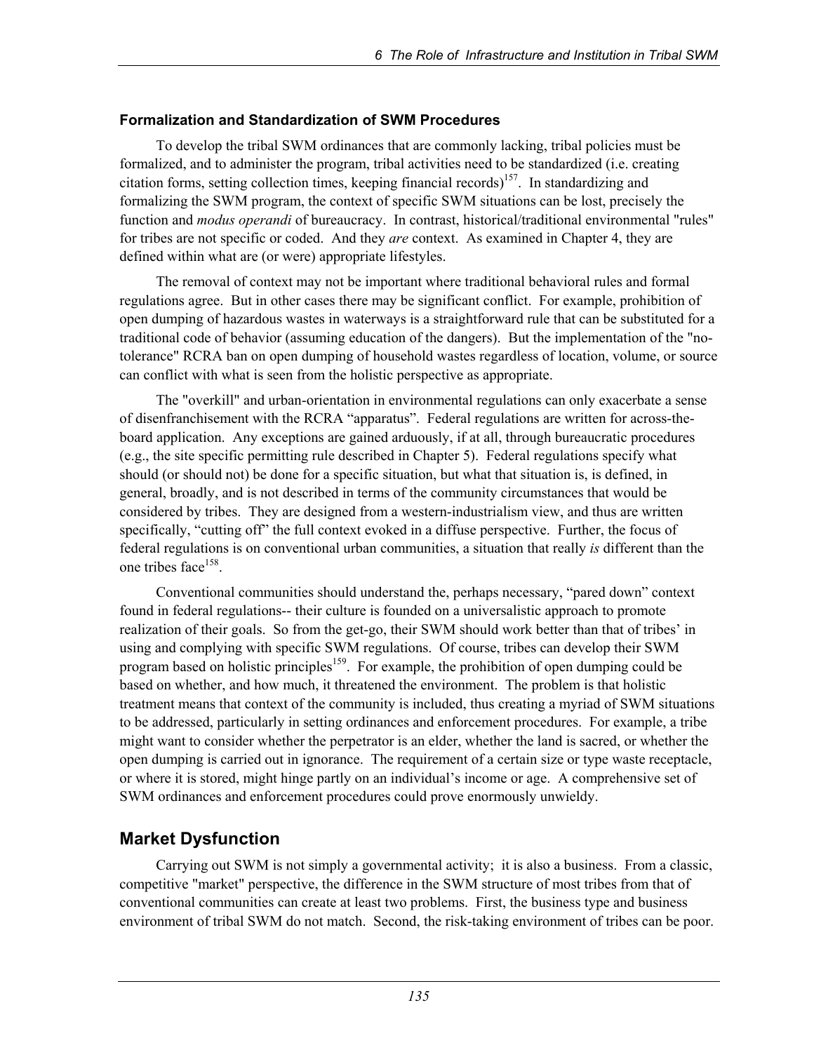### Formalization and Standardization of SWM Procedures

To develop the tribal SWM ordinances that are commonly lacking, tribal policies must be formalized, and to administer the program, tribal activities need to be standardized (i.e. creating citation forms, setting collection times, keeping financial records)[157]. In standardizing and formalizing the SWM program, the context of specific SWM situations can be lost, precisely the function and *modus operandi* of bureaucracy. In contrast, historical/traditional environmental "rules" for tribes are not specific or coded. And they *are* context. As examined in Chapter 4, they are defined within what are (or were) appropriate lifestyles.

The removal of context may not be important where traditional behavioral rules and formal regulations agree. But in other cases there may be significant conflict. For example, prohibition of open dumping of hazardous wastes in waterways is a straightforward rule that can be substituted for a traditional code of behavior (assuming education of the dangers). But the implementation of the "no-tolerance" RCRA ban on open dumping of household wastes regardless of location, volume, or source can conflict with what is seen from the holistic perspective as appropriate.

The "overkill" and urban-orientation in environmental regulations can only exacerbate a sense of disenfranchisement with the RCRA "apparatus". Federal regulations are written for across-the-board application. Any exceptions are gained arduously, if at all, through bureaucratic procedures (e.g., the site specific permitting rule described in Chapter 5). Federal regulations specify what should (or should not) be done for a specific situation, but what that situation is, is defined, in general, broadly, and is not described in terms of the community circumstances that would be considered by tribes. They are designed from a western-industrialism view, and thus are written specifically, "cutting off" the full context evoked in a diffuse perspective. Further, the focus of federal regulations is on conventional urban communities, a situation that really *is* different than the one tribes face[158].

Conventional communities should understand the, perhaps necessary, "pared down" context found in federal regulations-- their culture is founded on a universalistic approach to promote realization of their goals. So from the get-go, their SWM should work better than that of tribes' in using and complying with specific SWM regulations. Of course, tribes can develop their SWM program based on holistic principles[159]. For example, the prohibition of open dumping could be based on whether, and how much, it threatened the environment. The problem is that holistic treatment means that context of the community is included, thus creating a myriad of SWM situations to be addressed, particularly in setting ordinances and enforcement procedures. For example, a tribe might want to consider whether the perpetrator is an elder, whether the land is sacred, or whether the open dumping is carried out in ignorance. The requirement of a certain size or type waste receptacle, or where it is stored, might hinge partly on an individual's income or age. A comprehensive set of SWM ordinances and enforcement procedures could prove enormously unwieldy.

## Market Dysfunction

Carrying out SWM is not simply a governmental activity; it is also a business. From a classic, competitive "market" perspective, the difference in the SWM structure of most tribes from that of conventional communities can create at least two problems. First, the business type and business environment of tribal SWM do not match. Second, the risk-taking environment of tribes can be poor.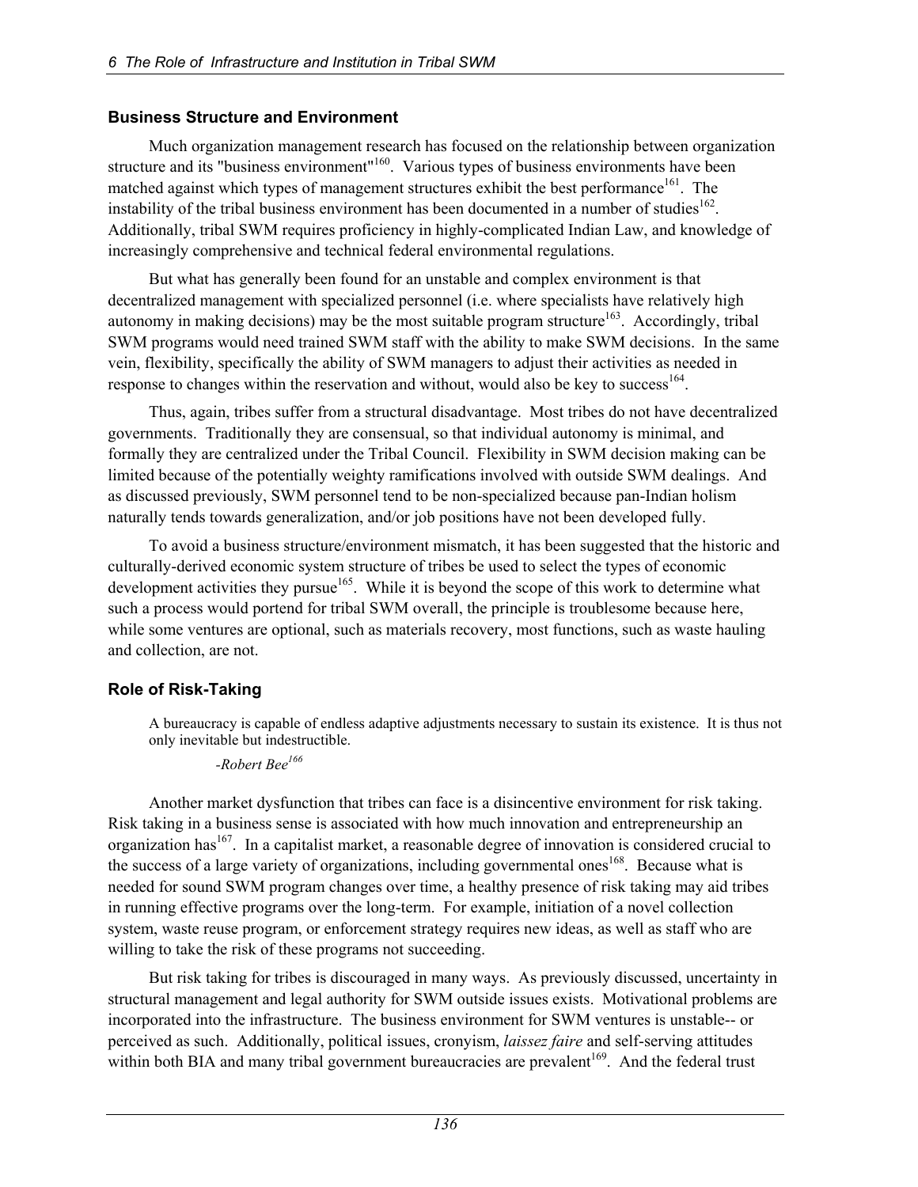### Business Structure and Environment

Much organization management research has focused on the relationship between organization structure and its "business environment"[160]. Various types of business environments have been matched against which types of management structures exhibit the best performance[161]. The instability of the tribal business environment has been documented in a number of studies[162]. Additionally, tribal SWM requires proficiency in highly-complicated Indian Law, and knowledge of increasingly comprehensive and technical federal environmental regulations.

But what has generally been found for an unstable and complex environment is that decentralized management with specialized personnel (i.e. where specialists have relatively high autonomy in making decisions) may be the most suitable program structure[163]. Accordingly, tribal SWM programs would need trained SWM staff with the ability to make SWM decisions. In the same vein, flexibility, specifically the ability of SWM managers to adjust their activities as needed in response to changes within the reservation and without, would also be key to success[164].

Thus, again, tribes suffer from a structural disadvantage. Most tribes do not have decentralized governments. Traditionally they are consensual, so that individual autonomy is minimal, and formally they are centralized under the Tribal Council. Flexibility in SWM decision making can be limited because of the potentially weighty ramifications involved with outside SWM dealings. And as discussed previously, SWM personnel tend to be non-specialized because pan-Indian holism naturally tends towards generalization, and/or job positions have not been developed fully.

To avoid a business structure/environment mismatch, it has been suggested that the historic and culturally-derived economic system structure of tribes be used to select the types of economic development activities they pursue[165]. While it is beyond the scope of this work to determine what such a process would portend for tribal SWM overall, the principle is troublesome because here, while some ventures are optional, such as materials recovery, most functions, such as waste hauling and collection, are not.

### Role of Risk-Taking

> A bureaucracy is capable of endless adaptive adjustments necessary to sustain its existence. It is thus not only inevitable but indestructible.
>
> *-Robert Bee*[166]

Another market dysfunction that tribes can face is a disincentive environment for risk taking. Risk taking in a business sense is associated with how much innovation and entrepreneurship an organization has[167]. In a capitalist market, a reasonable degree of innovation is considered crucial to the success of a large variety of organizations, including governmental ones[168]. Because what is needed for sound SWM program changes over time, a healthy presence of risk taking may aid tribes in running effective programs over the long-term. For example, initiation of a novel collection system, waste reuse program, or enforcement strategy requires new ideas, as well as staff who are willing to take the risk of these programs not succeeding.

But risk taking for tribes is discouraged in many ways. As previously discussed, uncertainty in structural management and legal authority for SWM outside issues exists. Motivational problems are incorporated into the infrastructure. The business environment for SWM ventures is unstable-- or perceived as such. Additionally, political issues, cronyism, *laissez faire* and self-serving attitudes within both BIA and many tribal government bureaucracies are prevalent[169]. And the federal trust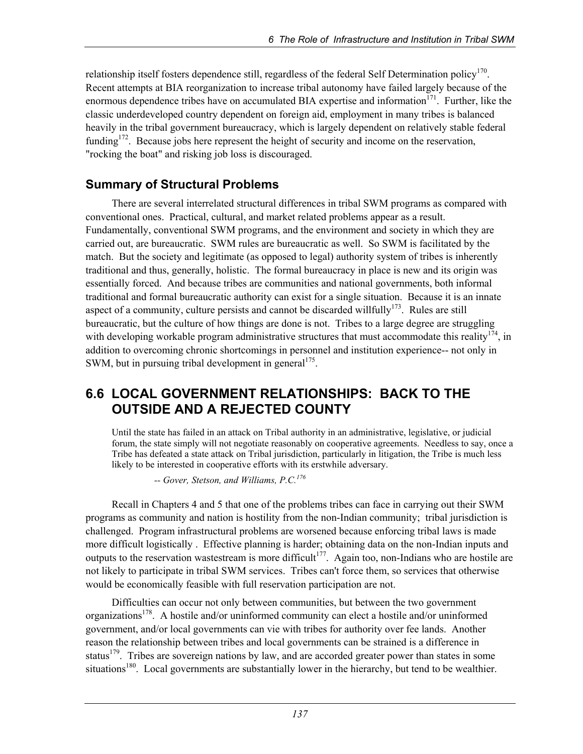relationship itself fosters dependence still, regardless of the federal Self Determination policy[170]. Recent attempts at BIA reorganization to increase tribal autonomy have failed largely because of the enormous dependence tribes have on accumulated BIA expertise and information[171]. Further, like the classic underdeveloped country dependent on foreign aid, employment in many tribes is balanced heavily in the tribal government bureaucracy, which is largely dependent on relatively stable federal funding[172]. Because jobs here represent the height of security and income on the reservation, "rocking the boat" and risking job loss is discouraged.

### Summary of Structural Problems

There are several interrelated structural differences in tribal SWM programs as compared with conventional ones. Practical, cultural, and market related problems appear as a result. Fundamentally, conventional SWM programs, and the environment and society in which they are carried out, are bureaucratic. SWM rules are bureaucratic as well. So SWM is facilitated by the match. But the society and legitimate (as opposed to legal) authority system of tribes is inherently traditional and thus, generally, holistic. The formal bureaucracy in place is new and its origin was essentially forced. And because tribes are communities and national governments, both informal traditional and formal bureaucratic authority can exist for a single situation. Because it is an innate aspect of a community, culture persists and cannot be discarded willfully[173]. Rules are still bureaucratic, but the culture of how things are done is not. Tribes to a large degree are struggling with developing workable program administrative structures that must accommodate this reality[174], in addition to overcoming chronic shortcomings in personnel and institution experience-- not only in SWM, but in pursuing tribal development in general[175].

## 6.6 LOCAL GOVERNMENT RELATIONSHIPS: BACK TO THE OUTSIDE AND A REJECTED COUNTY

> Until the state has failed in an attack on Tribal authority in an administrative, legislative, or judicial forum, the state simply will not negotiate reasonably on cooperative agreements. Needless to say, once a Tribe has defeated a state attack on Tribal jurisdiction, particularly in litigation, the Tribe is much less likely to be interested in cooperative efforts with its erstwhile adversary.
>
> *-- Gover, Stetson, and Williams, P.C.*[176]

Recall in Chapters 4 and 5 that one of the problems tribes can face in carrying out their SWM programs as community and nation is hostility from the non-Indian community; tribal jurisdiction is challenged. Program infrastructural problems are worsened because enforcing tribal laws is made more difficult logistically . Effective planning is harder; obtaining data on the non-Indian inputs and outputs to the reservation wastestream is more difficult[177]. Again too, non-Indians who are hostile are not likely to participate in tribal SWM services. Tribes can't force them, so services that otherwise would be economically feasible with full reservation participation are not.

Difficulties can occur not only between communities, but between the two government organizations[178]. A hostile and/or uninformed community can elect a hostile and/or uninformed government, and/or local governments can vie with tribes for authority over fee lands. Another reason the relationship between tribes and local governments can be strained is a difference in status[179]. Tribes are sovereign nations by law, and are accorded greater power than states in some situations[180]. Local governments are substantially lower in the hierarchy, but tend to be wealthier.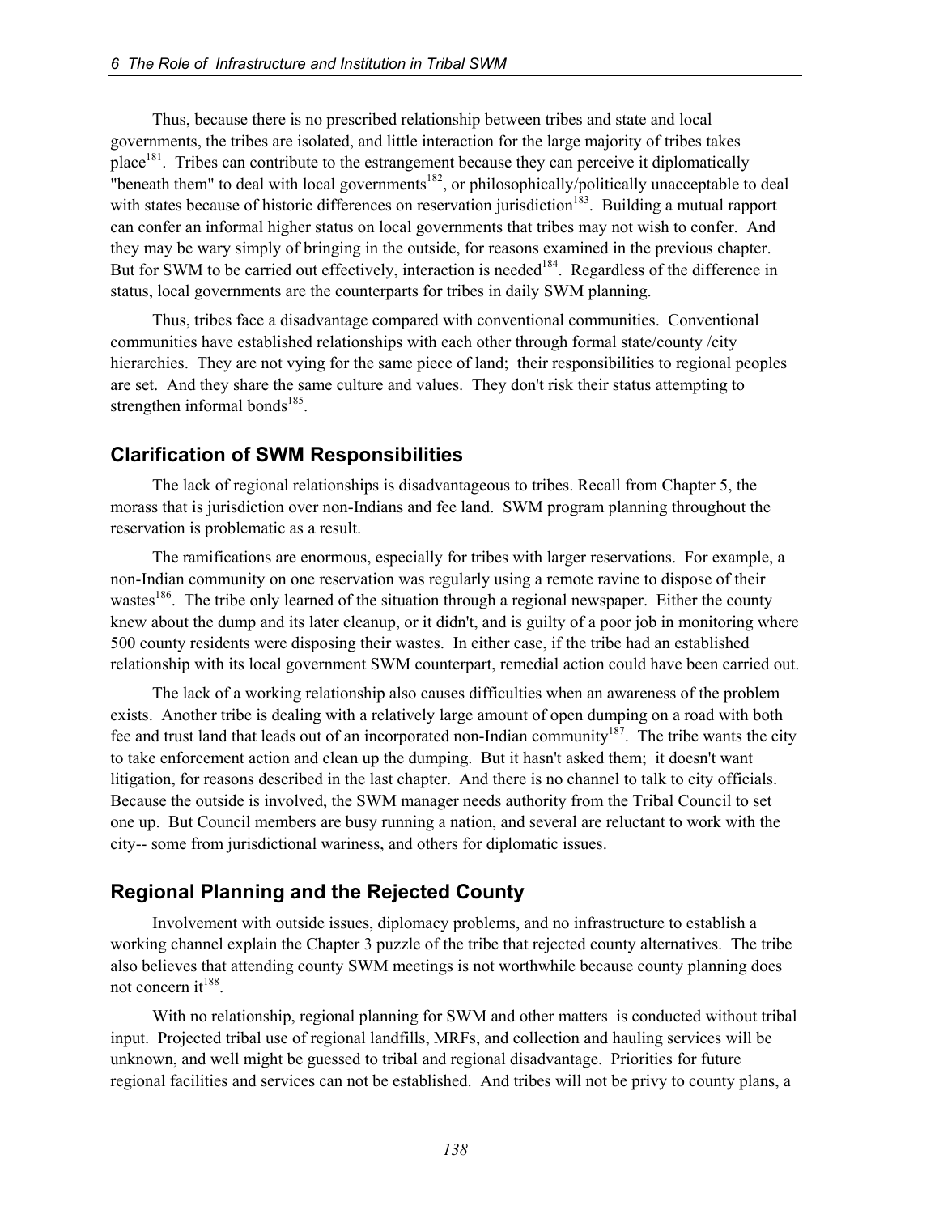Thus, because there is no prescribed relationship between tribes and state and local governments, the tribes are isolated, and little interaction for the large majority of tribes takes place[181]. Tribes can contribute to the estrangement because they can perceive it diplomatically "beneath them" to deal with local governments[182], or philosophically/politically unacceptable to deal with states because of historic differences on reservation jurisdiction[183]. Building a mutual rapport can confer an informal higher status on local governments that tribes may not wish to confer. And they may be wary simply of bringing in the outside, for reasons examined in the previous chapter. But for SWM to be carried out effectively, interaction is needed[184]. Regardless of the difference in status, local governments are the counterparts for tribes in daily SWM planning.

Thus, tribes face a disadvantage compared with conventional communities. Conventional communities have established relationships with each other through formal state/county /city hierarchies. They are not vying for the same piece of land; their responsibilities to regional peoples are set. And they share the same culture and values. They don't risk their status attempting to strengthen informal bonds[185].

## Clarification of SWM Responsibilities

The lack of regional relationships is disadvantageous to tribes. Recall from Chapter 5, the morass that is jurisdiction over non-Indians and fee land. SWM program planning throughout the reservation is problematic as a result.

The ramifications are enormous, especially for tribes with larger reservations. For example, a non-Indian community on one reservation was regularly using a remote ravine to dispose of their wastes[186]. The tribe only learned of the situation through a regional newspaper. Either the county knew about the dump and its later cleanup, or it didn't, and is guilty of a poor job in monitoring where 500 county residents were disposing their wastes. In either case, if the tribe had an established relationship with its local government SWM counterpart, remedial action could have been carried out.

The lack of a working relationship also causes difficulties when an awareness of the problem exists. Another tribe is dealing with a relatively large amount of open dumping on a road with both fee and trust land that leads out of an incorporated non-Indian community[187]. The tribe wants the city to take enforcement action and clean up the dumping. But it hasn't asked them; it doesn't want litigation, for reasons described in the last chapter. And there is no channel to talk to city officials. Because the outside is involved, the SWM manager needs authority from the Tribal Council to set one up. But Council members are busy running a nation, and several are reluctant to work with the city-- some from jurisdictional wariness, and others for diplomatic issues.

## Regional Planning and the Rejected County

Involvement with outside issues, diplomacy problems, and no infrastructure to establish a working channel explain the Chapter 3 puzzle of the tribe that rejected county alternatives. The tribe also believes that attending county SWM meetings is not worthwhile because county planning does not concern it[188].

With no relationship, regional planning for SWM and other matters is conducted without tribal input. Projected tribal use of regional landfills, MRFs, and collection and hauling services will be unknown, and well might be guessed to tribal and regional disadvantage. Priorities for future regional facilities and services can not be established. And tribes will not be privy to county plans, a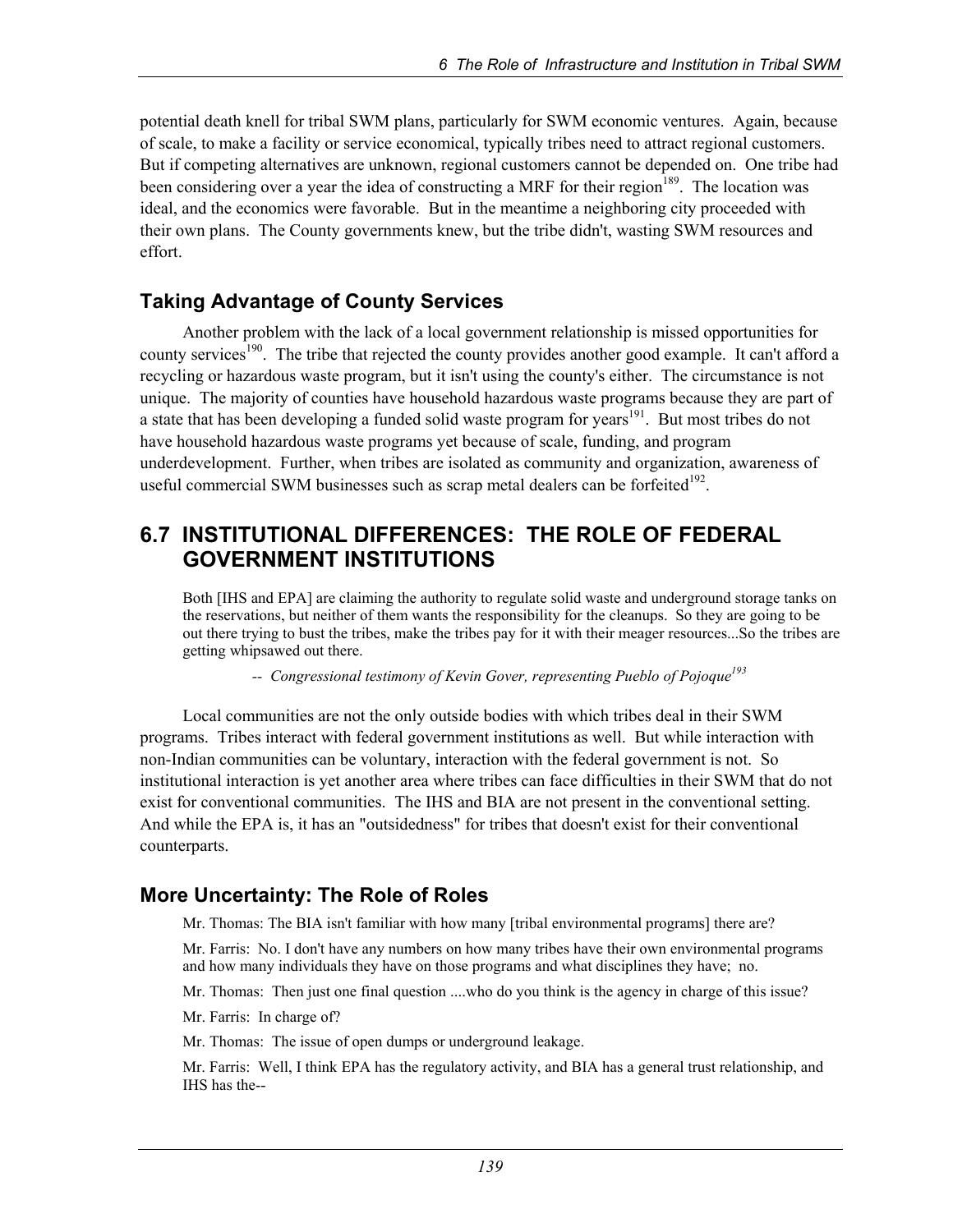potential death knell for tribal SWM plans, particularly for SWM economic ventures. Again, because of scale, to make a facility or service economical, typically tribes need to attract regional customers. But if competing alternatives are unknown, regional customers cannot be depended on. One tribe had been considering over a year the idea of constructing a MRF for their region[189]. The location was ideal, and the economics were favorable. But in the meantime a neighboring city proceeded with their own plans. The County governments knew, but the tribe didn't, wasting SWM resources and effort.

### Taking Advantage of County Services

Another problem with the lack of a local government relationship is missed opportunities for county services[190]. The tribe that rejected the county provides another good example. It can't afford a recycling or hazardous waste program, but it isn't using the county's either. The circumstance is not unique. The majority of counties have household hazardous waste programs because they are part of a state that has been developing a funded solid waste program for years[191]. But most tribes do not have household hazardous waste programs yet because of scale, funding, and program underdevelopment. Further, when tribes are isolated as community and organization, awareness of useful commercial SWM businesses such as scrap metal dealers can be forfeited[192].

## 6.7 INSTITUTIONAL DIFFERENCES: THE ROLE OF FEDERAL GOVERNMENT INSTITUTIONS

> Both [IHS and EPA] are claiming the authority to regulate solid waste and underground storage tanks on the reservations, but neither of them wants the responsibility for the cleanups. So they are going to be out there trying to bust the tribes, make the tribes pay for it with their meager resources...So the tribes are getting whipsawed out there.
>
> -- *Congressional testimony of Kevin Gover, representing Pueblo of Pojoque*[193]

Local communities are not the only outside bodies with which tribes deal in their SWM programs. Tribes interact with federal government institutions as well. But while interaction with non-Indian communities can be voluntary, interaction with the federal government is not. So institutional interaction is yet another area where tribes can face difficulties in their SWM that do not exist for conventional communities. The IHS and BIA are not present in the conventional setting. And while the EPA is, it has an "outsidedness" for tribes that doesn't exist for their conventional counterparts.

### More Uncertainty: The Role of Roles

> Mr. Thomas: The BIA isn't familiar with how many [tribal environmental programs] there are?
>
> Mr. Farris: No. I don't have any numbers on how many tribes have their own environmental programs and how many individuals they have on those programs and what disciplines they have; no.
>
> Mr. Thomas: Then just one final question ....who do you think is the agency in charge of this issue?
>
> Mr. Farris: In charge of?
>
> Mr. Thomas: The issue of open dumps or underground leakage.
>
> Mr. Farris: Well, I think EPA has the regulatory activity, and BIA has a general trust relationship, and IHS has the--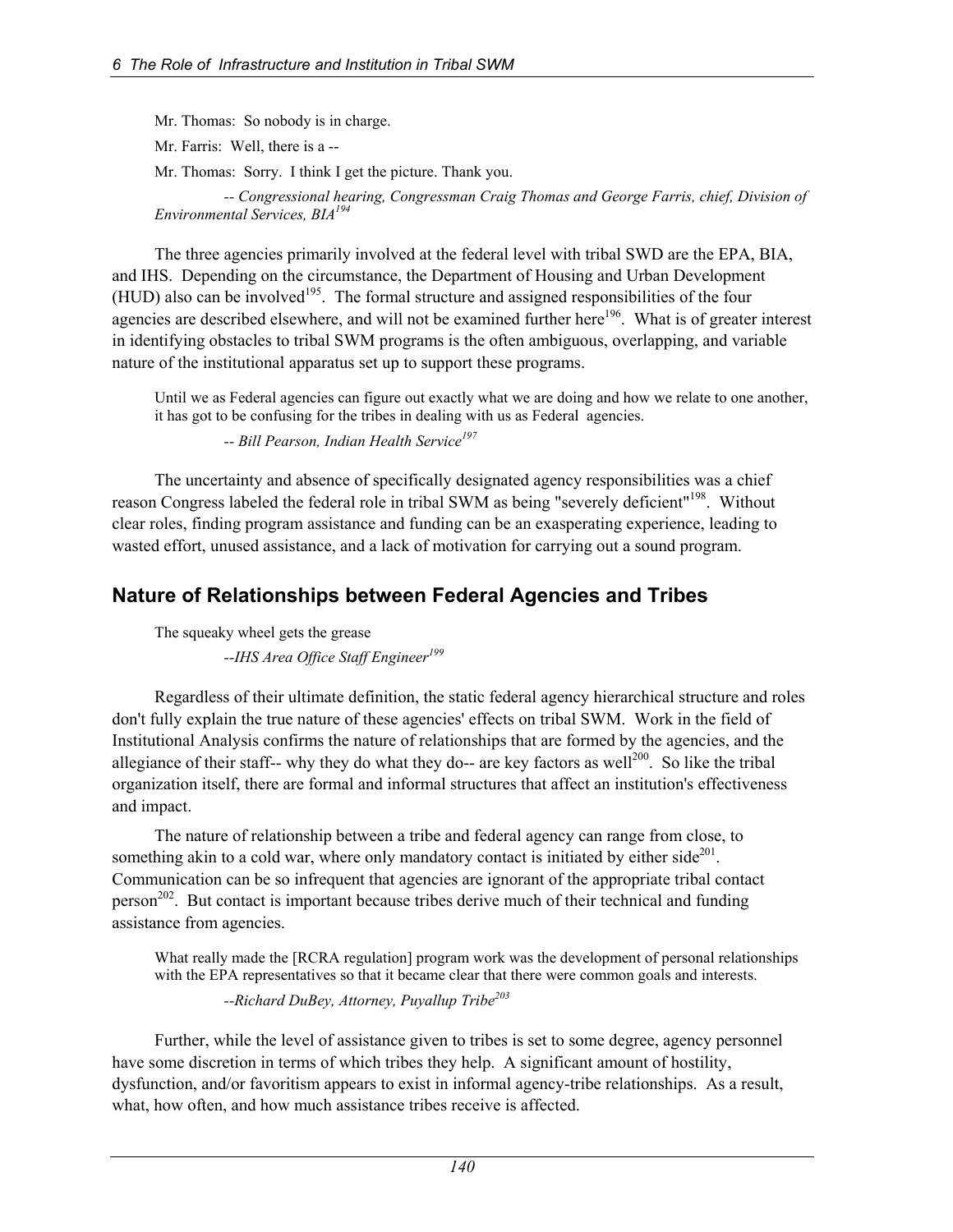Mr. Thomas: So nobody is in charge.

Mr. Farris: Well, there is a --

Mr. Thomas: Sorry. I think I get the picture. Thank you.

*-- Congressional hearing, Congressman Craig Thomas and George Farris, chief, Division of Environmental Services, BIA*[194]

The three agencies primarily involved at the federal level with tribal SWD are the EPA, BIA, and IHS. Depending on the circumstance, the Department of Housing and Urban Development (HUD) also can be involved[195]. The formal structure and assigned responsibilities of the four agencies are described elsewhere, and will not be examined further here[196]. What is of greater interest in identifying obstacles to tribal SWM programs is the often ambiguous, overlapping, and variable nature of the institutional apparatus set up to support these programs.

> Until we as Federal agencies can figure out exactly what we are doing and how we relate to one another, it has got to be confusing for the tribes in dealing with us as Federal agencies.
>
> *-- Bill Pearson, Indian Health Service*[197]

The uncertainty and absence of specifically designated agency responsibilities was a chief reason Congress labeled the federal role in tribal SWM as being "severely deficient"[198]. Without clear roles, finding program assistance and funding can be an exasperating experience, leading to wasted effort, unused assistance, and a lack of motivation for carrying out a sound program.

## Nature of Relationships between Federal Agencies and Tribes

> The squeaky wheel gets the grease
>
> *--IHS Area Office Staff Engineer*[199]

Regardless of their ultimate definition, the static federal agency hierarchical structure and roles don't fully explain the true nature of these agencies' effects on tribal SWM. Work in the field of Institutional Analysis confirms the nature of relationships that are formed by the agencies, and the allegiance of their staff-- why they do what they do-- are key factors as well[200]. So like the tribal organization itself, there are formal and informal structures that affect an institution's effectiveness and impact.

The nature of relationship between a tribe and federal agency can range from close, to something akin to a cold war, where only mandatory contact is initiated by either side[201]. Communication can be so infrequent that agencies are ignorant of the appropriate tribal contact person[202]. But contact is important because tribes derive much of their technical and funding assistance from agencies.

> What really made the [RCRA regulation] program work was the development of personal relationships with the EPA representatives so that it became clear that there were common goals and interests.
>
> *--Richard DuBey, Attorney, Puyallup Tribe*[203]

Further, while the level of assistance given to tribes is set to some degree, agency personnel have some discretion in terms of which tribes they help. A significant amount of hostility, dysfunction, and/or favoritism appears to exist in informal agency-tribe relationships. As a result, what, how often, and how much assistance tribes receive is affected.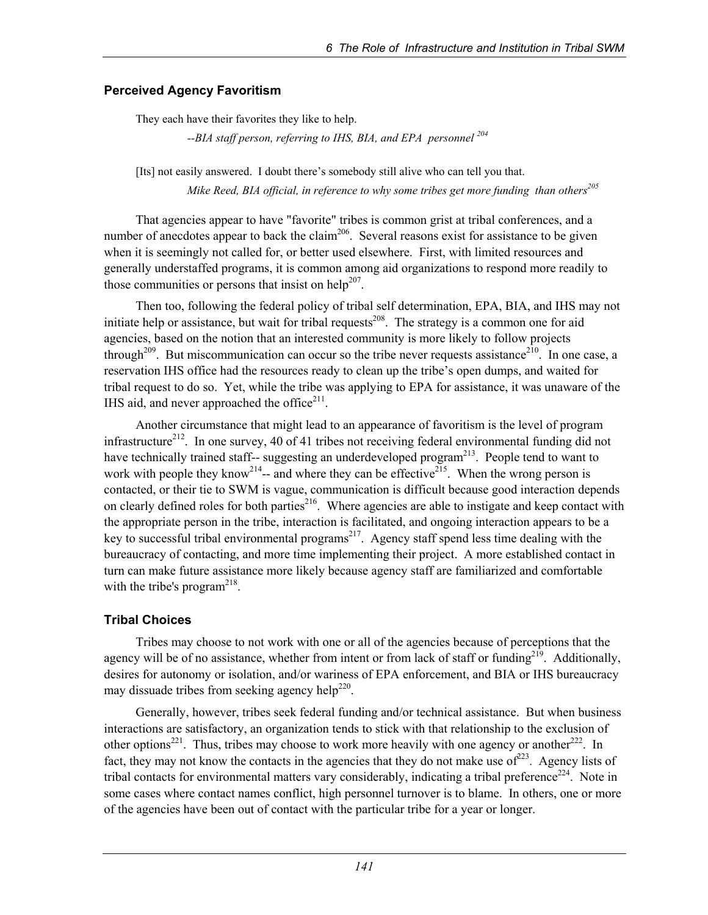### Perceived Agency Favoritism

> They each have their favorites they like to help.
>
> *--BIA staff person, referring to IHS, BIA, and EPA personnel* [204]

> [Its] not easily answered. I doubt there's somebody still alive who can tell you that.
>
> *Mike Reed, BIA official, in reference to why some tribes get more funding than others*[205]

That agencies appear to have "favorite" tribes is common grist at tribal conferences, and a number of anecdotes appear to back the claim[206]. Several reasons exist for assistance to be given when it is seemingly not called for, or better used elsewhere. First, with limited resources and generally understaffed programs, it is common among aid organizations to respond more readily to those communities or persons that insist on help[207].

Then too, following the federal policy of tribal self determination, EPA, BIA, and IHS may not initiate help or assistance, but wait for tribal requests[208]. The strategy is a common one for aid agencies, based on the notion that an interested community is more likely to follow projects through[209]. But miscommunication can occur so the tribe never requests assistance[210]. In one case, a reservation IHS office had the resources ready to clean up the tribe's open dumps, and waited for tribal request to do so. Yet, while the tribe was applying to EPA for assistance, it was unaware of the IHS aid, and never approached the office[211].

Another circumstance that might lead to an appearance of favoritism is the level of program infrastructure[212]. In one survey, 40 of 41 tribes not receiving federal environmental funding did not have technically trained staff-- suggesting an underdeveloped program[213]. People tend to want to work with people they know[214]-- and where they can be effective[215]. When the wrong person is contacted, or their tie to SWM is vague, communication is difficult because good interaction depends on clearly defined roles for both parties[216]. Where agencies are able to instigate and keep contact with the appropriate person in the tribe, interaction is facilitated, and ongoing interaction appears to be a key to successful tribal environmental programs[217]. Agency staff spend less time dealing with the bureaucracy of contacting, and more time implementing their project. A more established contact in turn can make future assistance more likely because agency staff are familiarized and comfortable with the tribe's program[218].

### Tribal Choices

Tribes may choose to not work with one or all of the agencies because of perceptions that the agency will be of no assistance, whether from intent or from lack of staff or funding[219]. Additionally, desires for autonomy or isolation, and/or wariness of EPA enforcement, and BIA or IHS bureaucracy may dissuade tribes from seeking agency help[220].

Generally, however, tribes seek federal funding and/or technical assistance. But when business interactions are satisfactory, an organization tends to stick with that relationship to the exclusion of other options[221]. Thus, tribes may choose to work more heavily with one agency or another[222]. In fact, they may not know the contacts in the agencies that they do not make use of[223]. Agency lists of tribal contacts for environmental matters vary considerably, indicating a tribal preference[224]. Note in some cases where contact names conflict, high personnel turnover is to blame. In others, one or more of the agencies have been out of contact with the particular tribe for a year or longer.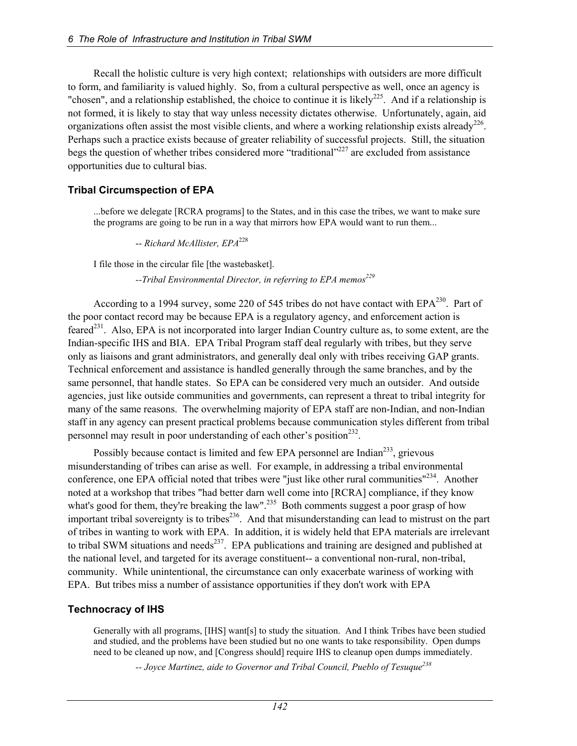Recall the holistic culture is very high context; relationships with outsiders are more difficult to form, and familiarity is valued highly. So, from a cultural perspective as well, once an agency is "chosen", and a relationship established, the choice to continue it is likely[225]. And if a relationship is not formed, it is likely to stay that way unless necessity dictates otherwise. Unfortunately, again, aid organizations often assist the most visible clients, and where a working relationship exists already[226]. Perhaps such a practice exists because of greater reliability of successful projects. Still, the situation begs the question of whether tribes considered more "traditional"[227] are excluded from assistance opportunities due to cultural bias.

### Tribal Circumspection of EPA

> ...before we delegate [RCRA programs] to the States, and in this case the tribes, we want to make sure the programs are going to be run in a way that mirrors how EPA would want to run them...
>
> -- *Richard McAllister, EPA*[228]
>
> I file those in the circular file [the wastebasket].
>
> *--Tribal Environmental Director, in referring to EPA memos*[229]

According to a 1994 survey, some 220 of 545 tribes do not have contact with EPA[230]. Part of the poor contact record may be because EPA is a regulatory agency, and enforcement action is feared[231]. Also, EPA is not incorporated into larger Indian Country culture as, to some extent, are the Indian-specific IHS and BIA. EPA Tribal Program staff deal regularly with tribes, but they serve only as liaisons and grant administrators, and generally deal only with tribes receiving GAP grants. Technical enforcement and assistance is handled generally through the same branches, and by the same personnel, that handle states. So EPA can be considered very much an outsider. And outside agencies, just like outside communities and governments, can represent a threat to tribal integrity for many of the same reasons. The overwhelming majority of EPA staff are non-Indian, and non-Indian staff in any agency can present practical problems because communication styles different from tribal personnel may result in poor understanding of each other's position[232].

Possibly because contact is limited and few EPA personnel are Indian[233], grievous misunderstanding of tribes can arise as well. For example, in addressing a tribal environmental conference, one EPA official noted that tribes were "just like other rural communities"[234]. Another noted at a workshop that tribes "had better darn well come into [RCRA] compliance, if they know what's good for them, they're breaking the law".[235] Both comments suggest a poor grasp of how important tribal sovereignty is to tribes[236]. And that misunderstanding can lead to mistrust on the part of tribes in wanting to work with EPA. In addition, it is widely held that EPA materials are irrelevant to tribal SWM situations and needs[237]. EPA publications and training are designed and published at the national level, and targeted for its average constituent-- a conventional non-rural, non-tribal, community. While unintentional, the circumstance can only exacerbate wariness of working with EPA. But tribes miss a number of assistance opportunities if they don't work with EPA

### Technocracy of IHS

> Generally with all programs, [IHS] want[s] to study the situation. And I think Tribes have been studied and studied, and the problems have been studied but no one wants to take responsibility. Open dumps need to be cleaned up now, and [Congress should] require IHS to cleanup open dumps immediately.
>
> *-- Joyce Martinez, aide to Governor and Tribal Council, Pueblo of Tesuque*[238]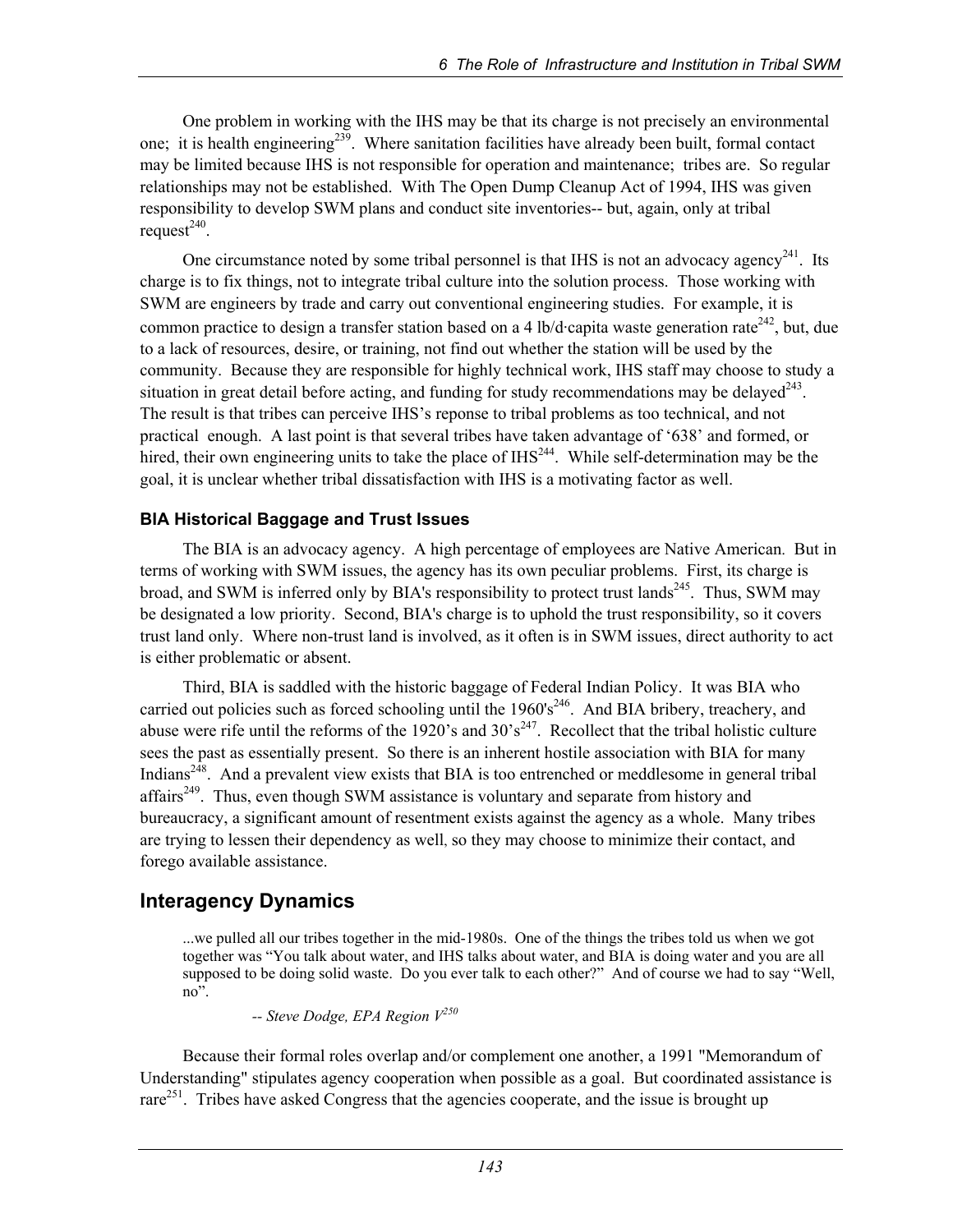One problem in working with the IHS may be that its charge is not precisely an environmental one; it is health engineering[239]. Where sanitation facilities have already been built, formal contact may be limited because IHS is not responsible for operation and maintenance; tribes are. So regular relationships may not be established. With The Open Dump Cleanup Act of 1994, IHS was given responsibility to develop SWM plans and conduct site inventories-- but, again, only at tribal request[240].

One circumstance noted by some tribal personnel is that IHS is not an advocacy agency[241]. Its charge is to fix things, not to integrate tribal culture into the solution process. Those working with SWM are engineers by trade and carry out conventional engineering studies. For example, it is common practice to design a transfer station based on a 4 lb/d·capita waste generation rate[242], but, due to a lack of resources, desire, or training, not find out whether the station will be used by the community. Because they are responsible for highly technical work, IHS staff may choose to study a situation in great detail before acting, and funding for study recommendations may be delayed[243]. The result is that tribes can perceive IHS's reponse to tribal problems as too technical, and not practical enough. A last point is that several tribes have taken advantage of '638' and formed, or hired, their own engineering units to take the place of IHS[244]. While self-determination may be the goal, it is unclear whether tribal dissatisfaction with IHS is a motivating factor as well.

### BIA Historical Baggage and Trust Issues

The BIA is an advocacy agency. A high percentage of employees are Native American. But in terms of working with SWM issues, the agency has its own peculiar problems. First, its charge is broad, and SWM is inferred only by BIA's responsibility to protect trust lands[245]. Thus, SWM may be designated a low priority. Second, BIA's charge is to uphold the trust responsibility, so it covers trust land only. Where non-trust land is involved, as it often is in SWM issues, direct authority to act is either problematic or absent.

Third, BIA is saddled with the historic baggage of Federal Indian Policy. It was BIA who carried out policies such as forced schooling until the 1960's[246]. And BIA bribery, treachery, and abuse were rife until the reforms of the 1920's and 30's[247]. Recollect that the tribal holistic culture sees the past as essentially present. So there is an inherent hostile association with BIA for many Indians[248]. And a prevalent view exists that BIA is too entrenched or meddlesome in general tribal affairs[249]. Thus, even though SWM assistance is voluntary and separate from history and bureaucracy, a significant amount of resentment exists against the agency as a whole. Many tribes are trying to lessen their dependency as well, so they may choose to minimize their contact, and forego available assistance.

## Interagency Dynamics

> ...we pulled all our tribes together in the mid-1980s. One of the things the tribes told us when we got together was "You talk about water, and IHS talks about water, and BIA is doing water and you are all supposed to be doing solid waste. Do you ever talk to each other?" And of course we had to say "Well, no".
>
> *-- Steve Dodge, EPA Region V*[250]

Because their formal roles overlap and/or complement one another, a 1991 "Memorandum of Understanding" stipulates agency cooperation when possible as a goal. But coordinated assistance is rare[251]. Tribes have asked Congress that the agencies cooperate, and the issue is brought up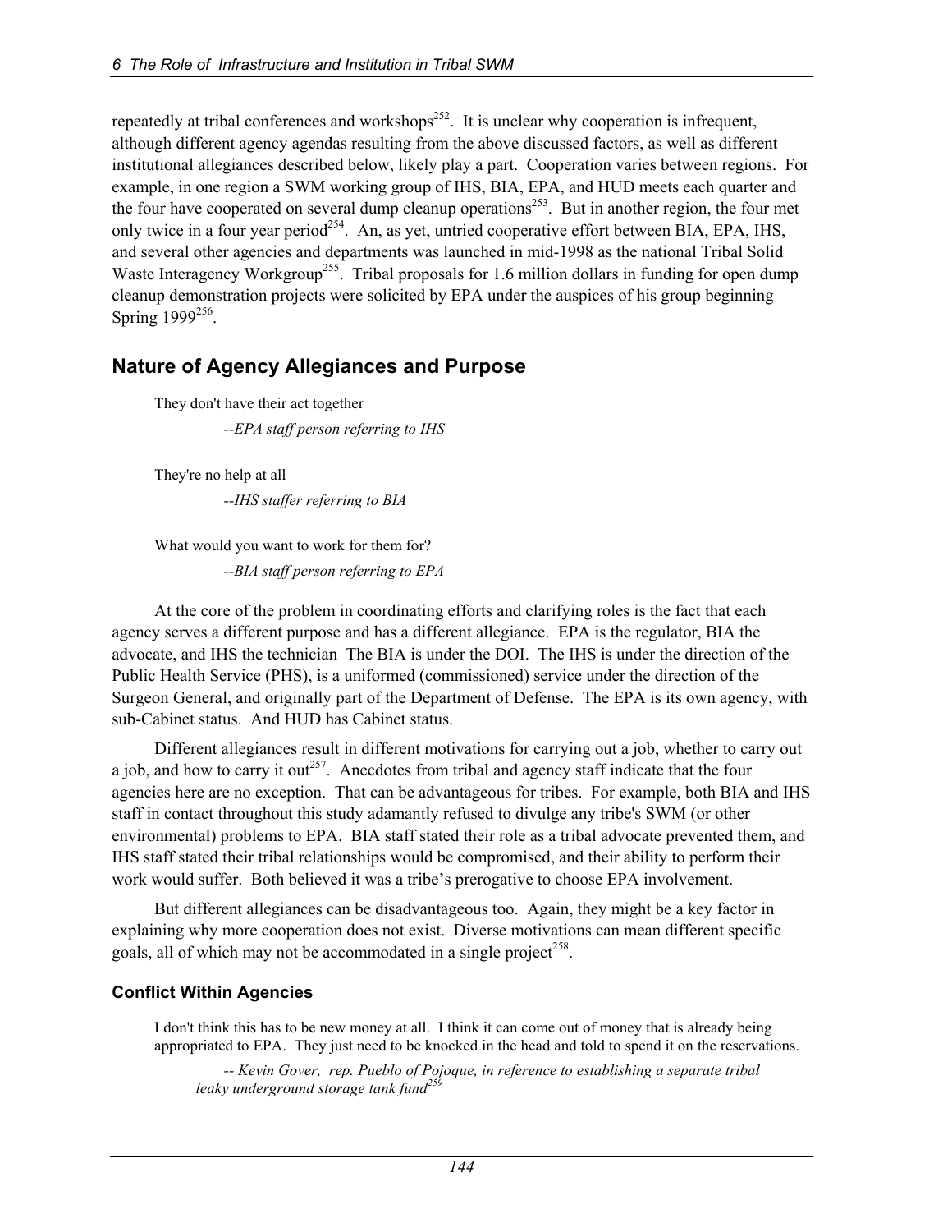repeatedly at tribal conferences and workshops[252]. It is unclear why cooperation is infrequent, although different agency agendas resulting from the above discussed factors, as well as different institutional allegiances described below, likely play a part. Cooperation varies between regions. For example, in one region a SWM working group of IHS, BIA, EPA, and HUD meets each quarter and the four have cooperated on several dump cleanup operations[253]. But in another region, the four met only twice in a four year period[254]. An, as yet, untried cooperative effort between BIA, EPA, IHS, and several other agencies and departments was launched in mid-1998 as the national Tribal Solid Waste Interagency Workgroup[255]. Tribal proposals for 1.6 million dollars in funding for open dump cleanup demonstration projects were solicited by EPA under the auspices of his group beginning Spring 1999[256].

## Nature of Agency Allegiances and Purpose

> They don't have their act together
>
> *--EPA staff person referring to IHS*

> They're no help at all
>
> *--IHS staffer referring to BIA*

> What would you want to work for them for?
>
> *--BIA staff person referring to EPA*

At the core of the problem in coordinating efforts and clarifying roles is the fact that each agency serves a different purpose and has a different allegiance. EPA is the regulator, BIA the advocate, and IHS the technician The BIA is under the DOI. The IHS is under the direction of the Public Health Service (PHS), is a uniformed (commissioned) service under the direction of the Surgeon General, and originally part of the Department of Defense. The EPA is its own agency, with sub-Cabinet status. And HUD has Cabinet status.

Different allegiances result in different motivations for carrying out a job, whether to carry out a job, and how to carry it out[257]. Anecdotes from tribal and agency staff indicate that the four agencies here are no exception. That can be advantageous for tribes. For example, both BIA and IHS staff in contact throughout this study adamantly refused to divulge any tribe's SWM (or other environmental) problems to EPA. BIA staff stated their role as a tribal advocate prevented them, and IHS staff stated their tribal relationships would be compromised, and their ability to perform their work would suffer. Both believed it was a tribe's prerogative to choose EPA involvement.

But different allegiances can be disadvantageous too. Again, they might be a key factor in explaining why more cooperation does not exist. Diverse motivations can mean different specific goals, all of which may not be accommodated in a single project[258].

### Conflict Within Agencies

> I don't think this has to be new money at all. I think it can come out of money that is already being appropriated to EPA. They just need to be knocked in the head and told to spend it on the reservations.
>
> *-- Kevin Gover, rep. Pueblo of Pojoque, in reference to establishing a separate tribal leaky underground storage tank fund[259]*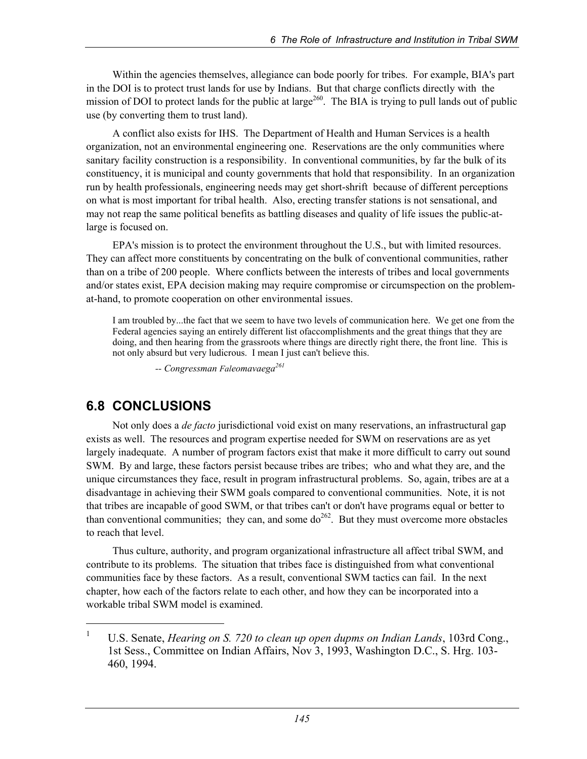Within the agencies themselves, allegiance can bode poorly for tribes. For example, BIA's part in the DOI is to protect trust lands for use by Indians. But that charge conflicts directly with the mission of DOI to protect lands for the public at large[260]. The BIA is trying to pull lands out of public use (by converting them to trust land).

A conflict also exists for IHS. The Department of Health and Human Services is a health organization, not an environmental engineering one. Reservations are the only communities where sanitary facility construction is a responsibility. In conventional communities, by far the bulk of its constituency, it is municipal and county governments that hold that responsibility. In an organization run by health professionals, engineering needs may get short-shrift because of different perceptions on what is most important for tribal health. Also, erecting transfer stations is not sensational, and may not reap the same political benefits as battling diseases and quality of life issues the public-at-large is focused on.

EPA's mission is to protect the environment throughout the U.S., but with limited resources. They can affect more constituents by concentrating on the bulk of conventional communities, rather than on a tribe of 200 people. Where conflicts between the interests of tribes and local governments and/or states exist, EPA decision making may require compromise or circumspection on the problem-at-hand, to promote cooperation on other environmental issues.

> I am troubled by...the fact that we seem to have two levels of communication here. We get one from the Federal agencies saying an entirely different list ofaccomplishments and the great things that they are doing, and then hearing from the grassroots where things are directly right there, the front line. This is not only absurd but very ludicrous. I mean I just can't believe this.
>
> *-- Congressman Faleomavaega*[261]

## 6.8 CONCLUSIONS

Not only does a *de facto* jurisdictional void exist on many reservations, an infrastructural gap exists as well. The resources and program expertise needed for SWM on reservations are as yet largely inadequate. A number of program factors exist that make it more difficult to carry out sound SWM. By and large, these factors persist because tribes are tribes; who and what they are, and the unique circumstances they face, result in program infrastructural problems. So, again, tribes are at a disadvantage in achieving their SWM goals compared to conventional communities. Note, it is not that tribes are incapable of good SWM, or that tribes can't or don't have programs equal or better to than conventional communities; they can, and some do[262]. But they must overcome more obstacles to reach that level.

Thus culture, authority, and program organizational infrastructure all affect tribal SWM, and contribute to its problems. The situation that tribes face is distinguished from what conventional communities face by these factors. As a result, conventional SWM tactics can fail. In the next chapter, how each of the factors relate to each other, and how they can be incorporated into a workable tribal SWM model is examined.

---

[1] U.S. Senate, *Hearing on S. 720 to clean up open dupms on Indian Lands*, 103rd Cong., 1st Sess., Committee on Indian Affairs, Nov 3, 1993, Washington D.C., S. Hrg. 103-460, 1994.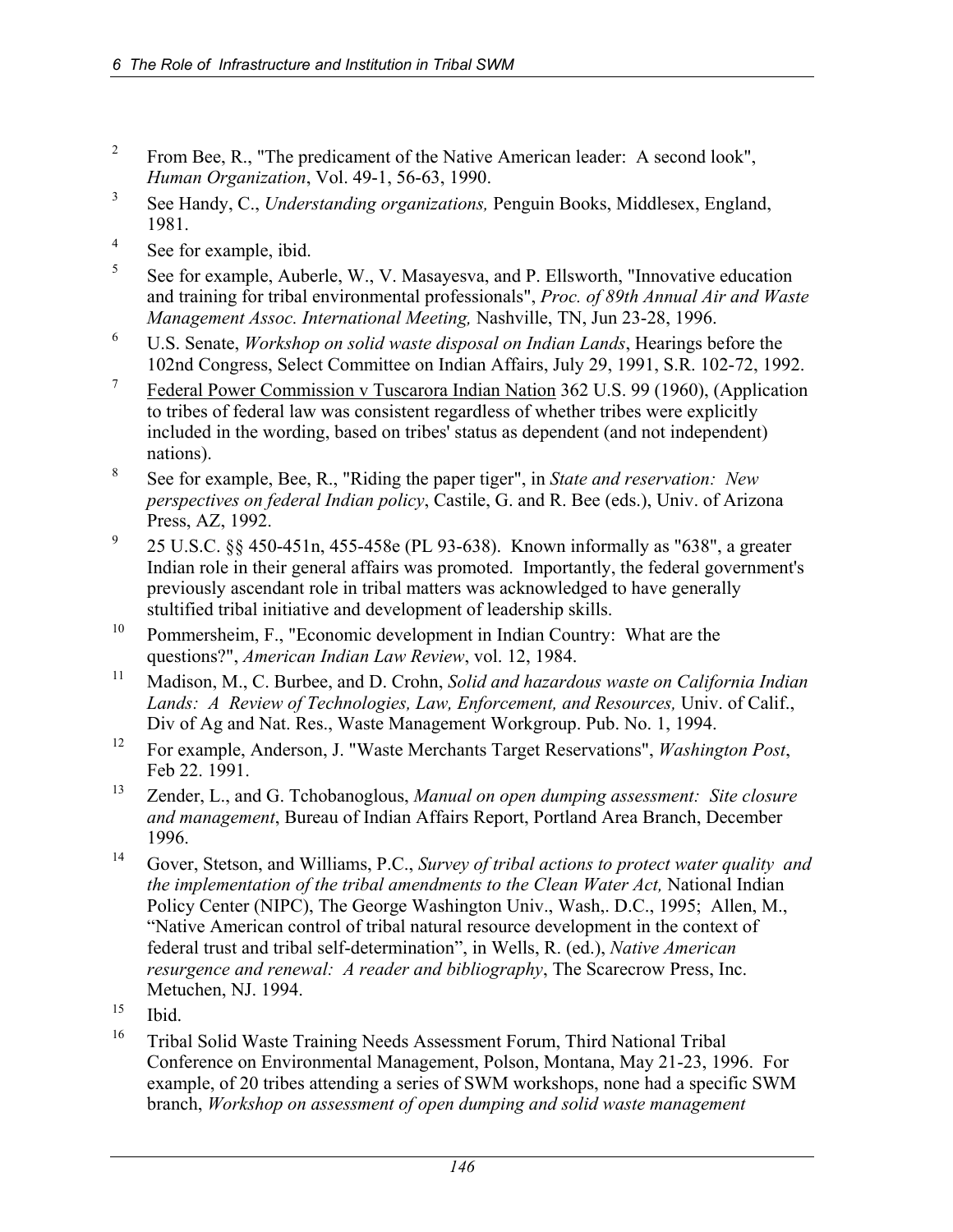[2] From Bee, R., "The predicament of the Native American leader: A second look", *Human Organization*, Vol. 49-1, 56-63, 1990.

[3] See Handy, C., *Understanding organizations,* Penguin Books, Middlesex, England, 1981.

[4] See for example, ibid.

[5] See for example, Auberle, W., V. Masayesva, and P. Ellsworth, "Innovative education and training for tribal environmental professionals", *Proc. of 89th Annual Air and Waste Management Assoc. International Meeting,* Nashville, TN, Jun 23-28, 1996.

[6] U.S. Senate, *Workshop on solid waste disposal on Indian Lands*, Hearings before the 102nd Congress, Select Committee on Indian Affairs, July 29, 1991, S.R. 102-72, 1992.

[7] Federal Power Commission v Tuscarora Indian Nation 362 U.S. 99 (1960), (Application to tribes of federal law was consistent regardless of whether tribes were explicitly included in the wording, based on tribes' status as dependent (and not independent) nations).

[8] See for example, Bee, R., "Riding the paper tiger", in *State and reservation: New perspectives on federal Indian policy*, Castile, G. and R. Bee (eds.), Univ. of Arizona Press, AZ, 1992.

[9] 25 U.S.C. §§ 450-451n, 455-458e (PL 93-638). Known informally as "638", a greater Indian role in their general affairs was promoted. Importantly, the federal government's previously ascendant role in tribal matters was acknowledged to have generally stultified tribal initiative and development of leadership skills.

[10] Pommersheim, F., "Economic development in Indian Country: What are the questions?", *American Indian Law Review*, vol. 12, 1984.

[11] Madison, M., C. Burbee, and D. Crohn, *Solid and hazardous waste on California Indian Lands: A Review of Technologies, Law, Enforcement, and Resources,* Univ. of Calif., Div of Ag and Nat. Res., Waste Management Workgroup. Pub. No. 1, 1994.

[12] For example, Anderson, J. "Waste Merchants Target Reservations", *Washington Post*, Feb 22. 1991.

[13] Zender, L., and G. Tchobanoglous, *Manual on open dumping assessment: Site closure and management*, Bureau of Indian Affairs Report, Portland Area Branch, December 1996.

[14] Gover, Stetson, and Williams, P.C., *Survey of tribal actions to protect water quality and the implementation of the tribal amendments to the Clean Water Act,* National Indian Policy Center (NIPC), The George Washington Univ., Wash,. D.C., 1995; Allen, M., "Native American control of tribal natural resource development in the context of federal trust and tribal self-determination", in Wells, R. (ed.), *Native American resurgence and renewal: A reader and bibliography*, The Scarecrow Press, Inc. Metuchen, NJ. 1994.

[15] Ibid.

[16] Tribal Solid Waste Training Needs Assessment Forum, Third National Tribal Conference on Environmental Management, Polson, Montana, May 21-23, 1996. For example, of 20 tribes attending a series of SWM workshops, none had a specific SWM branch, *Workshop on assessment of open dumping and solid waste management*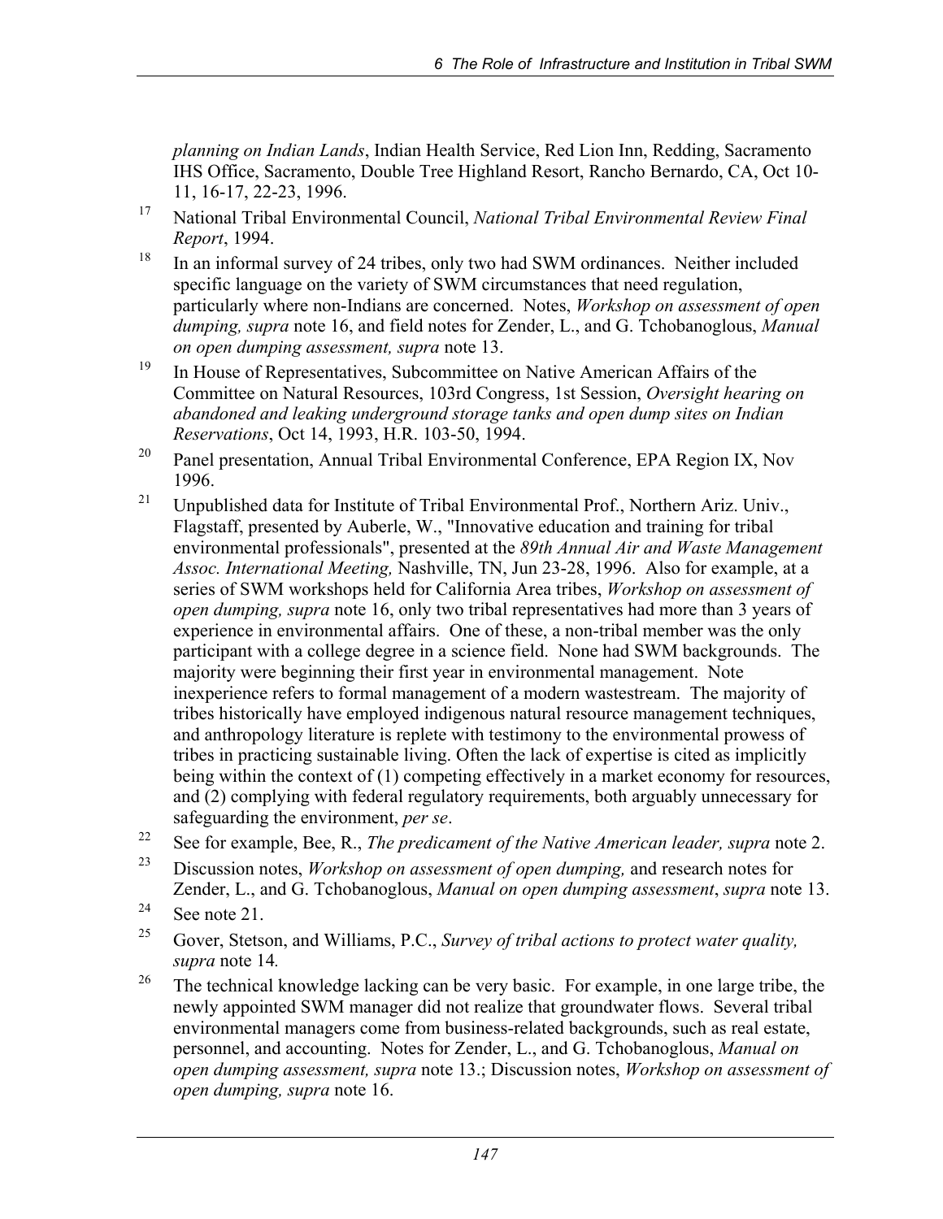*planning on Indian Lands*, Indian Health Service, Red Lion Inn, Redding, Sacramento IHS Office, Sacramento, Double Tree Highland Resort, Rancho Bernardo, CA, Oct 10-11, 16-17, 22-23, 1996.

[17] National Tribal Environmental Council, *National Tribal Environmental Review Final Report*, 1994.

[18] In an informal survey of 24 tribes, only two had SWM ordinances. Neither included specific language on the variety of SWM circumstances that need regulation, particularly where non-Indians are concerned. Notes, *Workshop on assessment of open dumping, supra* note 16, and field notes for Zender, L., and G. Tchobanoglous, *Manual on open dumping assessment, supra* note 13.

[19] In House of Representatives, Subcommittee on Native American Affairs of the Committee on Natural Resources, 103rd Congress, 1st Session, *Oversight hearing on abandoned and leaking underground storage tanks and open dump sites on Indian Reservations*, Oct 14, 1993, H.R. 103-50, 1994.

[20] Panel presentation, Annual Tribal Environmental Conference, EPA Region IX, Nov 1996.

[21] Unpublished data for Institute of Tribal Environmental Prof., Northern Ariz. Univ., Flagstaff, presented by Auberle, W., "Innovative education and training for tribal environmental professionals", presented at the *89th Annual Air and Waste Management Assoc. International Meeting,* Nashville, TN, Jun 23-28, 1996. Also for example, at a series of SWM workshops held for California Area tribes, *Workshop on assessment of open dumping, supra* note 16, only two tribal representatives had more than 3 years of experience in environmental affairs. One of these, a non-tribal member was the only participant with a college degree in a science field. None had SWM backgrounds. The majority were beginning their first year in environmental management. Note inexperience refers to formal management of a modern wastestream. The majority of tribes historically have employed indigenous natural resource management techniques, and anthropology literature is replete with testimony to the environmental prowess of tribes in practicing sustainable living. Often the lack of expertise is cited as implicitly being within the context of (1) competing effectively in a market economy for resources, and (2) complying with federal regulatory requirements, both arguably unnecessary for safeguarding the environment, *per se*.

[22] See for example, Bee, R., *The predicament of the Native American leader, supra* note 2.

[23] Discussion notes, *Workshop on assessment of open dumping,* and research notes for Zender, L., and G. Tchobanoglous, *Manual on open dumping assessment*, *supra* note 13.

[24] See note 21.

[25] Gover, Stetson, and Williams, P.C., *Survey of tribal actions to protect water quality, supra* note 14*.*

[26] The technical knowledge lacking can be very basic. For example, in one large tribe, the newly appointed SWM manager did not realize that groundwater flows. Several tribal environmental managers come from business-related backgrounds, such as real estate, personnel, and accounting. Notes for Zender, L., and G. Tchobanoglous, *Manual on open dumping assessment, supra* note 13.; Discussion notes, *Workshop on assessment of open dumping, supra* note 16.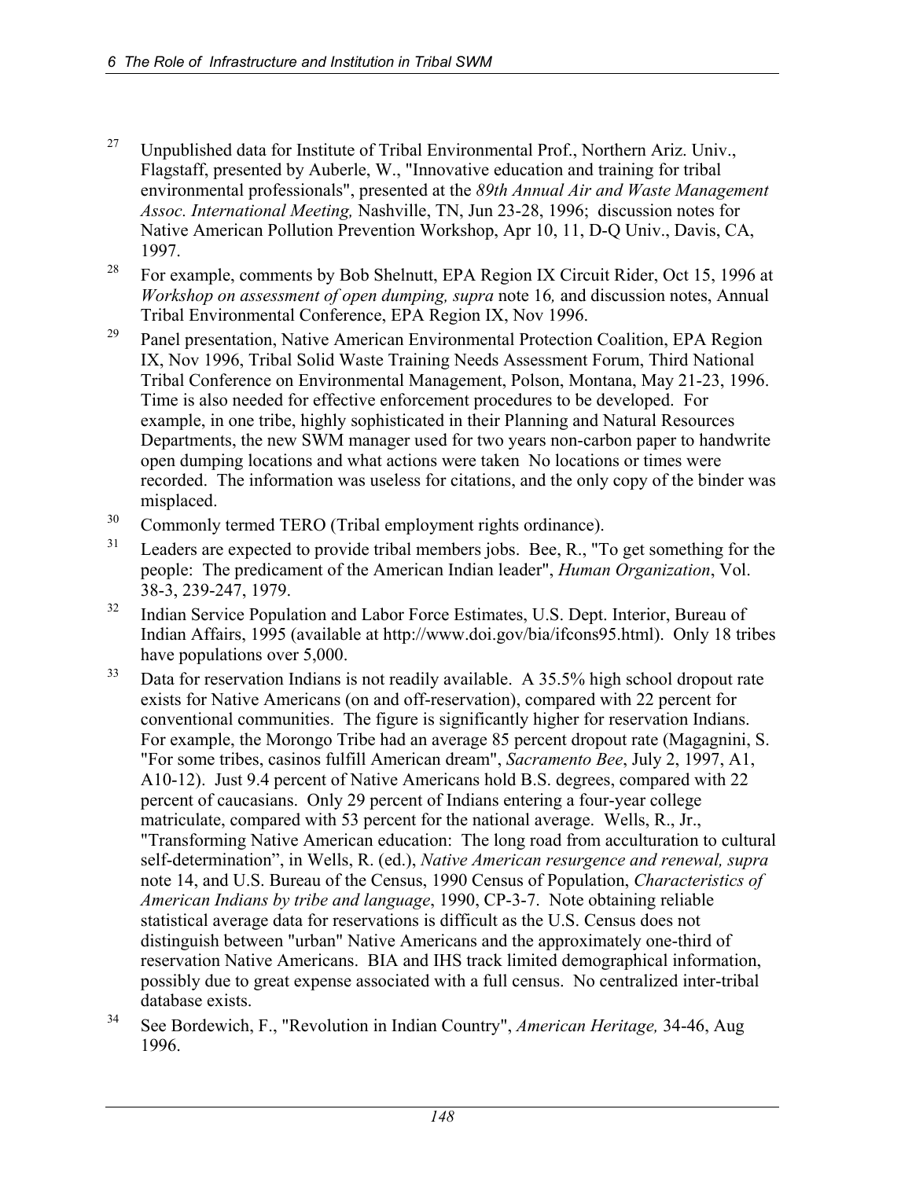[27] Unpublished data for Institute of Tribal Environmental Prof., Northern Ariz. Univ., Flagstaff, presented by Auberle, W., "Innovative education and training for tribal environmental professionals", presented at the *89th Annual Air and Waste Management Assoc. International Meeting,* Nashville, TN, Jun 23-28, 1996; discussion notes for Native American Pollution Prevention Workshop, Apr 10, 11, D-Q Univ., Davis, CA, 1997.

[28] For example, comments by Bob Shelnutt, EPA Region IX Circuit Rider, Oct 15, 1996 at *Workshop on assessment of open dumping, supra* note 16*,* and discussion notes, Annual Tribal Environmental Conference, EPA Region IX, Nov 1996.

[29] Panel presentation, Native American Environmental Protection Coalition, EPA Region IX, Nov 1996, Tribal Solid Waste Training Needs Assessment Forum, Third National Tribal Conference on Environmental Management, Polson, Montana, May 21-23, 1996. Time is also needed for effective enforcement procedures to be developed. For example, in one tribe, highly sophisticated in their Planning and Natural Resources Departments, the new SWM manager used for two years non-carbon paper to handwrite open dumping locations and what actions were taken No locations or times were recorded. The information was useless for citations, and the only copy of the binder was misplaced.

[30] Commonly termed TERO (Tribal employment rights ordinance).

[31] Leaders are expected to provide tribal members jobs. Bee, R., "To get something for the people: The predicament of the American Indian leader", *Human Organization*, Vol. 38-3, 239-247, 1979.

[32] Indian Service Population and Labor Force Estimates, U.S. Dept. Interior, Bureau of Indian Affairs, 1995 (available at http://www.doi.gov/bia/ifcons95.html). Only 18 tribes have populations over 5,000.

[33] Data for reservation Indians is not readily available. A 35.5% high school dropout rate exists for Native Americans (on and off-reservation), compared with 22 percent for conventional communities. The figure is significantly higher for reservation Indians. For example, the Morongo Tribe had an average 85 percent dropout rate (Magagnini, S. "For some tribes, casinos fulfill American dream", *Sacramento Bee*, July 2, 1997, A1, A10-12). Just 9.4 percent of Native Americans hold B.S. degrees, compared with 22 percent of caucasians. Only 29 percent of Indians entering a four-year college matriculate, compared with 53 percent for the national average. Wells, R., Jr., "Transforming Native American education: The long road from acculturation to cultural self-determination", in Wells, R. (ed.), *Native American resurgence and renewal, supra* note 14, and U.S. Bureau of the Census, 1990 Census of Population, *Characteristics of American Indians by tribe and language*, 1990, CP-3-7. Note obtaining reliable statistical average data for reservations is difficult as the U.S. Census does not distinguish between "urban" Native Americans and the approximately one-third of reservation Native Americans. BIA and IHS track limited demographical information, possibly due to great expense associated with a full census. No centralized inter-tribal database exists.

[34] See Bordewich, F., "Revolution in Indian Country", *American Heritage,* 34-46, Aug 1996.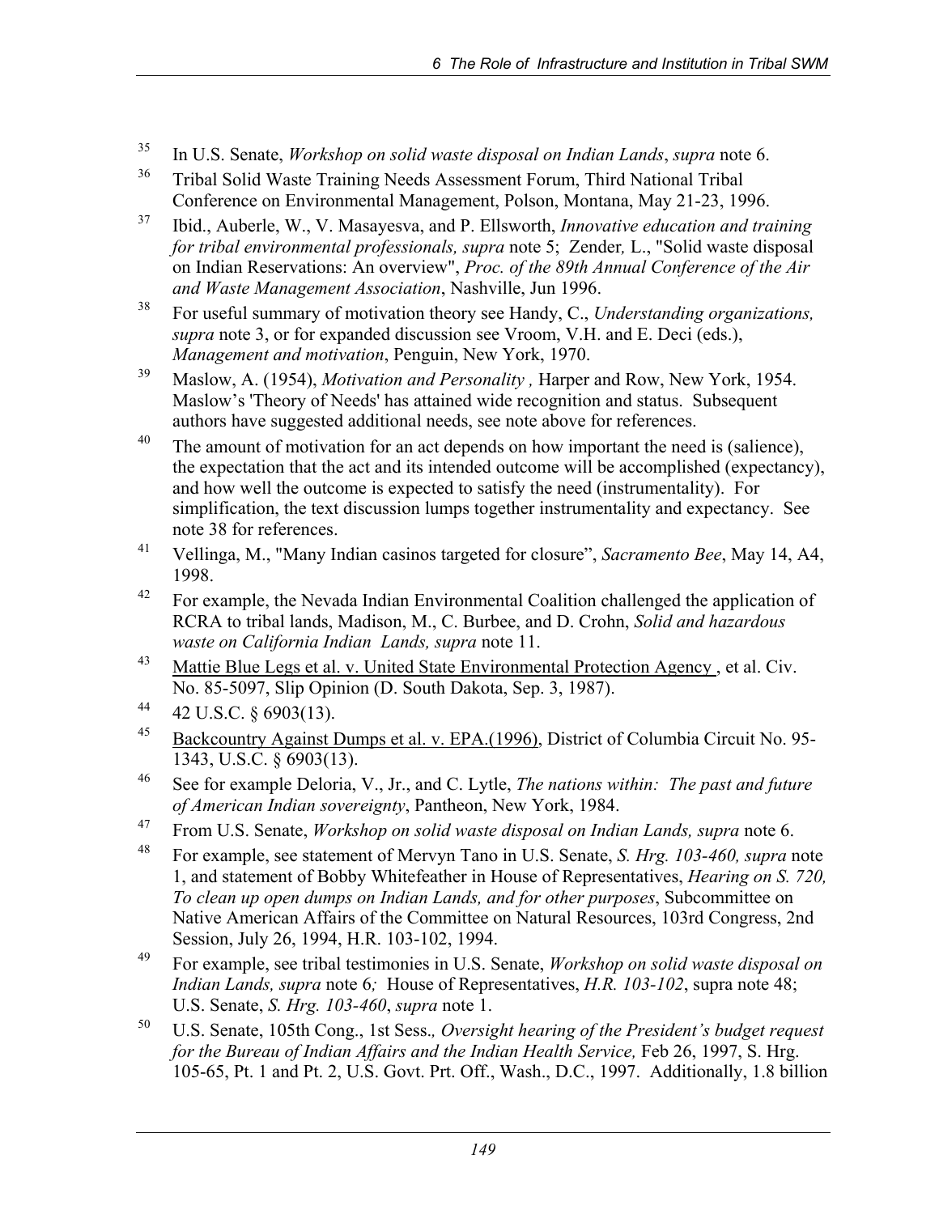[35] In U.S. Senate, *Workshop on solid waste disposal on Indian Lands*, *supra* note 6.

[36] Tribal Solid Waste Training Needs Assessment Forum, Third National Tribal Conference on Environmental Management, Polson, Montana, May 21-23, 1996.

[37] Ibid., Auberle, W., V. Masayesva, and P. Ellsworth, *Innovative education and training for tribal environmental professionals, supra* note 5; Zender, L., "Solid waste disposal on Indian Reservations: An overview", *Proc. of the 89th Annual Conference of the Air and Waste Management Association*, Nashville, Jun 1996.

[38] For useful summary of motivation theory see Handy, C., *Understanding organizations, supra* note 3, or for expanded discussion see Vroom, V.H. and E. Deci (eds.), *Management and motivation*, Penguin, New York, 1970.

[39] Maslow, A. (1954), *Motivation and Personality ,* Harper and Row, New York, 1954. Maslow's 'Theory of Needs' has attained wide recognition and status. Subsequent authors have suggested additional needs, see note above for references.

[40] The amount of motivation for an act depends on how important the need is (salience), the expectation that the act and its intended outcome will be accomplished (expectancy), and how well the outcome is expected to satisfy the need (instrumentality). For simplification, the text discussion lumps together instrumentality and expectancy. See note 38 for references.

[41] Vellinga, M., "Many Indian casinos targeted for closure", *Sacramento Bee*, May 14, A4, 1998.

[42] For example, the Nevada Indian Environmental Coalition challenged the application of RCRA to tribal lands, Madison, M., C. Burbee, and D. Crohn, *Solid and hazardous waste on California Indian Lands, supra* note 11.

[43] Mattie Blue Legs et al. v. United State Environmental Protection Agency , et al. Civ. No. 85-5097, Slip Opinion (D. South Dakota, Sep. 3, 1987).

[44] 42 U.S.C. § 6903(13).

[45] Backcountry Against Dumps et al. v. EPA.(1996), District of Columbia Circuit No. 95-1343, U.S.C. § 6903(13).

[46] See for example Deloria, V., Jr., and C. Lytle, *The nations within: The past and future of American Indian sovereignty*, Pantheon, New York, 1984.

[47] From U.S. Senate, *Workshop on solid waste disposal on Indian Lands, supra* note 6.

[48] For example, see statement of Mervyn Tano in U.S. Senate, *S. Hrg. 103-460, supra* note 1, and statement of Bobby Whitefeather in House of Representatives, *Hearing on S. 720, To clean up open dumps on Indian Lands, and for other purposes*, Subcommittee on Native American Affairs of the Committee on Natural Resources, 103rd Congress, 2nd Session, July 26, 1994, H.R. 103-102, 1994.

[49] For example, see tribal testimonies in U.S. Senate, *Workshop on solid waste disposal on Indian Lands, supra* note 6*;* House of Representatives, *H.R. 103-102*, supra note 48; U.S. Senate, *S. Hrg. 103-460*, *supra* note 1.

[50] U.S. Senate, 105th Cong., 1st Sess*., Oversight hearing of the President's budget request for the Bureau of Indian Affairs and the Indian Health Service,* Feb 26, 1997, S. Hrg. 105-65, Pt. 1 and Pt. 2, U.S. Govt. Prt. Off., Wash., D.C., 1997. Additionally, 1.8 billion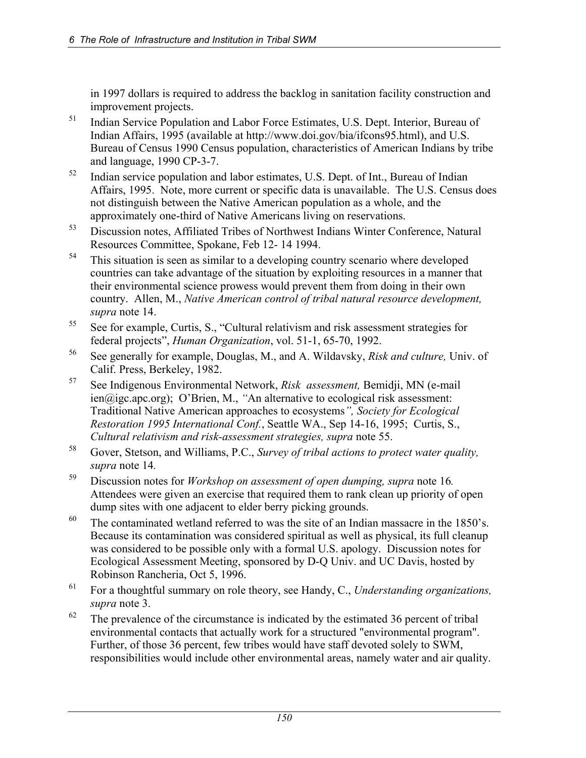in 1997 dollars is required to address the backlog in sanitation facility construction and improvement projects.

51. Indian Service Population and Labor Force Estimates, U.S. Dept. Interior, Bureau of Indian Affairs, 1995 (available at http://www.doi.gov/bia/ifcons95.html), and U.S. Bureau of Census 1990 Census population, characteristics of American Indians by tribe and language, 1990 CP-3-7.

52. Indian service population and labor estimates, U.S. Dept. of Int., Bureau of Indian Affairs, 1995. Note, more current or specific data is unavailable. The U.S. Census does not distinguish between the Native American population as a whole, and the approximately one-third of Native Americans living on reservations.

53. Discussion notes, Affiliated Tribes of Northwest Indians Winter Conference, Natural Resources Committee, Spokane, Feb 12- 14 1994.

54. This situation is seen as similar to a developing country scenario where developed countries can take advantage of the situation by exploiting resources in a manner that their environmental science prowess would prevent them from doing in their own country. Allen, M., *Native American control of tribal natural resource development, supra* note 14.

55. See for example, Curtis, S., "Cultural relativism and risk assessment strategies for federal projects", *Human Organization*, vol. 51-1, 65-70, 1992.

56. See generally for example, Douglas, M., and A. Wildavsky, *Risk and culture,* Univ. of Calif. Press, Berkeley, 1982.

57. See Indigenous Environmental Network, *Risk assessment,* Bemidji, MN (e-mail ien@igc.apc.org); O'Brien, M., *"An alternative to ecological risk assessment: Traditional Native American approaches to ecosystems", Society for Ecological Restoration 1995 International Conf.*, Seattle WA., Sep 14-16, 1995; Curtis, S., *Cultural relativism and risk-assessment strategies, supra* note 55.

58. Gover, Stetson, and Williams, P.C., *Survey of tribal actions to protect water quality, supra* note 14.

59. Discussion notes for *Workshop on assessment of open dumping, supra* note 16. Attendees were given an exercise that required them to rank clean up priority of open dump sites with one adjacent to elder berry picking grounds.

60. The contaminated wetland referred to was the site of an Indian massacre in the 1850's. Because its contamination was considered spiritual as well as physical, its full cleanup was considered to be possible only with a formal U.S. apology. Discussion notes for Ecological Assessment Meeting, sponsored by D-Q Univ. and UC Davis, hosted by Robinson Rancheria, Oct 5, 1996.

61. For a thoughtful summary on role theory, see Handy, C., *Understanding organizations, supra* note 3.

62. The prevalence of the circumstance is indicated by the estimated 36 percent of tribal environmental contacts that actually work for a structured "environmental program". Further, of those 36 percent, few tribes would have staff devoted solely to SWM, responsibilities would include other environmental areas, namely water and air quality.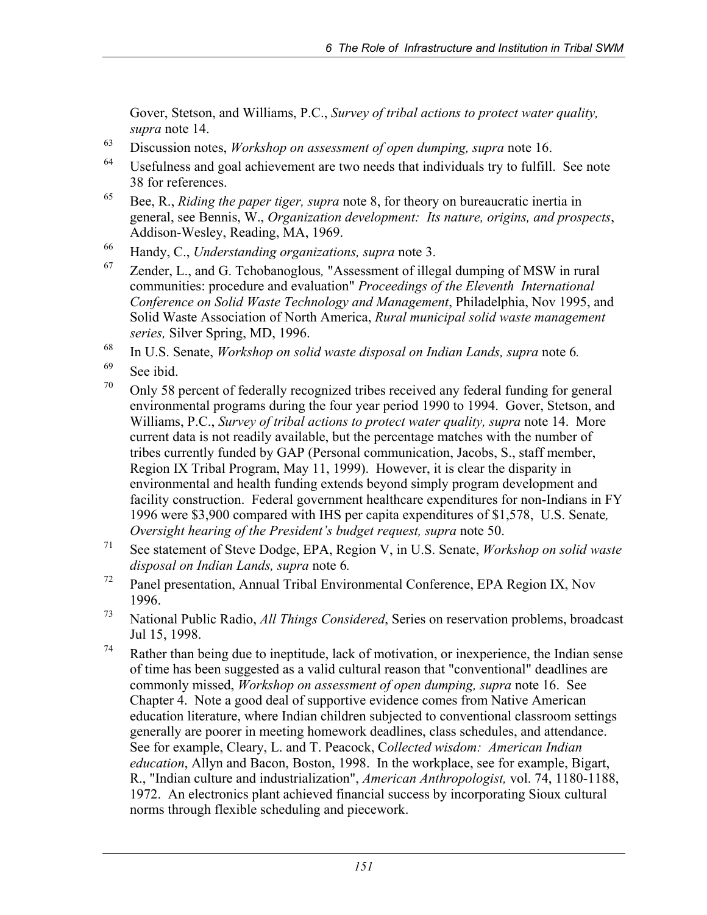Gover, Stetson, and Williams, P.C., *Survey of tribal actions to protect water quality, supra* note 14.

[63] Discussion notes, *Workshop on assessment of open dumping, supra* note 16.

[64] Usefulness and goal achievement are two needs that individuals try to fulfill. See note 38 for references.

[65] Bee, R., *Riding the paper tiger, supra* note 8, for theory on bureaucratic inertia in general, see Bennis, W., *Organization development: Its nature, origins, and prospects*, Addison-Wesley, Reading, MA, 1969.

[66] Handy, C., *Understanding organizations, supra* note 3.

[67] Zender, L., and G. Tchobanoglous, "Assessment of illegal dumping of MSW in rural communities: procedure and evaluation" *Proceedings of the Eleventh International Conference on Solid Waste Technology and Management*, Philadelphia, Nov 1995, and Solid Waste Association of North America, *Rural municipal solid waste management series,* Silver Spring, MD, 1996.

[68] In U.S. Senate, *Workshop on solid waste disposal on Indian Lands, supra* note 6*.*

[69] See ibid.

[70] Only 58 percent of federally recognized tribes received any federal funding for general environmental programs during the four year period 1990 to 1994. Gover, Stetson, and Williams, P.C., *Survey of tribal actions to protect water quality, supra* note 14. More current data is not readily available, but the percentage matches with the number of tribes currently funded by GAP (Personal communication, Jacobs, S., staff member, Region IX Tribal Program, May 11, 1999). However, it is clear the disparity in environmental and health funding extends beyond simply program development and facility construction. Federal government healthcare expenditures for non-Indians in FY 1996 were $3,900 compared with IHS per capita expenditures of $1,578, U.S. Senate*, Oversight hearing of the President's budget request, supra* note 50.

[71] See statement of Steve Dodge, EPA, Region V, in U.S. Senate, *Workshop on solid waste disposal on Indian Lands, supra* note 6*.*

[72] Panel presentation, Annual Tribal Environmental Conference, EPA Region IX, Nov 1996.

[73] National Public Radio, *All Things Considered*, Series on reservation problems, broadcast Jul 15, 1998.

[74] Rather than being due to ineptitude, lack of motivation, or inexperience, the Indian sense of time has been suggested as a valid cultural reason that "conventional" deadlines are commonly missed, *Workshop on assessment of open dumping, supra* note 16. See Chapter 4. Note a good deal of supportive evidence comes from Native American education literature, where Indian children subjected to conventional classroom settings generally are poorer in meeting homework deadlines, class schedules, and attendance. See for example, Cleary, L. and T. Peacock, C*ollected wisdom: American Indian education*, Allyn and Bacon, Boston, 1998. In the workplace, see for example, Bigart, R., "Indian culture and industrialization", *American Anthropologist,* vol. 74, 1180-1188, 1972. An electronics plant achieved financial success by incorporating Sioux cultural norms through flexible scheduling and piecework.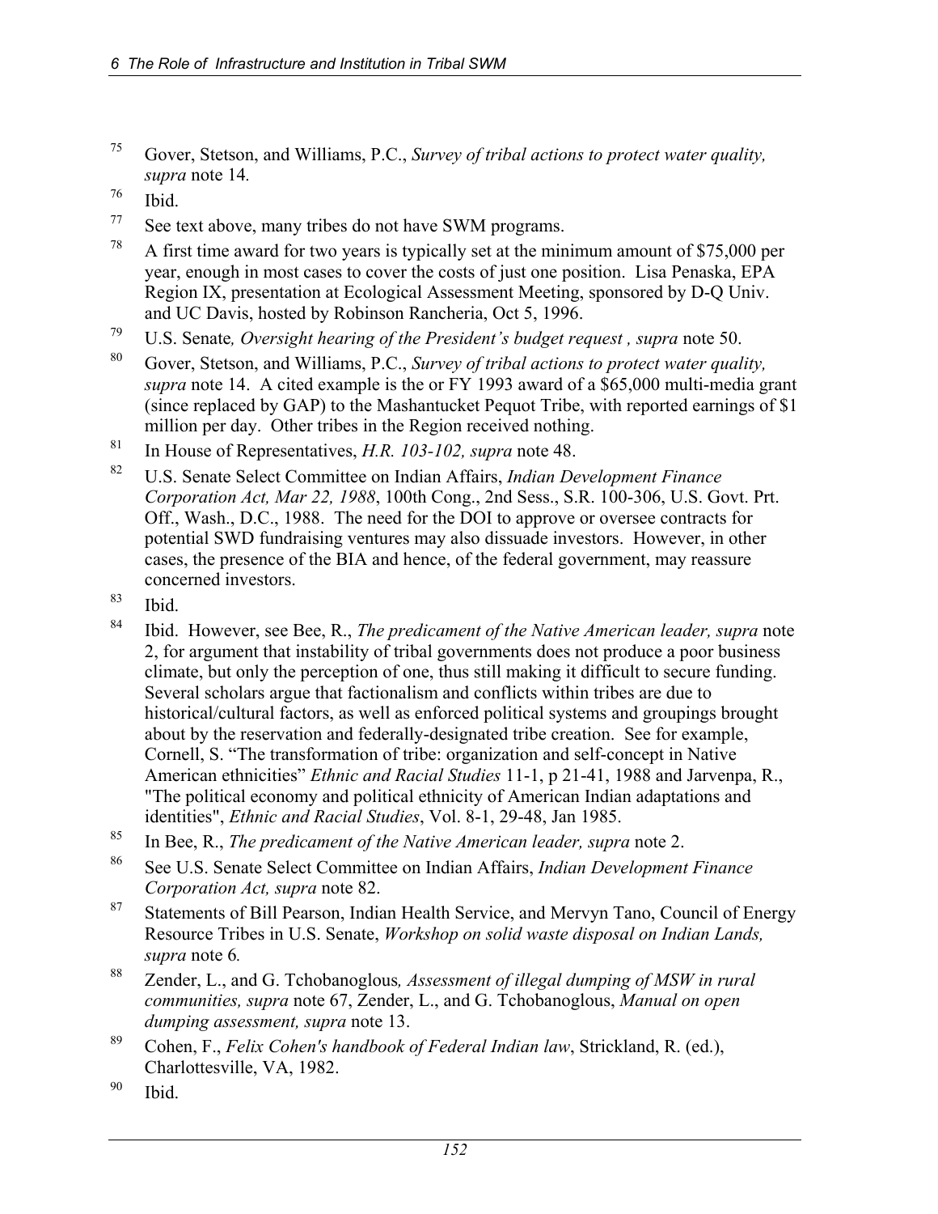[75] Gover, Stetson, and Williams, P.C., *Survey of tribal actions to protect water quality, supra* note 14.

[76] Ibid.

[77] See text above, many tribes do not have SWM programs.

[78] A first time award for two years is typically set at the minimum amount of $75,000 per year, enough in most cases to cover the costs of just one position. Lisa Penaska, EPA Region IX, presentation at Ecological Assessment Meeting, sponsored by D-Q Univ. and UC Davis, hosted by Robinson Rancheria, Oct 5, 1996.

[79] U.S. Senate*, Oversight hearing of the President's budget request , supra* note 50.

[80] Gover, Stetson, and Williams, P.C., *Survey of tribal actions to protect water quality, supra* note 14. A cited example is the or FY 1993 award of a $65,000 multi-media grant (since replaced by GAP) to the Mashantucket Pequot Tribe, with reported earnings of $1 million per day. Other tribes in the Region received nothing.

[81] In House of Representatives, *H.R. 103-102, supra* note 48.

[82] U.S. Senate Select Committee on Indian Affairs, *Indian Development Finance Corporation Act, Mar 22, 1988*, 100th Cong., 2nd Sess., S.R. 100-306, U.S. Govt. Prt. Off., Wash., D.C., 1988. The need for the DOI to approve or oversee contracts for potential SWD fundraising ventures may also dissuade investors. However, in other cases, the presence of the BIA and hence, of the federal government, may reassure concerned investors.

[83] Ibid.

[84] Ibid. However, see Bee, R., *The predicament of the Native American leader, supra* note 2, for argument that instability of tribal governments does not produce a poor business climate, but only the perception of one, thus still making it difficult to secure funding. Several scholars argue that factionalism and conflicts within tribes are due to historical/cultural factors, as well as enforced political systems and groupings brought about by the reservation and federally-designated tribe creation. See for example, Cornell, S. "The transformation of tribe: organization and self-concept in Native American ethnicities" *Ethnic and Racial Studies* 11-1, p 21-41, 1988 and Jarvenpa, R., "The political economy and political ethnicity of American Indian adaptations and identities", *Ethnic and Racial Studies*, Vol. 8-1, 29-48, Jan 1985.

[85] In Bee, R., *The predicament of the Native American leader, supra* note 2.

[86] See U.S. Senate Select Committee on Indian Affairs, *Indian Development Finance Corporation Act, supra* note 82.

[87] Statements of Bill Pearson, Indian Health Service, and Mervyn Tano, Council of Energy Resource Tribes in U.S. Senate, *Workshop on solid waste disposal on Indian Lands, supra* note 6*.*

[88] Zender, L., and G. Tchobanoglous*, Assessment of illegal dumping of MSW in rural communities, supra* note 67, Zender, L., and G. Tchobanoglous, *Manual on open dumping assessment, supra* note 13.

[89] Cohen, F., *Felix Cohen's handbook of Federal Indian law*, Strickland, R. (ed.), Charlottesville, VA, 1982.

[90] Ibid.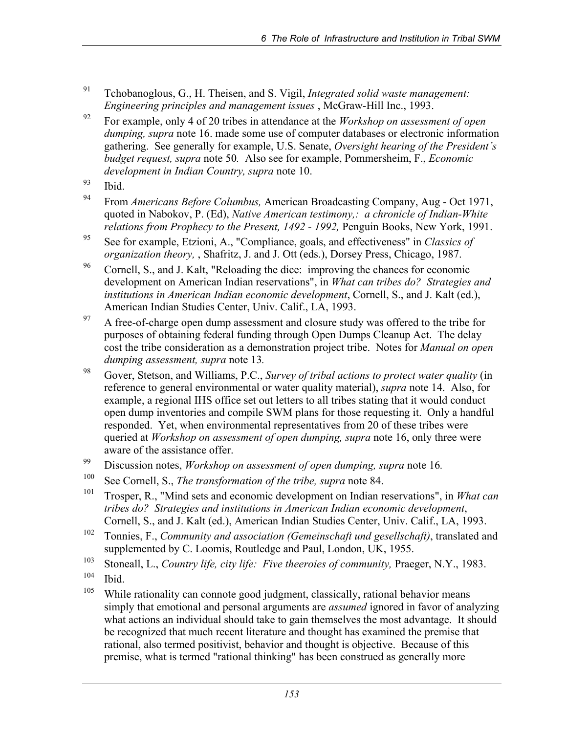[91] Tchobanoglous, G., H. Theisen, and S. Vigil, *Integrated solid waste management: Engineering principles and management issues* , McGraw-Hill Inc., 1993.

[92] For example, only 4 of 20 tribes in attendance at the *Workshop on assessment of open dumping, supra* note 16. made some use of computer databases or electronic information gathering. See generally for example, U.S. Senate, *Oversight hearing of the President's budget request, supra* note 50*.* Also see for example, Pommersheim, F., *Economic development in Indian Country, supra* note 10.

[93] Ibid.

[94] From *Americans Before Columbus,* American Broadcasting Company, Aug - Oct 1971, quoted in Nabokov, P. (Ed), *Native American testimony,: a chronicle of Indian-White relations from Prophecy to the Present, 1492 - 1992,* Penguin Books, New York, 1991.

[95] See for example, Etzioni, A., "Compliance, goals, and effectiveness" in *Classics of organization theory,* , Shafritz, J. and J. Ott (eds.), Dorsey Press, Chicago, 1987.

[96] Cornell, S., and J. Kalt, "Reloading the dice: improving the chances for economic development on American Indian reservations", in *What can tribes do? Strategies and institutions in American Indian economic development*, Cornell, S., and J. Kalt (ed.), American Indian Studies Center, Univ. Calif., LA, 1993.

[97] A free-of-charge open dump assessment and closure study was offered to the tribe for purposes of obtaining federal funding through Open Dumps Cleanup Act. The delay cost the tribe consideration as a demonstration project tribe. Notes for *Manual on open dumping assessment, supra* note 13*.*

[98] Gover, Stetson, and Williams, P.C., *Survey of tribal actions to protect water quality* (in reference to general environmental or water quality material), *supra* note 14. Also, for example, a regional IHS office set out letters to all tribes stating that it would conduct open dump inventories and compile SWM plans for those requesting it. Only a handful responded. Yet, when environmental representatives from 20 of these tribes were queried at *Workshop on assessment of open dumping, supra* note 16, only three were aware of the assistance offer.

[99] Discussion notes, *Workshop on assessment of open dumping, supra* note 16*.*

[100] See Cornell, S., *The transformation of the tribe, supra* note 84.

[101] Trosper, R., "Mind sets and economic development on Indian reservations", in *What can tribes do? Strategies and institutions in American Indian economic development*, Cornell, S., and J. Kalt (ed.), American Indian Studies Center, Univ. Calif., LA, 1993.

[102] Tonnies, F., *Community and association (Gemeinschaft und gesellschaft)*, translated and supplemented by C. Loomis, Routledge and Paul, London, UK, 1955.

[103] Stoneall, L., *Country life, city life: Five theeroies of community,* Praeger, N.Y., 1983.

[104] Ibid.

[105] While rationality can connote good judgment, classically, rational behavior means simply that emotional and personal arguments are *assumed* ignored in favor of analyzing what actions an individual should take to gain themselves the most advantage. It should be recognized that much recent literature and thought has examined the premise that rational, also termed positivist, behavior and thought is objective. Because of this premise, what is termed "rational thinking" has been construed as generally more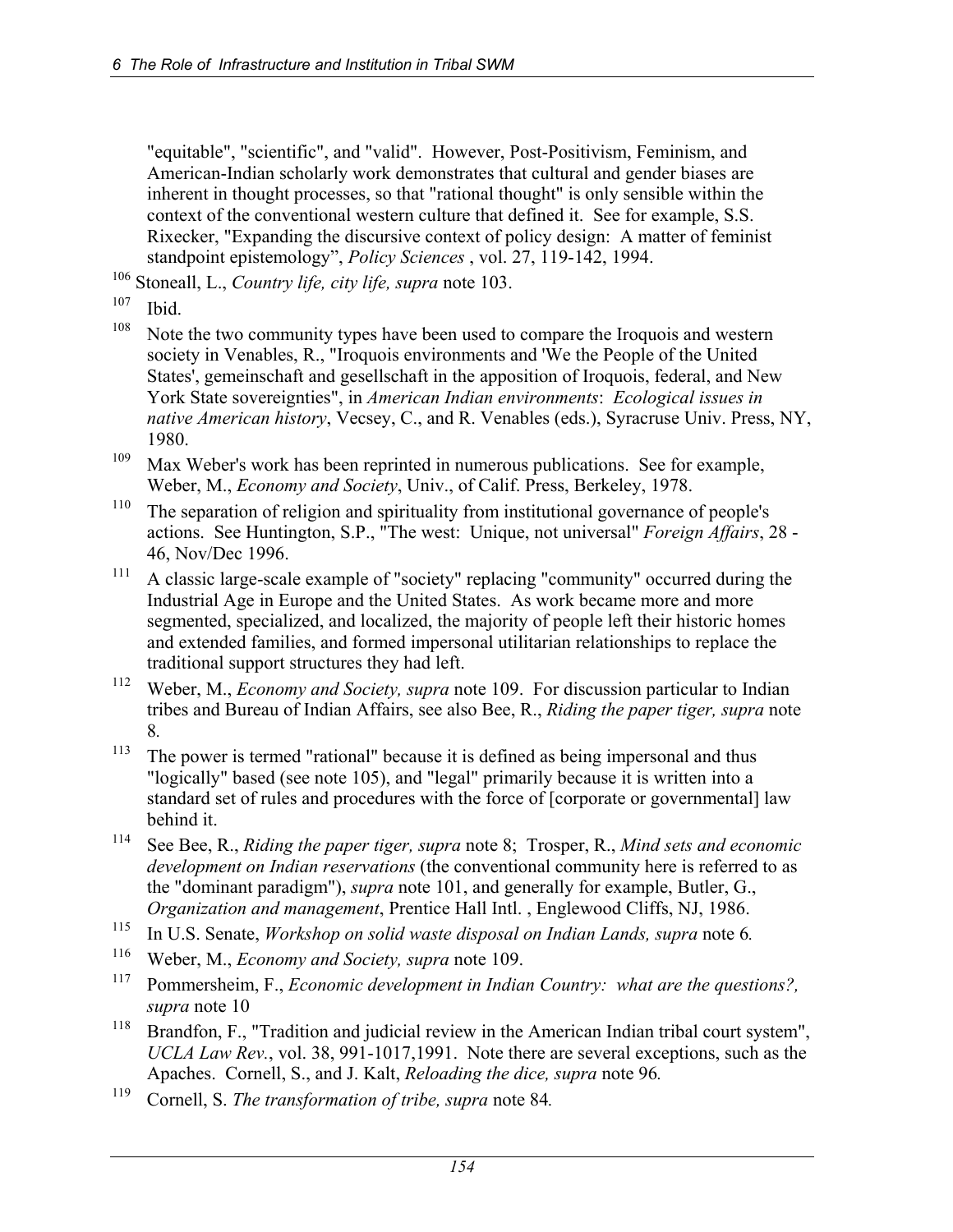"equitable", "scientific", and "valid". However, Post-Positivism, Feminism, and American-Indian scholarly work demonstrates that cultural and gender biases are inherent in thought processes, so that "rational thought" is only sensible within the context of the conventional western culture that defined it. See for example, S.S. Rixecker, "Expanding the discursive context of policy design: A matter of feminist standpoint epistemology", *Policy Sciences* , vol. 27, 119-142, 1994.

[106] Stoneall, L., *Country life, city life, supra* note 103.

[107] Ibid.

[108] Note the two community types have been used to compare the Iroquois and western society in Venables, R., "Iroquois environments and 'We the People of the United States', gemeinschaft and gesellschaft in the apposition of Iroquois, federal, and New York State sovereignties", in *American Indian environments*: *Ecological issues in native American history*, Vecsey, C., and R. Venables (eds.), Syracruse Univ. Press, NY, 1980.

[109] Max Weber's work has been reprinted in numerous publications. See for example, Weber, M., *Economy and Society*, Univ., of Calif. Press, Berkeley, 1978.

[110] The separation of religion and spirituality from institutional governance of people's actions. See Huntington, S.P., "The west: Unique, not universal" *Foreign Affairs*, 28 - 46, Nov/Dec 1996.

[111] A classic large-scale example of "society" replacing "community" occurred during the Industrial Age in Europe and the United States. As work became more and more segmented, specialized, and localized, the majority of people left their historic homes and extended families, and formed impersonal utilitarian relationships to replace the traditional support structures they had left.

[112] Weber, M., *Economy and Society, supra* note 109. For discussion particular to Indian tribes and Bureau of Indian Affairs, see also Bee, R., *Riding the paper tiger, supra* note 8.

[113] The power is termed "rational" because it is defined as being impersonal and thus "logically" based (see note 105), and "legal" primarily because it is written into a standard set of rules and procedures with the force of [corporate or governmental] law behind it.

[114] See Bee, R., *Riding the paper tiger, supra* note 8; Trosper, R., *Mind sets and economic development on Indian reservations* (the conventional community here is referred to as the "dominant paradigm"), *supra* note 101, and generally for example, Butler, G., *Organization and management*, Prentice Hall Intl. , Englewood Cliffs, NJ, 1986.

[115] In U.S. Senate, *Workshop on solid waste disposal on Indian Lands, supra* note 6*.*

[116] Weber, M., *Economy and Society, supra* note 109.

[117] Pommersheim, F., *Economic development in Indian Country: what are the questions?, supra* note 10

[118] Brandfon, F., "Tradition and judicial review in the American Indian tribal court system", *UCLA Law Rev.*, vol. 38, 991-1017,1991. Note there are several exceptions, such as the Apaches. Cornell, S., and J. Kalt, *Reloading the dice, supra* note 96*.*

[119] Cornell, S. *The transformation of tribe, supra* note 84*.*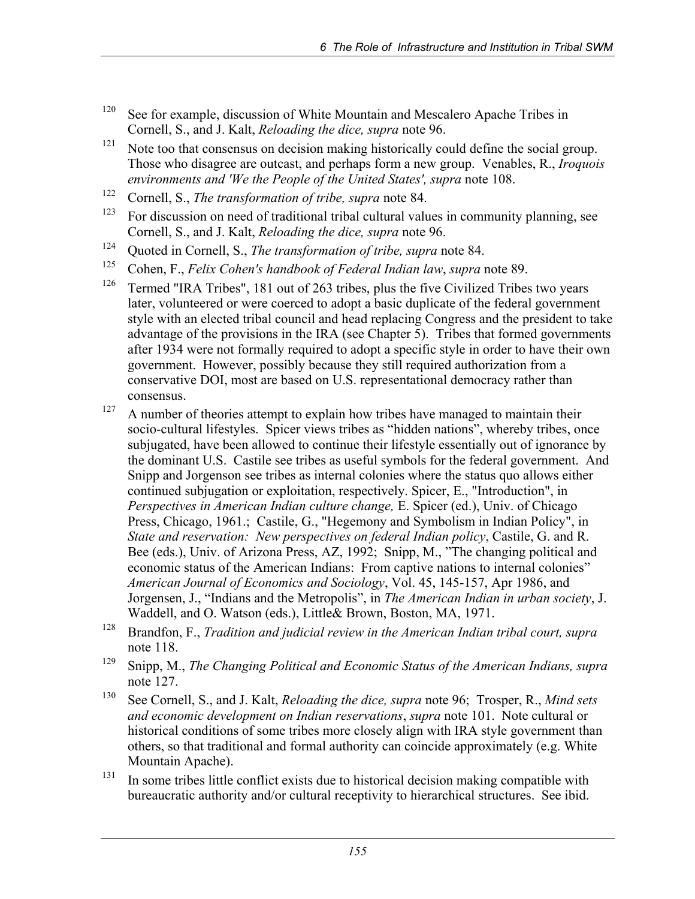[120] See for example, discussion of White Mountain and Mescalero Apache Tribes in Cornell, S., and J. Kalt, *Reloading the dice, supra* note 96.

[121] Note too that consensus on decision making historically could define the social group. Those who disagree are outcast, and perhaps form a new group. Venables, R., *Iroquois environments and 'We the People of the United States', supra* note 108.

[122] Cornell, S., *The transformation of tribe, supra* note 84.

[123] For discussion on need of traditional tribal cultural values in community planning, see Cornell, S., and J. Kalt, *Reloading the dice, supra* note 96.

[124] Quoted in Cornell, S., *The transformation of tribe, supra* note 84.

[125] Cohen, F., *Felix Cohen's handbook of Federal Indian law*, *supra* note 89.

[126] Termed "IRA Tribes", 181 out of 263 tribes, plus the five Civilized Tribes two years later, volunteered or were coerced to adopt a basic duplicate of the federal government style with an elected tribal council and head replacing Congress and the president to take advantage of the provisions in the IRA (see Chapter 5). Tribes that formed governments after 1934 were not formally required to adopt a specific style in order to have their own government. However, possibly because they still required authorization from a conservative DOI, most are based on U.S. representational democracy rather than consensus.

[127] A number of theories attempt to explain how tribes have managed to maintain their socio-cultural lifestyles. Spicer views tribes as "hidden nations", whereby tribes, once subjugated, have been allowed to continue their lifestyle essentially out of ignorance by the dominant U.S. Castile see tribes as useful symbols for the federal government. And Snipp and Jorgenson see tribes as internal colonies where the status quo allows either continued subjugation or exploitation, respectively. Spicer, E., "Introduction", in *Perspectives in American Indian culture change,* E. Spicer (ed.), Univ. of Chicago Press, Chicago, 1961.; Castile, G., "Hegemony and Symbolism in Indian Policy", in *State and reservation: New perspectives on federal Indian policy*, Castile, G. and R. Bee (eds.), Univ. of Arizona Press, AZ, 1992; Snipp, M., "The changing political and economic status of the American Indians: From captive nations to internal colonies" *American Journal of Economics and Sociology*, Vol. 45, 145-157, Apr 1986, and Jorgensen, J., "Indians and the Metropolis", in *The American Indian in urban society*, J. Waddell, and O. Watson (eds.), Little& Brown, Boston, MA, 1971.

[128] Brandfon, F., *Tradition and judicial review in the American Indian tribal court, supra* note 118.

[129] Snipp, M., *The Changing Political and Economic Status of the American Indians, supra* note 127.

[130] See Cornell, S., and J. Kalt, *Reloading the dice, supra* note 96; Trosper, R., *Mind sets and economic development on Indian reservations*, *supra* note 101. Note cultural or historical conditions of some tribes more closely align with IRA style government than others, so that traditional and formal authority can coincide approximately (e.g. White Mountain Apache).

[131] In some tribes little conflict exists due to historical decision making compatible with bureaucratic authority and/or cultural receptivity to hierarchical structures. See ibid.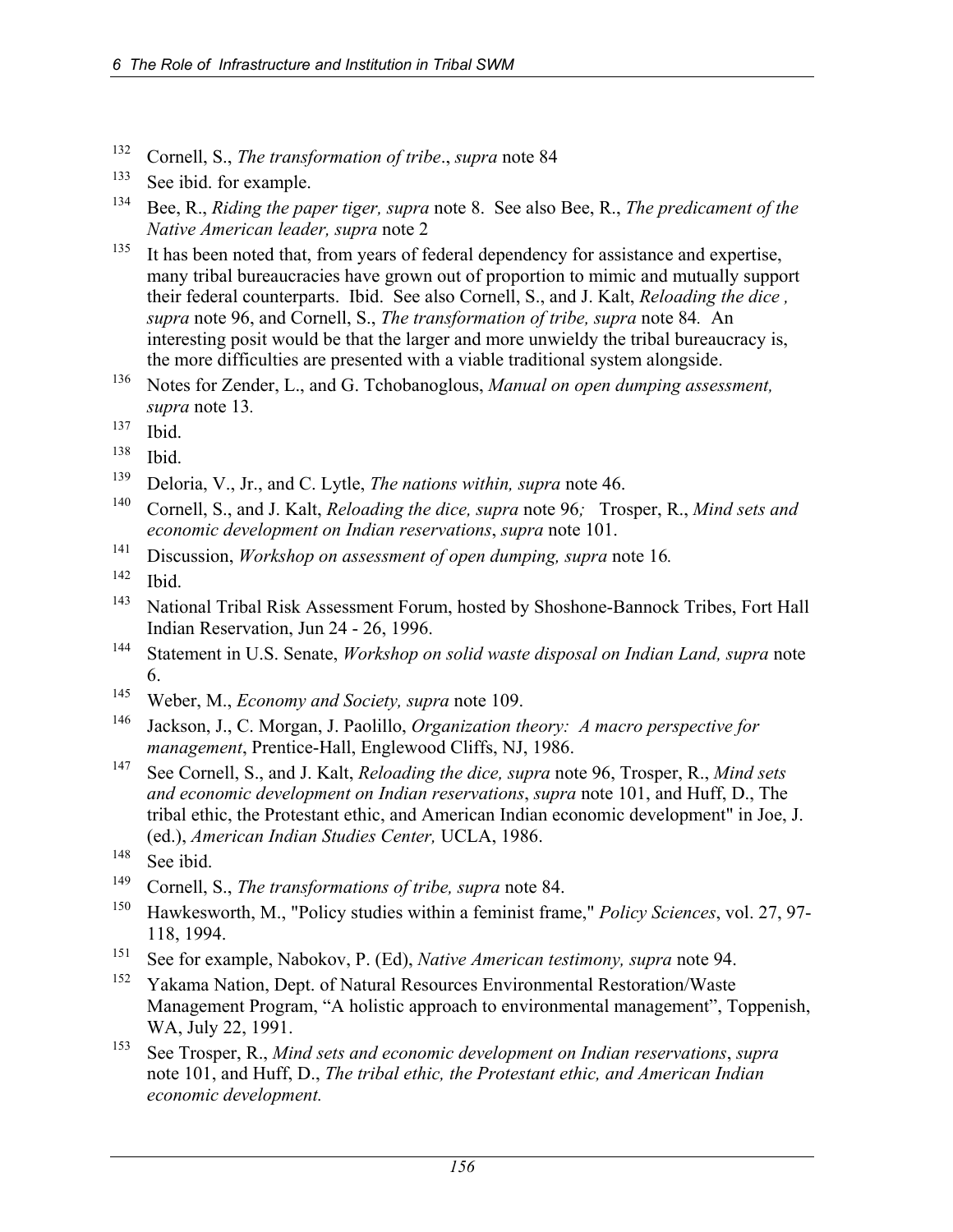[132] Cornell, S., *The transformation of tribe*., *supra* note 84

[133] See ibid. for example.

[134] Bee, R., *Riding the paper tiger, supra* note 8. See also Bee, R., *The predicament of the Native American leader, supra* note 2

[135] It has been noted that, from years of federal dependency for assistance and expertise, many tribal bureaucracies have grown out of proportion to mimic and mutually support their federal counterparts. Ibid. See also Cornell, S., and J. Kalt, *Reloading the dice , supra* note 96, and Cornell, S., *The transformation of tribe, supra* note 84*.* An interesting posit would be that the larger and more unwieldy the tribal bureaucracy is, the more difficulties are presented with a viable traditional system alongside.

[136] Notes for Zender, L., and G. Tchobanoglous, *Manual on open dumping assessment, supra* note 13*.*

[137] Ibid.

[138] Ibid.

[139] Deloria, V., Jr., and C. Lytle, *The nations within, supra* note 46.

[140] Cornell, S., and J. Kalt, *Reloading the dice, supra* note 96*;* Trosper, R., *Mind sets and economic development on Indian reservations*, *supra* note 101.

[141] Discussion, *Workshop on assessment of open dumping, supra* note 16*.*

[142] Ibid.

[143] National Tribal Risk Assessment Forum, hosted by Shoshone-Bannock Tribes, Fort Hall Indian Reservation, Jun 24 - 26, 1996.

[144] Statement in U.S. Senate, *Workshop on solid waste disposal on Indian Land, supra* note 6.

[145] Weber, M., *Economy and Society, supra* note 109.

[146] Jackson, J., C. Morgan, J. Paolillo, *Organization theory: A macro perspective for management*, Prentice-Hall, Englewood Cliffs, NJ, 1986.

[147] See Cornell, S., and J. Kalt, *Reloading the dice, supra* note 96, Trosper, R., *Mind sets and economic development on Indian reservations*, *supra* note 101, and Huff, D., The tribal ethic, the Protestant ethic, and American Indian economic development" in Joe, J. (ed.), *American Indian Studies Center,* UCLA, 1986.

[148] See ibid.

[149] Cornell, S., *The transformations of tribe, supra* note 84.

[150] Hawkesworth, M., "Policy studies within a feminist frame," *Policy Sciences*, vol. 27, 97-118, 1994.

[151] See for example, Nabokov, P. (Ed), *Native American testimony, supra* note 94.

[152] Yakama Nation, Dept. of Natural Resources Environmental Restoration/Waste Management Program, "A holistic approach to environmental management", Toppenish, WA, July 22, 1991.

[153] See Trosper, R., *Mind sets and economic development on Indian reservations*, *supra* note 101, and Huff, D., *The tribal ethic, the Protestant ethic, and American Indian economic development.*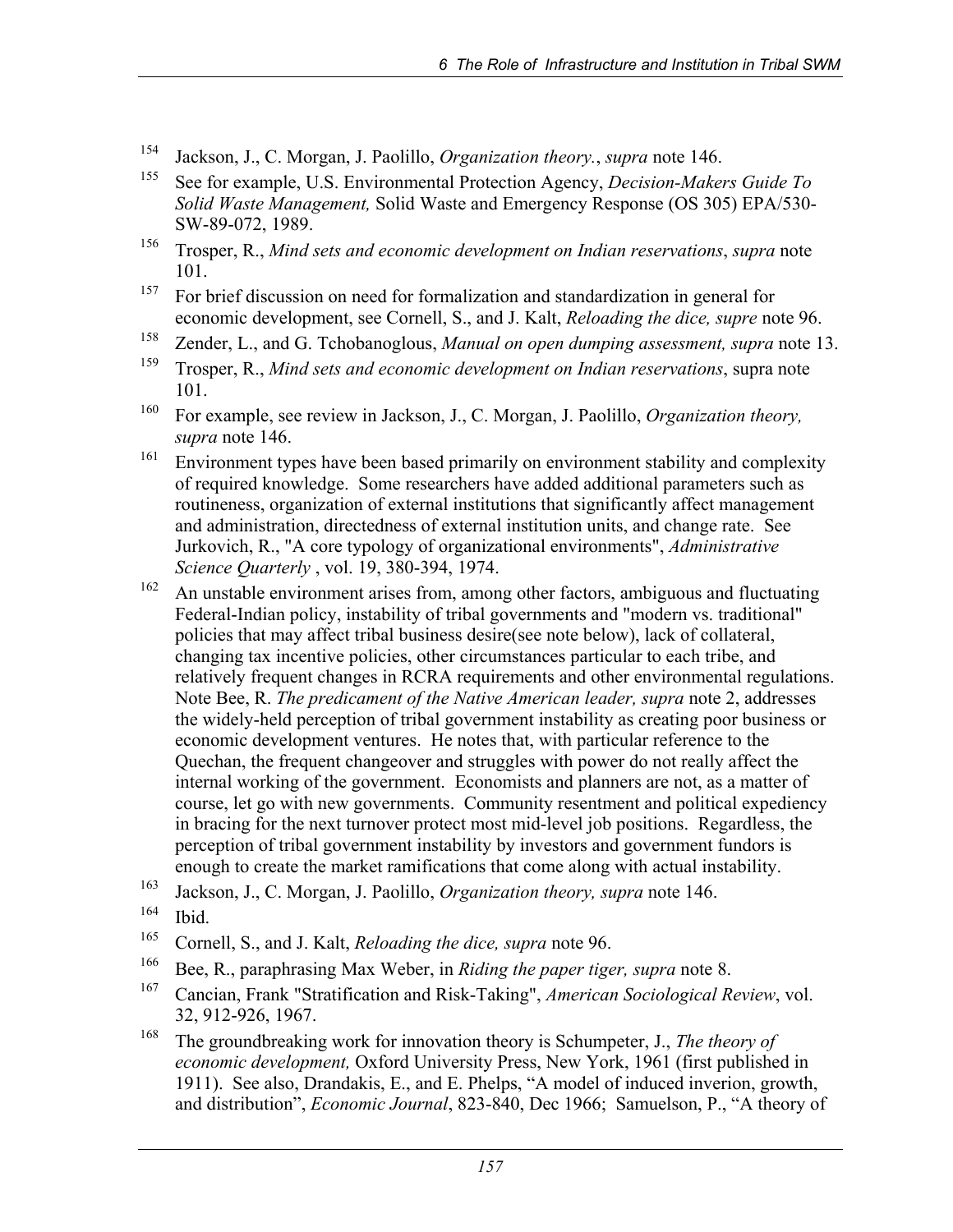[154] Jackson, J., C. Morgan, J. Paolillo, *Organization theory.*, *supra* note 146.

[155] See for example, U.S. Environmental Protection Agency, *Decision-Makers Guide To Solid Waste Management,* Solid Waste and Emergency Response (OS 305) EPA/530-SW-89-072, 1989.

[156] Trosper, R., *Mind sets and economic development on Indian reservations*, *supra* note 101.

[157] For brief discussion on need for formalization and standardization in general for economic development, see Cornell, S., and J. Kalt, *Reloading the dice, supre* note 96.

[158] Zender, L., and G. Tchobanoglous, *Manual on open dumping assessment, supra* note 13.

[159] Trosper, R., *Mind sets and economic development on Indian reservations*, supra note 101.

[160] For example, see review in Jackson, J., C. Morgan, J. Paolillo, *Organization theory, supra* note 146.

[161] Environment types have been based primarily on environment stability and complexity of required knowledge. Some researchers have added additional parameters such as routineness, organization of external institutions that significantly affect management and administration, directedness of external institution units, and change rate. See Jurkovich, R., "A core typology of organizational environments", *Administrative Science Quarterly* , vol. 19, 380-394, 1974.

[162] An unstable environment arises from, among other factors, ambiguous and fluctuating Federal-Indian policy, instability of tribal governments and "modern vs. traditional" policies that may affect tribal business desire(see note below), lack of collateral, changing tax incentive policies, other circumstances particular to each tribe, and relatively frequent changes in RCRA requirements and other environmental regulations. Note Bee, R. *The predicament of the Native American leader, supra* note 2, addresses the widely-held perception of tribal government instability as creating poor business or economic development ventures. He notes that, with particular reference to the Quechan, the frequent changeover and struggles with power do not really affect the internal working of the government. Economists and planners are not, as a matter of course, let go with new governments. Community resentment and political expediency in bracing for the next turnover protect most mid-level job positions. Regardless, the perception of tribal government instability by investors and government fundors is enough to create the market ramifications that come along with actual instability.

[163] Jackson, J., C. Morgan, J. Paolillo, *Organization theory, supra* note 146.

[164] Ibid.

[165] Cornell, S., and J. Kalt, *Reloading the dice, supra* note 96.

[166] Bee, R., paraphrasing Max Weber, in *Riding the paper tiger, supra* note 8.

[167] Cancian, Frank "Stratification and Risk-Taking", *American Sociological Review*, vol. 32, 912-926, 1967.

[168] The groundbreaking work for innovation theory is Schumpeter, J., *The theory of economic development,* Oxford University Press, New York, 1961 (first published in 1911). See also, Drandakis, E., and E. Phelps, "A model of induced inverion, growth, and distribution", *Economic Journal*, 823-840, Dec 1966; Samuelson, P., "A theory of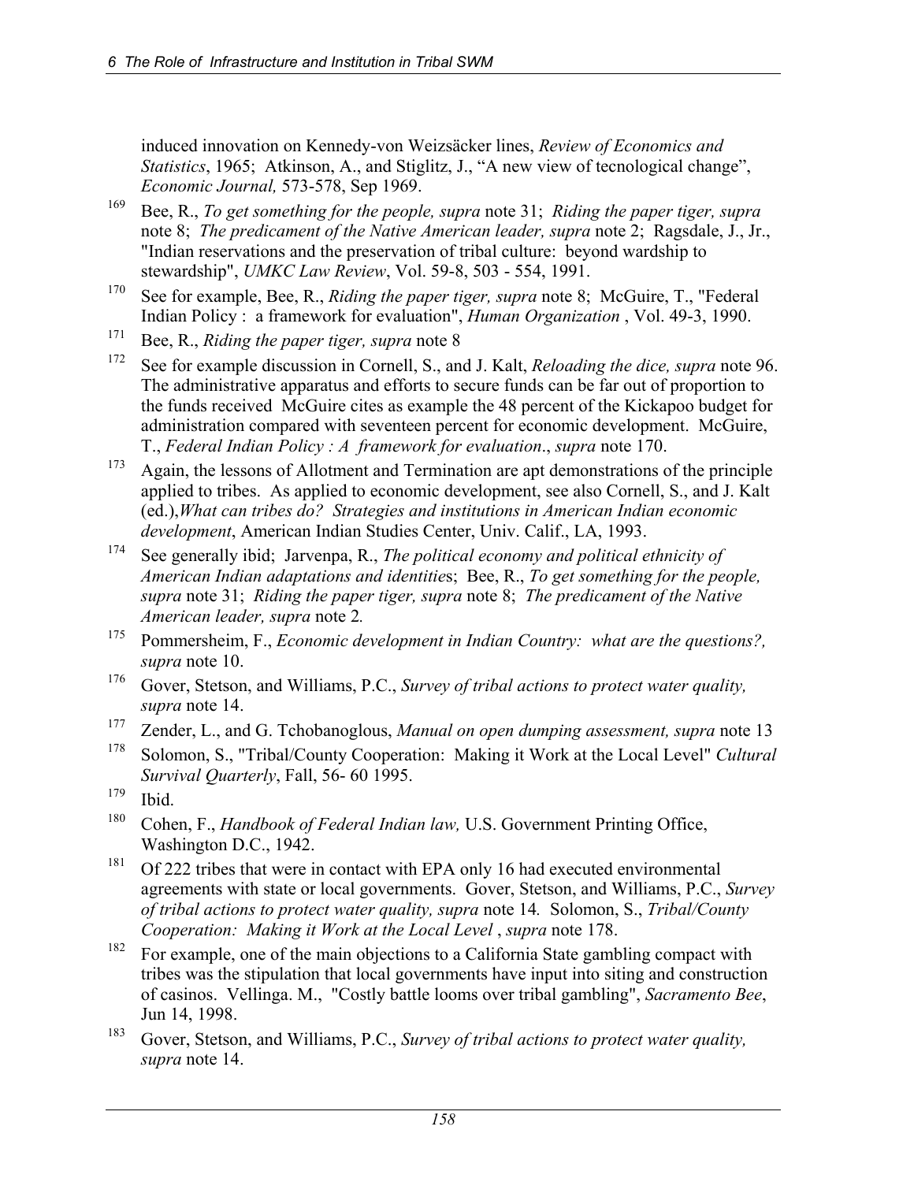induced innovation on Kennedy-von Weizsäcker lines, *Review of Economics and Statistics*, 1965; Atkinson, A., and Stiglitz, J., "A new view of tecnological change", *Economic Journal,* 573-578, Sep 1969.

[169] Bee, R., *To get something for the people, supra* note 31; *Riding the paper tiger, supra* note 8; *The predicament of the Native American leader, supra* note 2; Ragsdale, J., Jr., "Indian reservations and the preservation of tribal culture: beyond wardship to stewardship", *UMKC Law Review*, Vol. 59-8, 503 - 554, 1991.

[170] See for example, Bee, R., *Riding the paper tiger, supra* note 8; McGuire, T., "Federal Indian Policy : a framework for evaluation", *Human Organization* , Vol. 49-3, 1990.

[171] Bee, R., *Riding the paper tiger, supra* note 8

[172] See for example discussion in Cornell, S., and J. Kalt, *Reloading the dice, supra* note 96. The administrative apparatus and efforts to secure funds can be far out of proportion to the funds received McGuire cites as example the 48 percent of the Kickapoo budget for administration compared with seventeen percent for economic development. McGuire, T., *Federal Indian Policy : A framework for evaluation*., *supra* note 170.

[173] Again, the lessons of Allotment and Termination are apt demonstrations of the principle applied to tribes. As applied to economic development, see also Cornell, S., and J. Kalt (ed.),*What can tribes do? Strategies and institutions in American Indian economic development*, American Indian Studies Center, Univ. Calif., LA, 1993.

[174] See generally ibid; Jarvenpa, R., *The political economy and political ethnicity of American Indian adaptations and identitie*s; Bee, R., *To get something for the people, supra* note 31; *Riding the paper tiger, supra* note 8; *The predicament of the Native American leader, supra* note 2*.*

[175] Pommersheim, F., *Economic development in Indian Country: what are the questions?, supra* note 10.

[176] Gover, Stetson, and Williams, P.C., *Survey of tribal actions to protect water quality, supra* note 14.

[177] Zender, L., and G. Tchobanoglous, *Manual on open dumping assessment, supra* note 13

[178] Solomon, S., "Tribal/County Cooperation: Making it Work at the Local Level" *Cultural Survival Quarterly*, Fall, 56- 60 1995.

[179] Ibid.

[180] Cohen, F., *Handbook of Federal Indian law,* U.S. Government Printing Office, Washington D.C., 1942.

[181] Of 222 tribes that were in contact with EPA only 16 had executed environmental agreements with state or local governments. Gover, Stetson, and Williams, P.C., *Survey of tribal actions to protect water quality, supra* note 14*.* Solomon, S., *Tribal/County Cooperation: Making it Work at the Local Level* , *supra* note 178.

[182] For example, one of the main objections to a California State gambling compact with tribes was the stipulation that local governments have input into siting and construction of casinos. Vellinga. M., "Costly battle looms over tribal gambling", *Sacramento Bee*, Jun 14, 1998.

[183] Gover, Stetson, and Williams, P.C., *Survey of tribal actions to protect water quality, supra* note 14.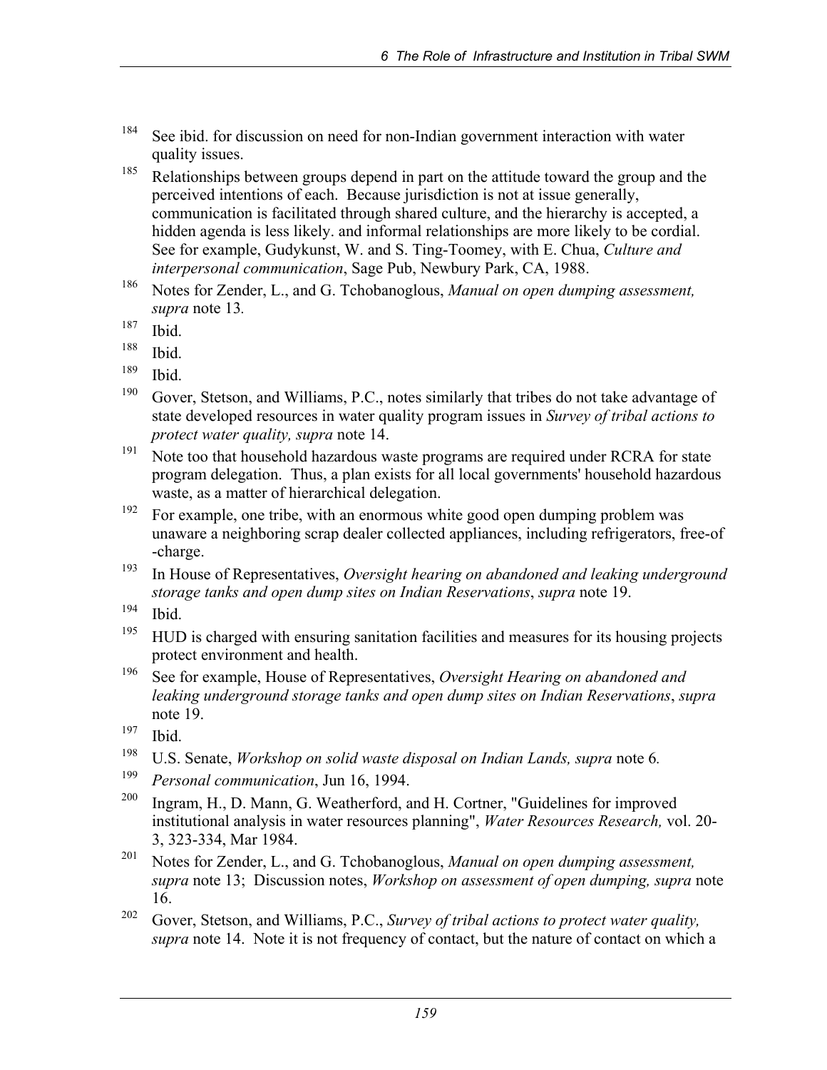[184] See ibid. for discussion on need for non-Indian government interaction with water quality issues.

[185] Relationships between groups depend in part on the attitude toward the group and the perceived intentions of each. Because jurisdiction is not at issue generally, communication is facilitated through shared culture, and the hierarchy is accepted, a hidden agenda is less likely. and informal relationships are more likely to be cordial. See for example, Gudykunst, W. and S. Ting-Toomey, with E. Chua, *Culture and interpersonal communication*, Sage Pub, Newbury Park, CA, 1988.

[186] Notes for Zender, L., and G. Tchobanoglous, *Manual on open dumping assessment, supra* note 13*.*

[187] Ibid.

[188] Ibid.

[189] Ibid.

[190] Gover, Stetson, and Williams, P.C., notes similarly that tribes do not take advantage of state developed resources in water quality program issues in *Survey of tribal actions to protect water quality, supra* note 14.

[191] Note too that household hazardous waste programs are required under RCRA for state program delegation. Thus, a plan exists for all local governments' household hazardous waste, as a matter of hierarchical delegation.

[192] For example, one tribe, with an enormous white good open dumping problem was unaware a neighboring scrap dealer collected appliances, including refrigerators, free-of -charge.

[193] In House of Representatives, *Oversight hearing on abandoned and leaking underground storage tanks and open dump sites on Indian Reservations*, *supra* note 19.

[194] Ibid.

[195] HUD is charged with ensuring sanitation facilities and measures for its housing projects protect environment and health.

[196] See for example, House of Representatives, *Oversight Hearing on abandoned and leaking underground storage tanks and open dump sites on Indian Reservations*, *supra* note 19.

[197] Ibid.

[198] U.S. Senate, *Workshop on solid waste disposal on Indian Lands, supra* note 6*.*

[199] *Personal communication*, Jun 16, 1994.

[200] Ingram, H., D. Mann, G. Weatherford, and H. Cortner, "Guidelines for improved institutional analysis in water resources planning", *Water Resources Research,* vol. 20-3, 323-334, Mar 1984.

[201] Notes for Zender, L., and G. Tchobanoglous, *Manual on open dumping assessment, supra* note 13; Discussion notes, *Workshop on assessment of open dumping, supra* note 16.

[202] Gover, Stetson, and Williams, P.C., *Survey of tribal actions to protect water quality, supra* note 14. Note it is not frequency of contact, but the nature of contact on which a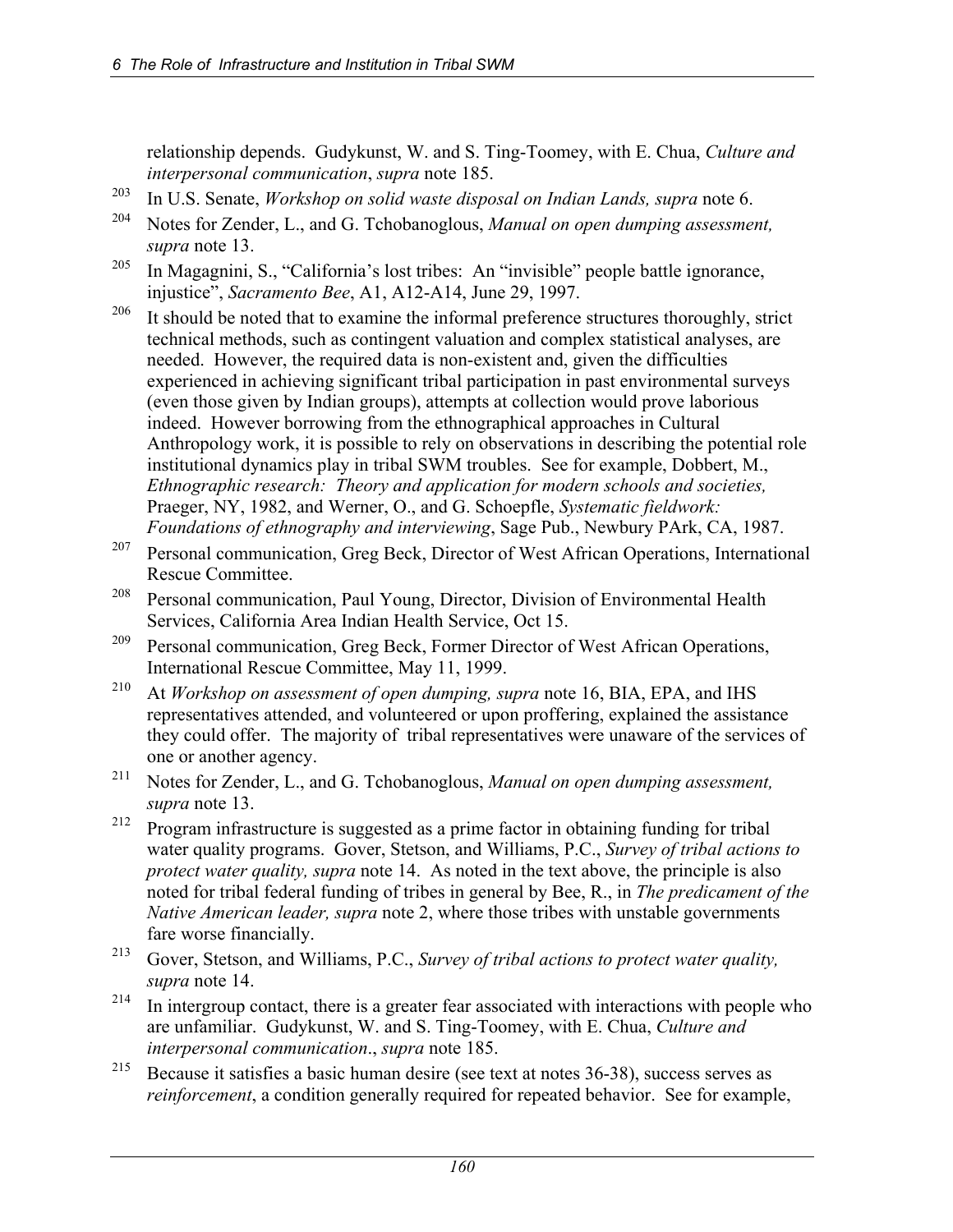relationship depends. Gudykunst, W. and S. Ting-Toomey, with E. Chua, *Culture and interpersonal communication*, *supra* note 185.

[203] In U.S. Senate, *Workshop on solid waste disposal on Indian Lands, supra* note 6.

[204] Notes for Zender, L., and G. Tchobanoglous, *Manual on open dumping assessment, supra* note 13.

[205] In Magagnini, S., "California's lost tribes: An "invisible" people battle ignorance, injustice", *Sacramento Bee*, A1, A12-A14, June 29, 1997.

[206] It should be noted that to examine the informal preference structures thoroughly, strict technical methods, such as contingent valuation and complex statistical analyses, are needed. However, the required data is non-existent and, given the difficulties experienced in achieving significant tribal participation in past environmental surveys (even those given by Indian groups), attempts at collection would prove laborious indeed. However borrowing from the ethnographical approaches in Cultural Anthropology work, it is possible to rely on observations in describing the potential role institutional dynamics play in tribal SWM troubles. See for example, Dobbert, M., *Ethnographic research: Theory and application for modern schools and societies,* Praeger, NY, 1982, and Werner, O., and G. Schoepfle, *Systematic fieldwork: Foundations of ethnography and interviewing*, Sage Pub., Newbury PArk, CA, 1987.

[207] Personal communication, Greg Beck, Director of West African Operations, International Rescue Committee.

[208] Personal communication, Paul Young, Director, Division of Environmental Health Services, California Area Indian Health Service, Oct 15.

[209] Personal communication, Greg Beck, Former Director of West African Operations, International Rescue Committee, May 11, 1999.

[210] At *Workshop on assessment of open dumping, supra* note 16, BIA, EPA, and IHS representatives attended, and volunteered or upon proffering, explained the assistance they could offer. The majority of tribal representatives were unaware of the services of one or another agency.

[211] Notes for Zender, L., and G. Tchobanoglous, *Manual on open dumping assessment, supra* note 13.

[212] Program infrastructure is suggested as a prime factor in obtaining funding for tribal water quality programs. Gover, Stetson, and Williams, P.C., *Survey of tribal actions to protect water quality, supra* note 14. As noted in the text above, the principle is also noted for tribal federal funding of tribes in general by Bee, R., in *The predicament of the Native American leader, supra* note 2, where those tribes with unstable governments fare worse financially.

[213] Gover, Stetson, and Williams, P.C., *Survey of tribal actions to protect water quality, supra* note 14.

[214] In intergroup contact, there is a greater fear associated with interactions with people who are unfamiliar. Gudykunst, W. and S. Ting-Toomey, with E. Chua, *Culture and interpersonal communication*., *supra* note 185.

[215] Because it satisfies a basic human desire (see text at notes 36-38), success serves as *reinforcement*, a condition generally required for repeated behavior. See for example,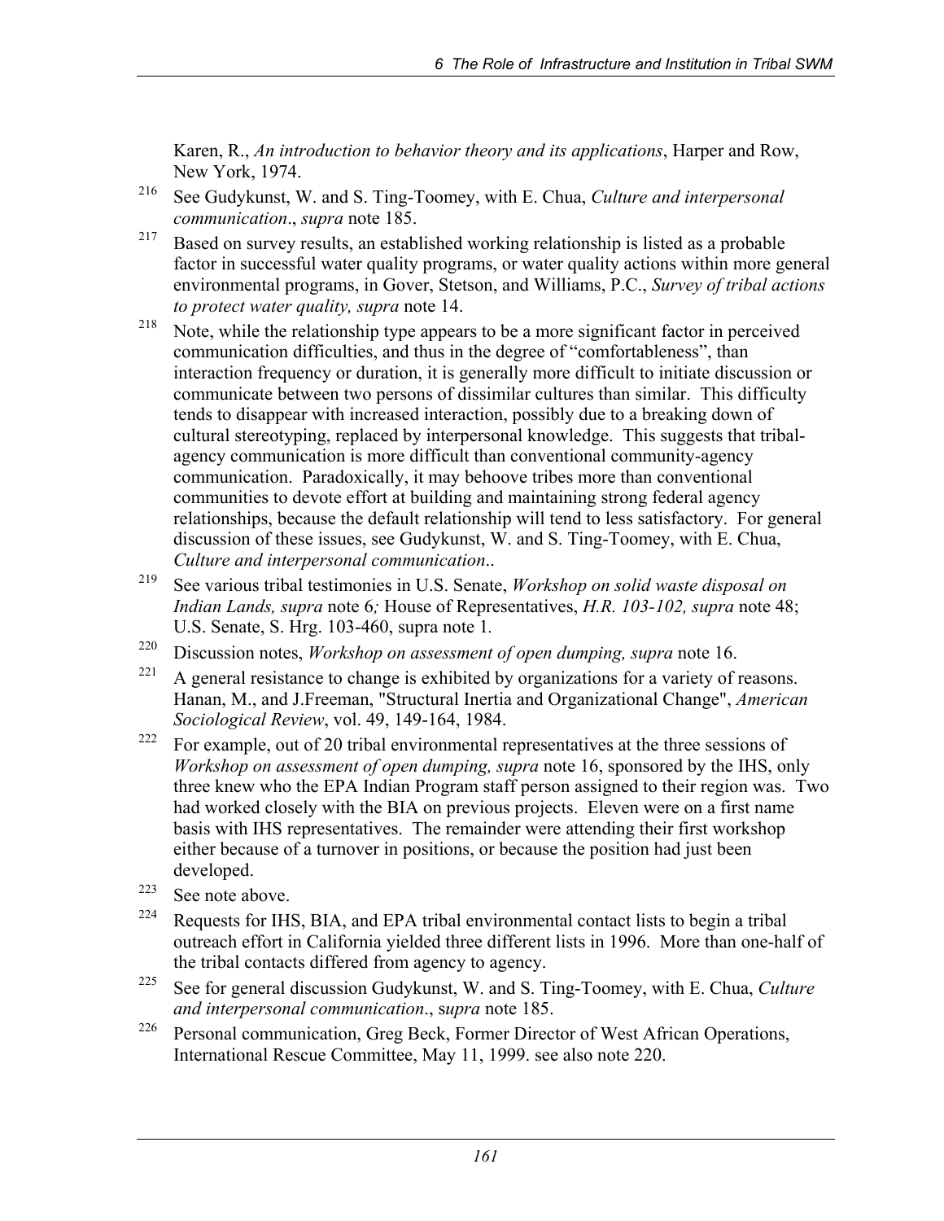Karen, R., *An introduction to behavior theory and its applications*, Harper and Row, New York, 1974.

[216] See Gudykunst, W. and S. Ting-Toomey, with E. Chua, *Culture and interpersonal communication*., *supra* note 185.

[217] Based on survey results, an established working relationship is listed as a probable factor in successful water quality programs, or water quality actions within more general environmental programs, in Gover, Stetson, and Williams, P.C., *Survey of tribal actions to protect water quality, supra* note 14.

[218] Note, while the relationship type appears to be a more significant factor in perceived communication difficulties, and thus in the degree of "comfortableness", than interaction frequency or duration, it is generally more difficult to initiate discussion or communicate between two persons of dissimilar cultures than similar. This difficulty tends to disappear with increased interaction, possibly due to a breaking down of cultural stereotyping, replaced by interpersonal knowledge. This suggests that tribal-agency communication is more difficult than conventional community-agency communication. Paradoxically, it may behoove tribes more than conventional communities to devote effort at building and maintaining strong federal agency relationships, because the default relationship will tend to less satisfactory. For general discussion of these issues, see Gudykunst, W. and S. Ting-Toomey, with E. Chua, *Culture and interpersonal communication*..

[219] See various tribal testimonies in U.S. Senate, *Workshop on solid waste disposal on Indian Lands, supra* note 6*;* House of Representatives, *H.R. 103-102, supra* note 48; U.S. Senate, S. Hrg. 103-460, supra note 1.

[220] Discussion notes, *Workshop on assessment of open dumping, supra* note 16.

[221] A general resistance to change is exhibited by organizations for a variety of reasons. Hanan, M., and J.Freeman, "Structural Inertia and Organizational Change", *American Sociological Review*, vol. 49, 149-164, 1984.

[222] For example, out of 20 tribal environmental representatives at the three sessions of *Workshop on assessment of open dumping, supra* note 16, sponsored by the IHS, only three knew who the EPA Indian Program staff person assigned to their region was. Two had worked closely with the BIA on previous projects. Eleven were on a first name basis with IHS representatives. The remainder were attending their first workshop either because of a turnover in positions, or because the position had just been developed.

[223] See note above.

[224] Requests for IHS, BIA, and EPA tribal environmental contact lists to begin a tribal outreach effort in California yielded three different lists in 1996. More than one-half of the tribal contacts differed from agency to agency.

[225] See for general discussion Gudykunst, W. and S. Ting-Toomey, with E. Chua, *Culture and interpersonal communication*., s*upra* note 185.

[226] Personal communication, Greg Beck, Former Director of West African Operations, International Rescue Committee, May 11, 1999. see also note 220.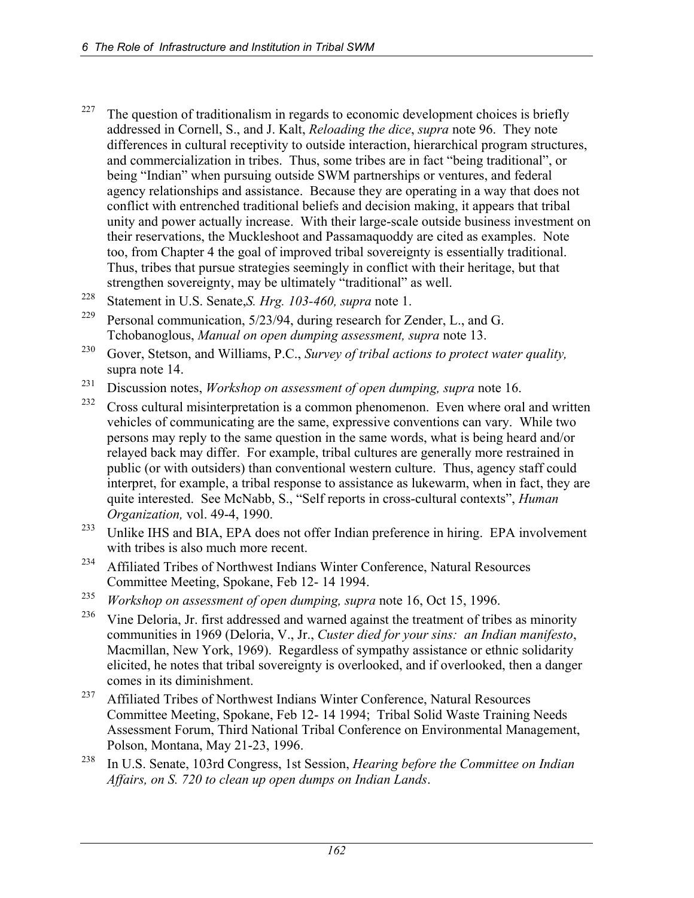[227] The question of traditionalism in regards to economic development choices is briefly addressed in Cornell, S., and J. Kalt, *Reloading the dice*, *supra* note 96. They note differences in cultural receptivity to outside interaction, hierarchical program structures, and commercialization in tribes. Thus, some tribes are in fact "being traditional", or being "Indian" when pursuing outside SWM partnerships or ventures, and federal agency relationships and assistance. Because they are operating in a way that does not conflict with entrenched traditional beliefs and decision making, it appears that tribal unity and power actually increase. With their large-scale outside business investment on their reservations, the Muckleshoot and Passamaquoddy are cited as examples. Note too, from Chapter 4 the goal of improved tribal sovereignty is essentially traditional. Thus, tribes that pursue strategies seemingly in conflict with their heritage, but that strengthen sovereignty, may be ultimately "traditional" as well.

[228] Statement in U.S. Senate,*S. Hrg. 103-460, supra* note 1.

[229] Personal communication, 5/23/94, during research for Zender, L., and G. Tchobanoglous, *Manual on open dumping assessment, supra* note 13.

[230] Gover, Stetson, and Williams, P.C., *Survey of tribal actions to protect water quality,* supra note 14.

[231] Discussion notes, *Workshop on assessment of open dumping, supra* note 16.

[232] Cross cultural misinterpretation is a common phenomenon. Even where oral and written vehicles of communicating are the same, expressive conventions can vary. While two persons may reply to the same question in the same words, what is being heard and/or relayed back may differ. For example, tribal cultures are generally more restrained in public (or with outsiders) than conventional western culture. Thus, agency staff could interpret, for example, a tribal response to assistance as lukewarm, when in fact, they are quite interested. See McNabb, S., "Self reports in cross-cultural contexts", *Human Organization,* vol. 49-4, 1990.

[233] Unlike IHS and BIA, EPA does not offer Indian preference in hiring. EPA involvement with tribes is also much more recent.

[234] Affiliated Tribes of Northwest Indians Winter Conference, Natural Resources Committee Meeting, Spokane, Feb 12- 14 1994.

[235] *Workshop on assessment of open dumping, supra* note 16, Oct 15, 1996.

[236] Vine Deloria, Jr. first addressed and warned against the treatment of tribes as minority communities in 1969 (Deloria, V., Jr., *Custer died for your sins: an Indian manifesto*, Macmillan, New York, 1969). Regardless of sympathy assistance or ethnic solidarity elicited, he notes that tribal sovereignty is overlooked, and if overlooked, then a danger comes in its diminishment.

[237] Affiliated Tribes of Northwest Indians Winter Conference, Natural Resources Committee Meeting, Spokane, Feb 12- 14 1994; Tribal Solid Waste Training Needs Assessment Forum, Third National Tribal Conference on Environmental Management, Polson, Montana, May 21-23, 1996.

[238] In U.S. Senate, 103rd Congress, 1st Session, *Hearing before the Committee on Indian Affairs, on S. 720 to clean up open dumps on Indian Lands*.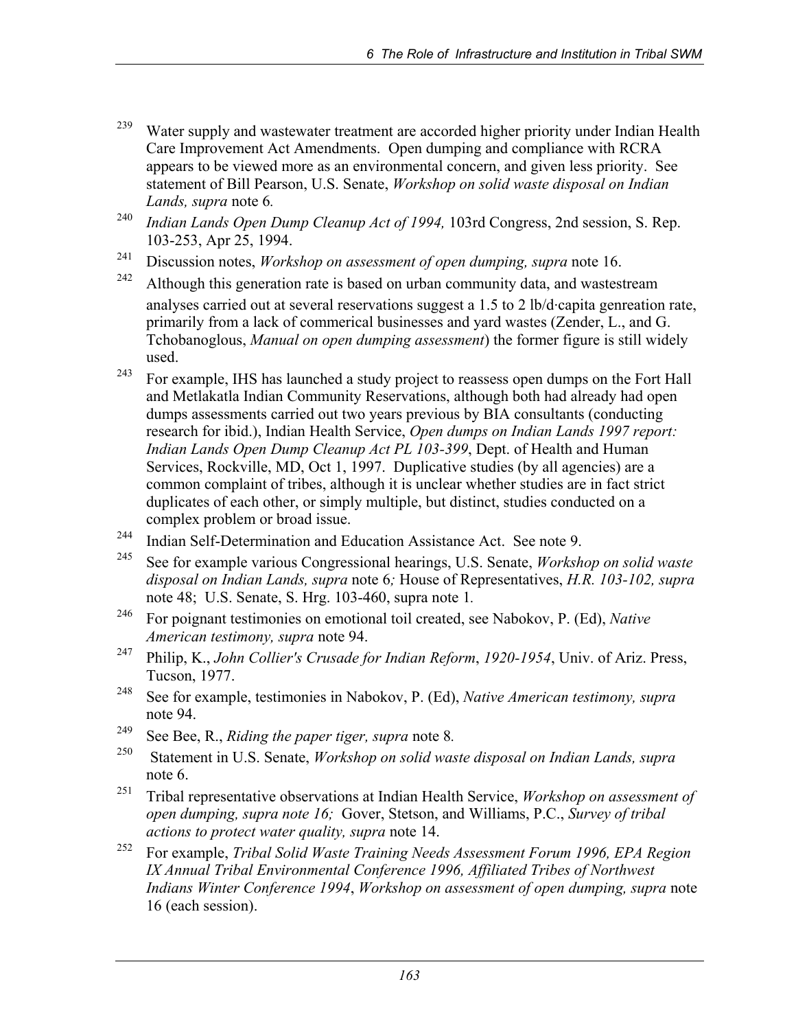[239] Water supply and wastewater treatment are accorded higher priority under Indian Health Care Improvement Act Amendments. Open dumping and compliance with RCRA appears to be viewed more as an environmental concern, and given less priority. See statement of Bill Pearson, U.S. Senate, *Workshop on solid waste disposal on Indian Lands, supra* note 6.

[240] *Indian Lands Open Dump Cleanup Act of 1994,* 103rd Congress, 2nd session, S. Rep. 103-253, Apr 25, 1994.

[241] Discussion notes, *Workshop on assessment of open dumping, supra* note 16.

[242] Although this generation rate is based on urban community data, and wastestream analyses carried out at several reservations suggest a 1.5 to 2 lb/d·capita genreation rate, primarily from a lack of commerical businesses and yard wastes (Zender, L., and G. Tchobanoglous, *Manual on open dumping assessment*) the former figure is still widely used.

[243] For example, IHS has launched a study project to reassess open dumps on the Fort Hall and Metlakatla Indian Community Reservations, although both had already had open dumps assessments carried out two years previous by BIA consultants (conducting research for ibid.), Indian Health Service, *Open dumps on Indian Lands 1997 report: Indian Lands Open Dump Cleanup Act PL 103-399*, Dept. of Health and Human Services, Rockville, MD, Oct 1, 1997. Duplicative studies (by all agencies) are a common complaint of tribes, although it is unclear whether studies are in fact strict duplicates of each other, or simply multiple, but distinct, studies conducted on a complex problem or broad issue.

[244] Indian Self-Determination and Education Assistance Act. See note 9.

[245] See for example various Congressional hearings, U.S. Senate, *Workshop on solid waste disposal on Indian Lands, supra* note 6*;* House of Representatives, *H.R. 103-102, supra* note 48; U.S. Senate, S. Hrg. 103-460, supra note 1.

[246] For poignant testimonies on emotional toil created, see Nabokov, P. (Ed), *Native American testimony, supra* note 94.

[247] Philip, K., *John Collier's Crusade for Indian Reform*, *1920-1954*, Univ. of Ariz. Press, Tucson, 1977.

[248] See for example, testimonies in Nabokov, P. (Ed), *Native American testimony, supra* note 94.

[249] See Bee, R., *Riding the paper tiger, supra* note 8.

[250] Statement in U.S. Senate, *Workshop on solid waste disposal on Indian Lands, supra* note 6.

[251] Tribal representative observations at Indian Health Service, *Workshop on assessment of open dumping, supra note 16;* Gover, Stetson, and Williams, P.C., *Survey of tribal actions to protect water quality, supra* note 14.

[252] For example, *Tribal Solid Waste Training Needs Assessment Forum 1996, EPA Region IX Annual Tribal Environmental Conference 1996, Affiliated Tribes of Northwest Indians Winter Conference 1994*, *Workshop on assessment of open dumping, supra* note 16 (each session).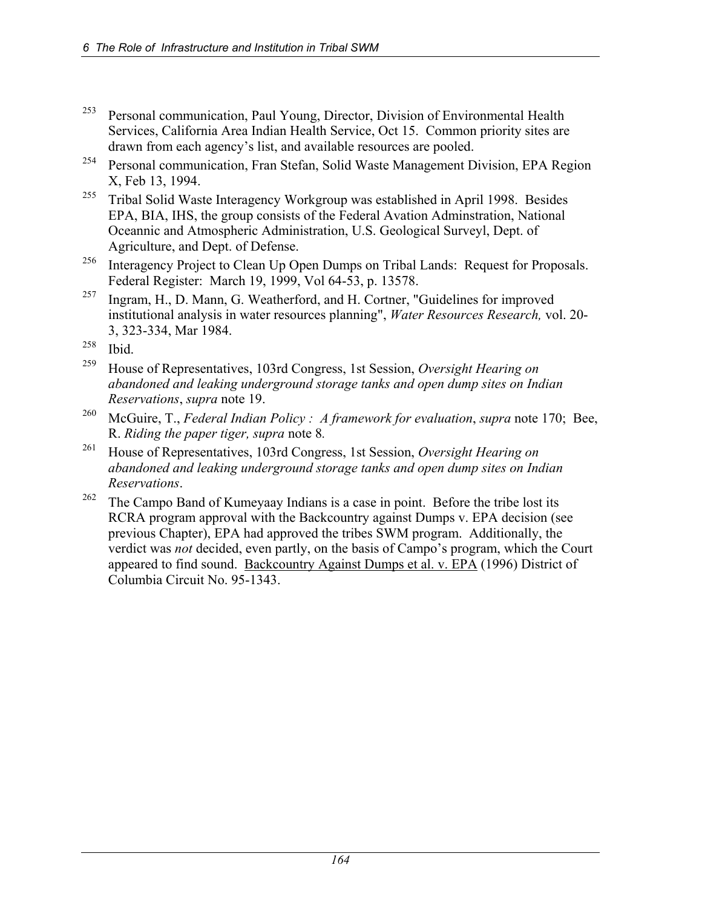[253] Personal communication, Paul Young, Director, Division of Environmental Health Services, California Area Indian Health Service, Oct 15. Common priority sites are drawn from each agency's list, and available resources are pooled.

[254] Personal communication, Fran Stefan, Solid Waste Management Division, EPA Region X, Feb 13, 1994.

[255] Tribal Solid Waste Interagency Workgroup was established in April 1998. Besides EPA, BIA, IHS, the group consists of the Federal Avation Adminstration, National Oceannic and Atmospheric Administration, U.S. Geological Surveyl, Dept. of Agriculture, and Dept. of Defense.

[256] Interagency Project to Clean Up Open Dumps on Tribal Lands: Request for Proposals. Federal Register: March 19, 1999, Vol 64-53, p. 13578.

[257] Ingram, H., D. Mann, G. Weatherford, and H. Cortner, "Guidelines for improved institutional analysis in water resources planning", *Water Resources Research,* vol. 20-3, 323-334, Mar 1984.

[258] Ibid.

[259] House of Representatives, 103rd Congress, 1st Session, *Oversight Hearing on abandoned and leaking underground storage tanks and open dump sites on Indian Reservations*, *supra* note 19.

[260] McGuire, T., *Federal Indian Policy : A framework for evaluation*, *supra* note 170; Bee, R. *Riding the paper tiger, supra* note 8.

[261] House of Representatives, 103rd Congress, 1st Session, *Oversight Hearing on abandoned and leaking underground storage tanks and open dump sites on Indian Reservations*.

[262] The Campo Band of Kumeyaay Indians is a case in point. Before the tribe lost its RCRA program approval with the Backcountry against Dumps v. EPA decision (see previous Chapter), EPA had approved the tribes SWM program. Additionally, the verdict was *not* decided, even partly, on the basis of Campo's program, which the Court appeared to find sound. <u>Backcountry Against Dumps et al. v. EPA</u> (1996) District of Columbia Circuit No. 95-1343.